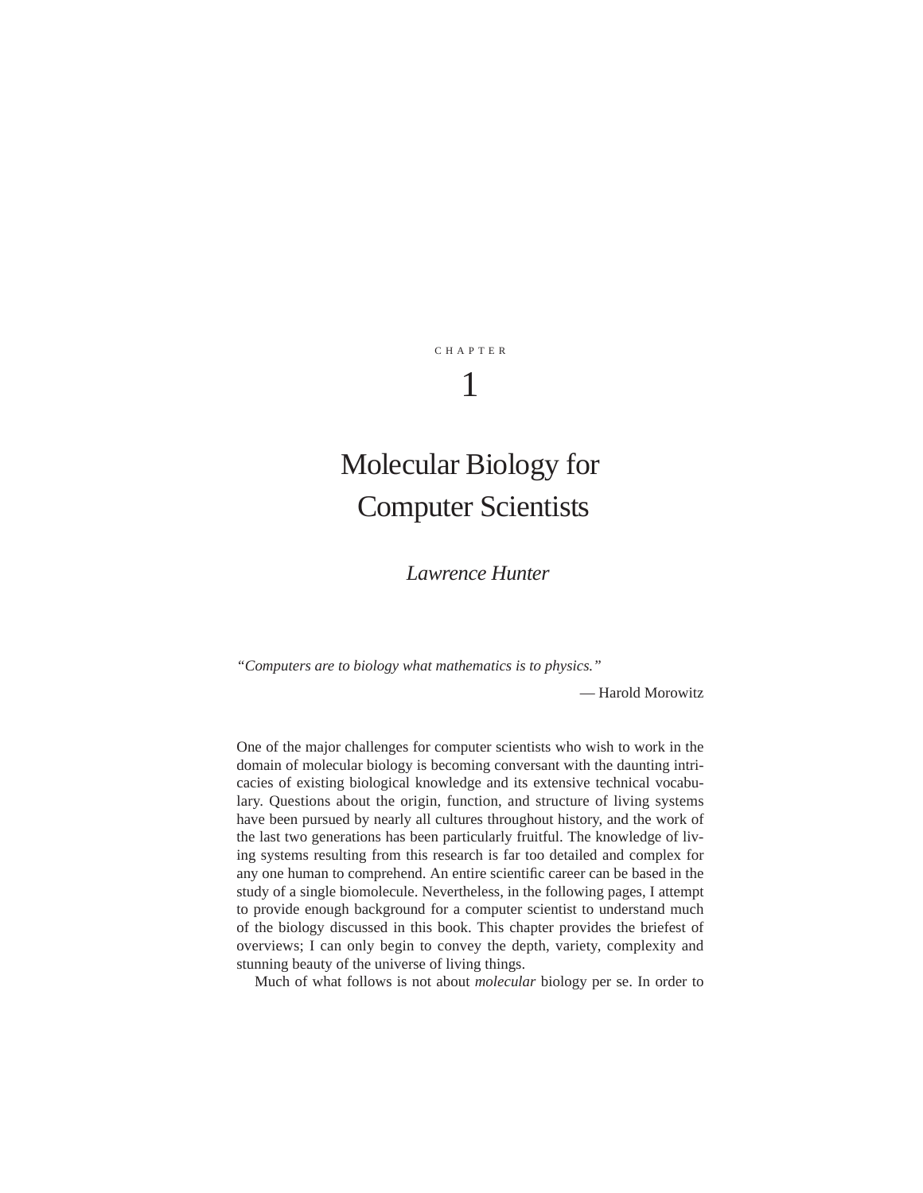CHAPTER

# 1

# Molecular Biology for Computer Scientists

*Lawrence Hunter*

*"Computers are to biology what mathematics is to physics."*

— Harold Morowitz

One of the major challenges for computer scientists who wish to work in the domain of molecular biology is becoming conversant with the daunting intricacies of existing biological knowledge and its extensive technical vocabulary. Questions about the origin, function, and structure of living systems have been pursued by nearly all cultures throughout history, and the work of the last two generations has been particularly fruitful. The knowledge of living systems resulting from this research is far too detailed and complex for any one human to comprehend. An entire scientific career can be based in the study of a single biomolecule. Nevertheless, in the following pages, I attempt to provide enough background for a computer scientist to understand much of the biology discussed in this book. This chapter provides the briefest of overviews; I can only begin to convey the depth, variety, complexity and stunning beauty of the universe of living things.

Much of what follows is not about *molecular* biology per se. In order to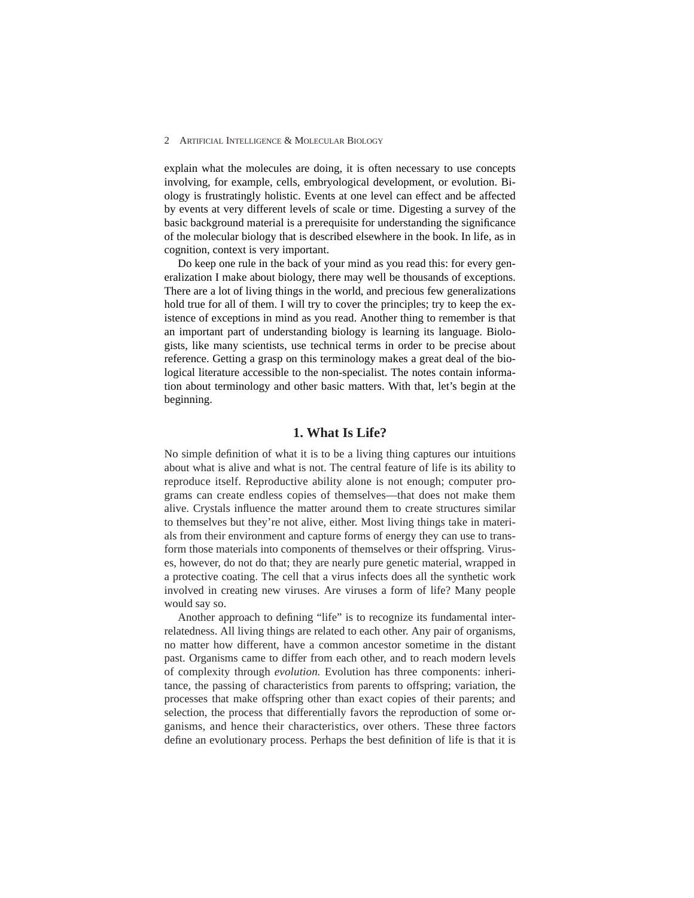explain what the molecules are doing, it is often necessary to use concepts involving, for example, cells, embryological development, or evolution. Biology is frustratingly holistic. Events at one level can effect and be affected by events at very different levels of scale or time. Digesting a survey of the basic background material is a prerequisite for understanding the significance of the molecular biology that is described elsewhere in the book. In life, as in cognition, context is very important.

Do keep one rule in the back of your mind as you read this: for every generalization I make about biology, there may well be thousands of exceptions. There are a lot of living things in the world, and precious few generalizations hold true for all of them. I will try to cover the principles; try to keep the existence of exceptions in mind as you read. Another thing to remember is that an important part of understanding biology is learning its language. Biologists, like many scientists, use technical terms in order to be precise about reference. Getting a grasp on this terminology makes a great deal of the biological literature accessible to the non-specialist. The notes contain information about terminology and other basic matters. With that, let's begin at the beginning.

## 1. What Is Life?

No simple definition of what it is to be a living thing captures our intuitions about what is alive and what is not. The central feature of life is its ability to reproduce itself. Reproductive ability alone is not enough; computer programs can create endless copies of themselves—that does not make them alive. Crystals influence the matter around them to create structures similar to themselves but they're not alive, either. Most living things take in materials from their environment and capture forms of energy they can use to transform those materials into components of themselves or their offspring. Viruses, however, do not do that; they are nearly pure genetic material, wrapped in a protective coating. The cell that a virus infects does all the synthetic work involved in creating new viruses. Are viruses a form of life? Many people would say so.

Another approach to defining "life" is to recognize its fundamental interrelatedness. All living things are related to each other. Any pair of organisms, no matter how different, have a common ancestor sometime in the distant past. Organisms came to differ from each other, and to reach modern levels of complexity through *evolution.* Evolution has three components: inheritance, the passing of characteristics from parents to offspring; variation, the processes that make offspring other than exact copies of their parents; and selection, the process that differentially favors the reproduction of some organisms, and hence their characteristics, over others. These three factors define an evolutionary process. Perhaps the best definition of life is that it is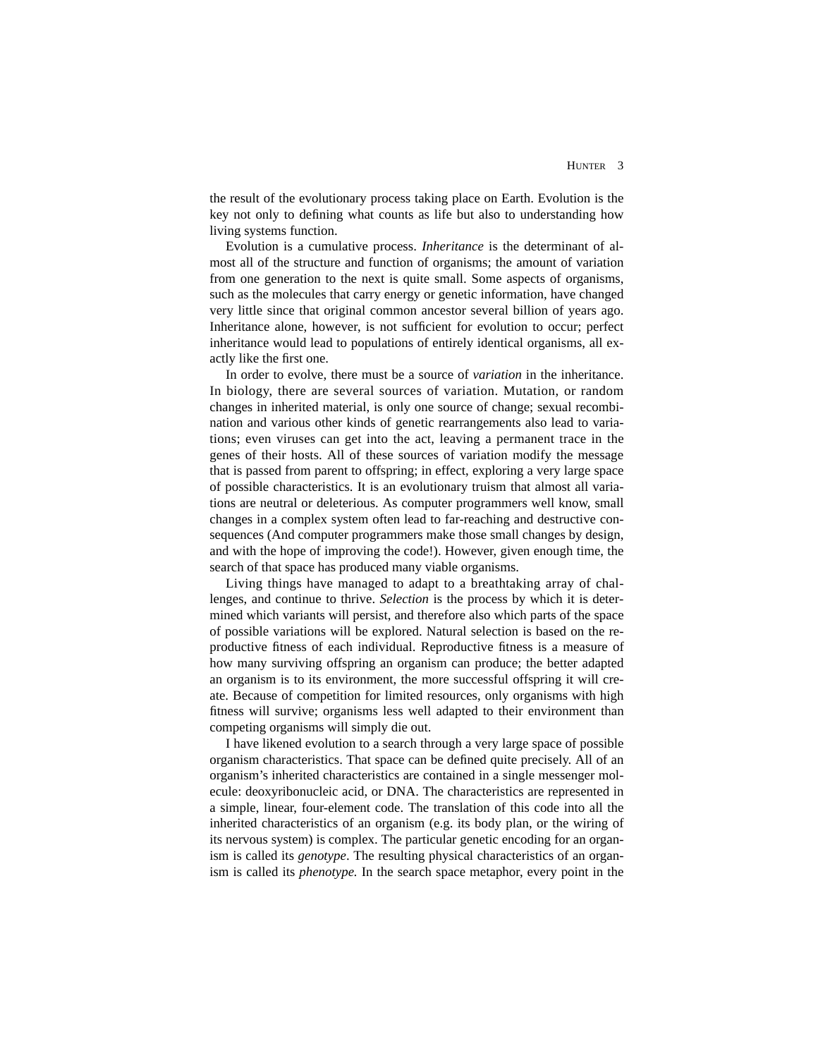the result of the evolutionary process taking place on Earth. Evolution is the key not only to defining what counts as life but also to understanding how living systems function.

Evolution is a cumulative process. *Inheritance* is the determinant of almost all of the structure and function of organisms; the amount of variation from one generation to the next is quite small. Some aspects of organisms, such as the molecules that carry energy or genetic information, have changed very little since that original common ancestor several billion of years ago. Inheritance alone, however, is not sufficient for evolution to occur; perfect inheritance would lead to populations of entirely identical organisms, all exactly like the first one.

In order to evolve, there must be a source of *variation* in the inheritance. In biology, there are several sources of variation. Mutation, or random changes in inherited material, is only one source of change; sexual recombination and various other kinds of genetic rearrangements also lead to variations; even viruses can get into the act, leaving a permanent trace in the genes of their hosts. All of these sources of variation modify the message that is passed from parent to offspring; in effect, exploring a very large space of possible characteristics. It is an evolutionary truism that almost all variations are neutral or deleterious. As computer programmers well know, small changes in a complex system often lead to far-reaching and destructive consequences (And computer programmers make those small changes by design, and with the hope of improving the code!). However, given enough time, the search of that space has produced many viable organisms.

Living things have managed to adapt to a breathtaking array of challenges, and continue to thrive. *Selection* is the process by which it is determined which variants will persist, and therefore also which parts of the space of possible variations will be explored. Natural selection is based on the reproductive fitness of each individual. Reproductive fitness is a measure of how many surviving offspring an organism can produce; the better adapted an organism is to its environment, the more successful offspring it will create. Because of competition for limited resources, only organisms with high fitness will survive; organisms less well adapted to their environment than competing organisms will simply die out.

I have likened evolution to a search through a very large space of possible organism characteristics. That space can be defined quite precisely. All of an organism's inherited characteristics are contained in a single messenger molecule: deoxyribonucleic acid, or DNA. The characteristics are represented in a simple, linear, four-element code. The translation of this code into all the inherited characteristics of an organism (e.g. its body plan, or the wiring of its nervous system) is complex. The particular genetic encoding for an organism is called its *genotype*. The resulting physical characteristics of an organism is called its *phenotype.* In the search space metaphor, every point in the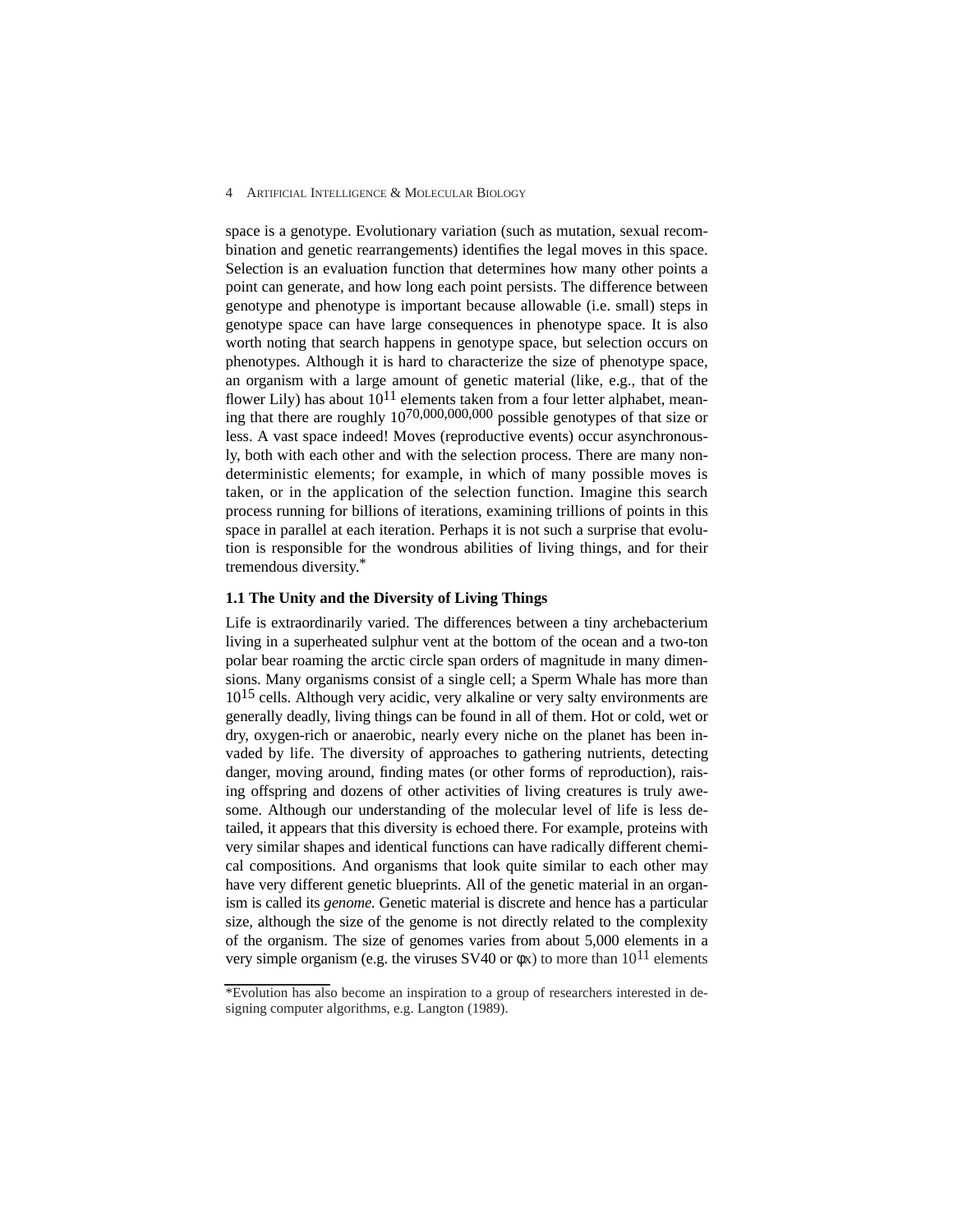space is a genotype. Evolutionary variation (such as mutation, sexual recombination and genetic rearrangements) identifies the legal moves in this space. Selection is an evaluation function that determines how many other points a point can generate, and how long each point persists. The difference between genotype and phenotype is important because allowable (i.e. small) steps in genotype space can have large consequences in phenotype space. It is also worth noting that search happens in genotype space, but selection occurs on phenotypes. Although it is hard to characterize the size of phenotype space, an organism with a large amount of genetic material (like, e.g., that of the flower Lily) has about $10^{11}$ elements taken from a four letter alphabet, meaning that there are roughly $10^{70,000,000,000}$ possible genotypes of that size or less. A vast space indeed! Moves (reproductive events) occur asynchronously, both with each other and with the selection process. There are many nondeterministic elements; for example, in which of many possible moves is taken, or in the application of the selection function. Imagine this search process running for billions of iterations, examining trillions of points in this space in parallel at each iteration. Perhaps it is not such a surprise that evolution is responsible for the wondrous abilities of living things, and for their tremendous diversity.*

### 1.1 The Unity and the Diversity of Living Things

Life is extraordinarily varied. The differences between a tiny archebacterium living in a superheated sulphur vent at the bottom of the ocean and a two-ton polar bear roaming the arctic circle span orders of magnitude in many dimensions. Many organisms consist of a single cell; a Sperm Whale has more than $10^{15}$ cells. Although very acidic, very alkaline or very salty environments are generally deadly, living things can be found in all of them. Hot or cold, wet or dry, oxygen-rich or anaerobic, nearly every niche on the planet has been invaded by life. The diversity of approaches to gathering nutrients, detecting danger, moving around, finding mates (or other forms of reproduction), raising offspring and dozens of other activities of living creatures is truly awesome. Although our understanding of the molecular level of life is less detailed, it appears that this diversity is echoed there. For example, proteins with very similar shapes and identical functions can have radically different chemical compositions. And organisms that look quite similar to each other may have very different genetic blueprints. All of the genetic material in an organism is called its *genome.* Genetic material is discrete and hence has a particular size, although the size of the genome is not directly related to the complexity of the organism. The size of genomes varies from about 5,000 elements in a very simple organism (e.g. the viruses SV40 or $\phi x$) to more than $10^{11}$ elements

*Evolution has also become an inspiration to a group of researchers interested in designing computer algorithms, e.g. Langton (1989).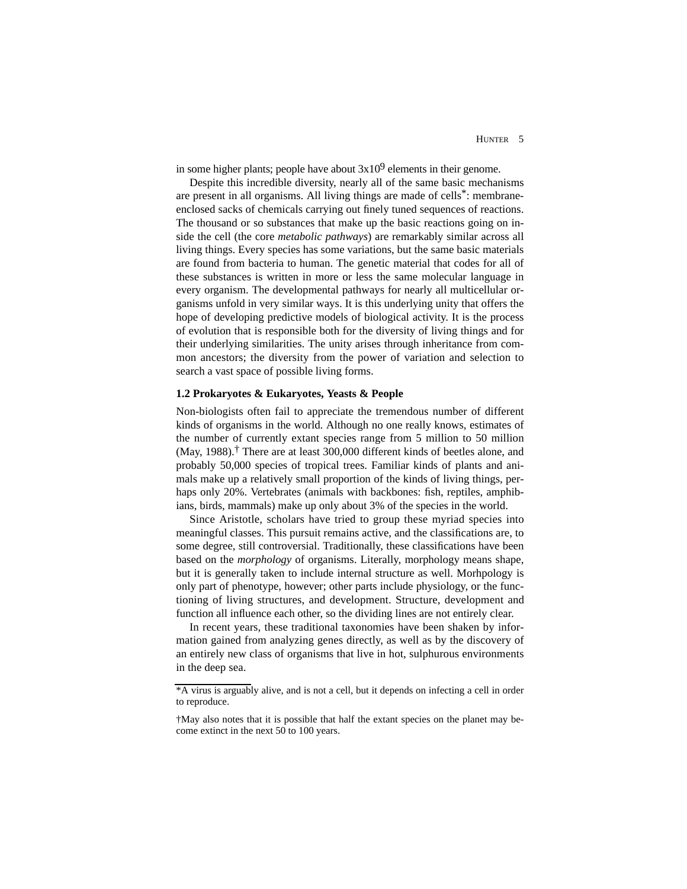in some higher plants; people have about $3x10^9$ elements in their genome.

Despite this incredible diversity, nearly all of the same basic mechanisms are present in all organisms. All living things are made of cells*: membrane-enclosed sacks of chemicals carrying out finely tuned sequences of reactions. The thousand or so substances that make up the basic reactions going on inside the cell (the core *metabolic pathways*) are remarkably similar across all living things. Every species has some variations, but the same basic materials are found from bacteria to human. The genetic material that codes for all of these substances is written in more or less the same molecular language in every organism. The developmental pathways for nearly all multicellular organisms unfold in very similar ways. It is this underlying unity that offers the hope of developing predictive models of biological activity. It is the process of evolution that is responsible both for the diversity of living things and for their underlying similarities. The unity arises through inheritance from common ancestors; the diversity from the power of variation and selection to search a vast space of possible living forms.

### 1.2 Prokaryotes & Eukaryotes, Yeasts & People

Non-biologists often fail to appreciate the tremendous number of different kinds of organisms in the world. Although no one really knows, estimates of the number of currently extant species range from 5 million to 50 million (May, 1988).† There are at least 300,000 different kinds of beetles alone, and probably 50,000 species of tropical trees. Familiar kinds of plants and animals make up a relatively small proportion of the kinds of living things, perhaps only 20%. Vertebrates (animals with backbones: fish, reptiles, amphibians, birds, mammals) make up only about 3% of the species in the world.

Since Aristotle, scholars have tried to group these myriad species into meaningful classes. This pursuit remains active, and the classifications are, to some degree, still controversial. Traditionally, these classifications have been based on the *morphology* of organisms. Literally, morphology means shape, but it is generally taken to include internal structure as well. Morhpology is only part of phenotype, however; other parts include physiology, or the functioning of living structures, and development. Structure, development and function all influence each other, so the dividing lines are not entirely clear.

In recent years, these traditional taxonomies have been shaken by information gained from analyzing genes directly, as well as by the discovery of an entirely new class of organisms that live in hot, sulphurous environments in the deep sea.

---

*A virus is arguably alive, and is not a cell, but it depends on infecting a cell in order to reproduce.

†May also notes that it is possible that half the extant species on the planet may become extinct in the next 50 to 100 years.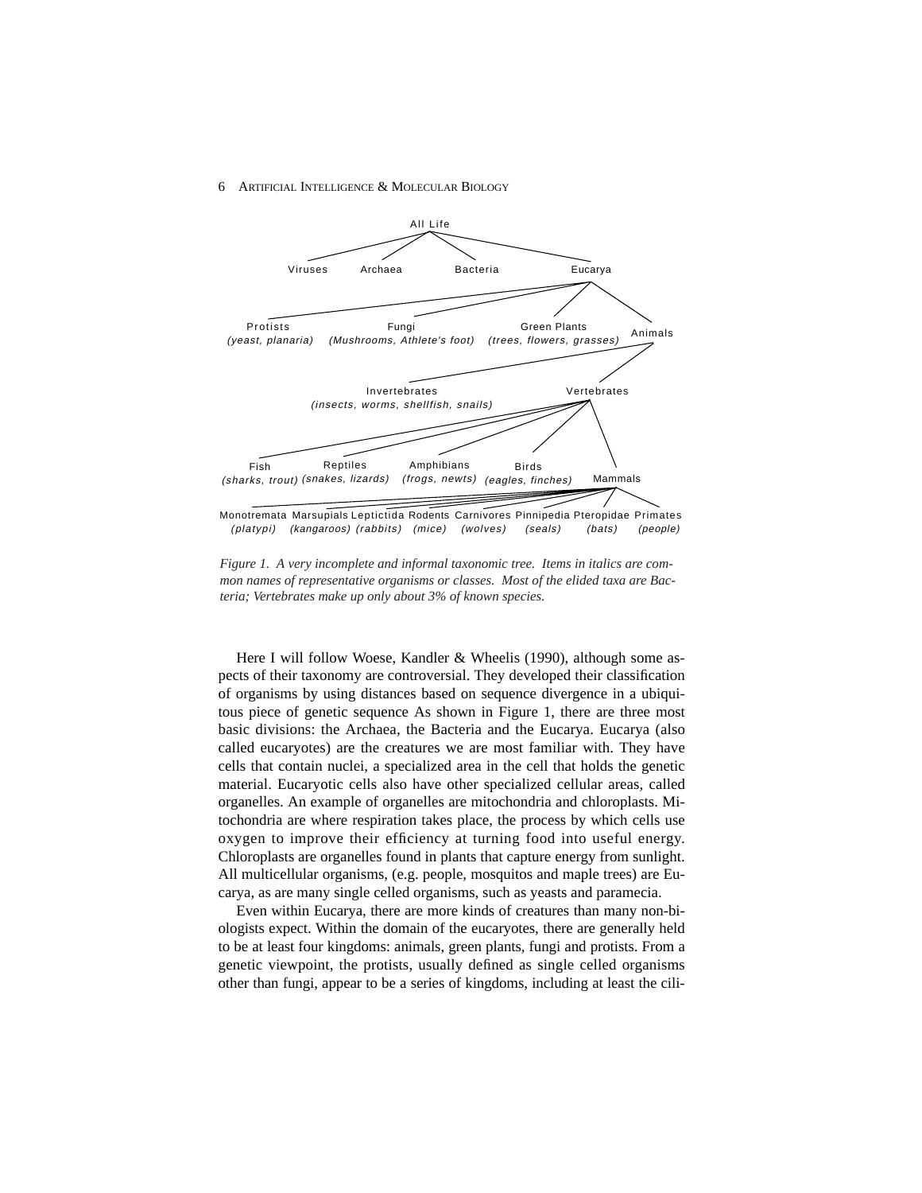- All Life
  - Viruses
  - Archaea
  - Bacteria
  - Eucarya
    - Protists *(yeast, planaria)*
    - Fungi *(Mushrooms, Athlete's foot)*
    - Green Plants *(trees, flowers, grasses)*
    - Animals
      - Invertebrates *(insects, worms, shellfish, snails)*
      - Vertebrates
        - Fish *(sharks, trout)*
        - Reptiles *(snakes, lizards)*
        - Amphibians *(frogs, newts)*
        - Birds *(eagles, finches)*
        - Mammals
          - Monotremata *(platypi)*
          - Marsupials *(kangaroos)*
          - Leptictida *(rabbits)*
          - Rodents *(mice)*
          - Carnivores *(wolves)*
          - Pinnipedia *(seals)*
          - Pteropidae *(bats)*
          - Primates *(people)*

*Figure 1. A very incomplete and informal taxonomic tree. Items in italics are common names of representative organisms or classes. Most of the elided taxa are Bacteria; Vertebrates make up only about 3% of known species.*

Here I will follow Woese, Kandler & Wheelis (1990), although some aspects of their taxonomy are controversial. They developed their classification of organisms by using distances based on sequence divergence in a ubiquitous piece of genetic sequence As shown in Figure 1, there are three most basic divisions: the Archaea, the Bacteria and the Eucarya. Eucarya (also called eucaryotes) are the creatures we are most familiar with. They have cells that contain nuclei, a specialized area in the cell that holds the genetic material. Eucaryotic cells also have other specialized cellular areas, called organelles. An example of organelles are mitochondria and chloroplasts. Mitochondria are where respiration takes place, the process by which cells use oxygen to improve their efficiency at turning food into useful energy. Chloroplasts are organelles found in plants that capture energy from sunlight. All multicellular organisms, (e.g. people, mosquitos and maple trees) are Eucarya, as are many single celled organisms, such as yeasts and paramecia.

Even within Eucarya, there are more kinds of creatures than many non-biologists expect. Within the domain of the eucaryotes, there are generally held to be at least four kingdoms: animals, green plants, fungi and protists. From a genetic viewpoint, the protists, usually defined as single celled organisms other than fungi, appear to be a series of kingdoms, including at least the cili-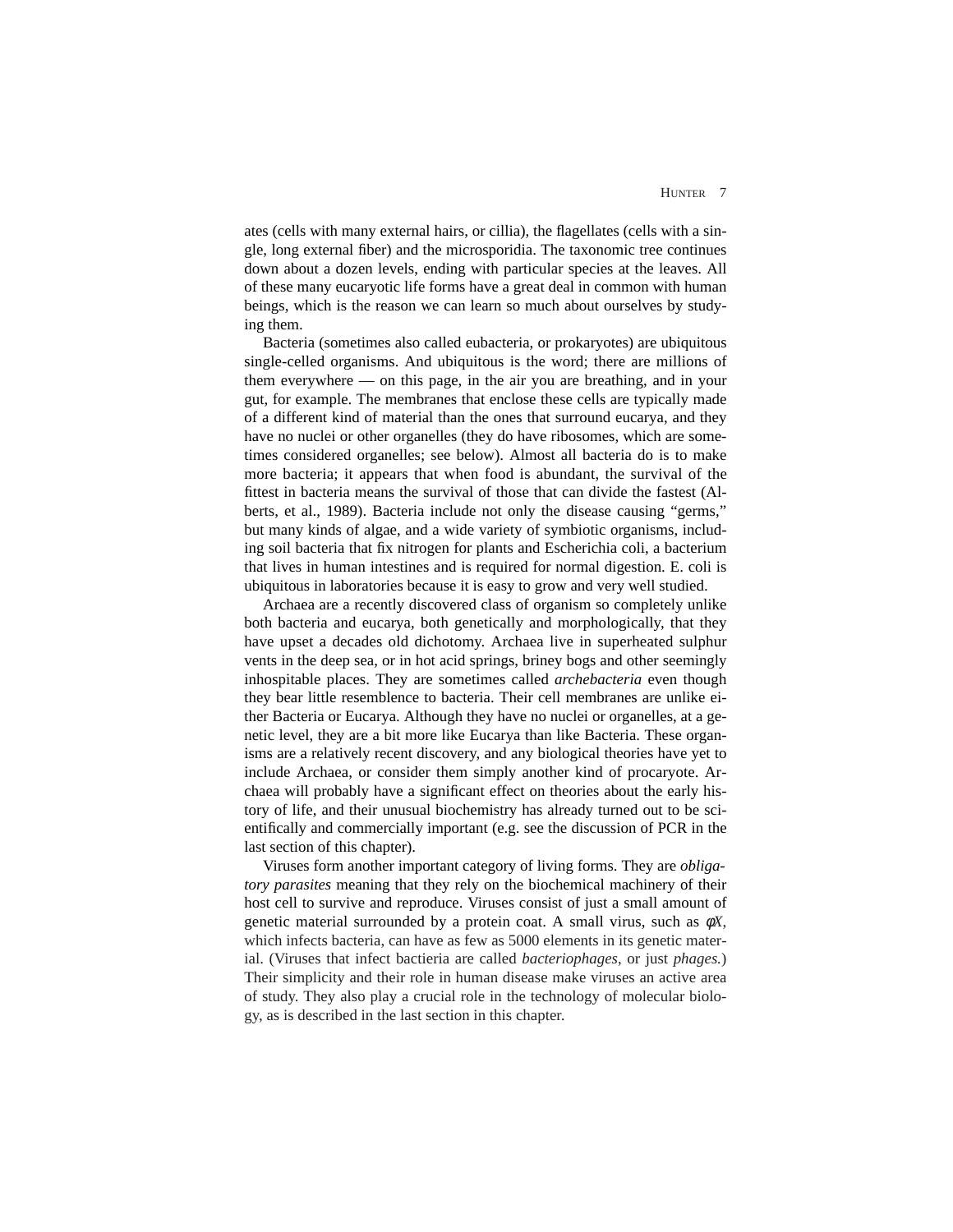ates (cells with many external hairs, or cillia), the flagellates (cells with a single, long external fiber) and the microsporidia. The taxonomic tree continues down about a dozen levels, ending with particular species at the leaves. All of these many eucaryotic life forms have a great deal in common with human beings, which is the reason we can learn so much about ourselves by studying them.

Bacteria (sometimes also called eubacteria, or prokaryotes) are ubiquitous single-celled organisms. And ubiquitous is the word; there are millions of them everywhere — on this page, in the air you are breathing, and in your gut, for example. The membranes that enclose these cells are typically made of a different kind of material than the ones that surround eucarya, and they have no nuclei or other organelles (they do have ribosomes, which are sometimes considered organelles; see below). Almost all bacteria do is to make more bacteria; it appears that when food is abundant, the survival of the fittest in bacteria means the survival of those that can divide the fastest (Alberts, et al., 1989). Bacteria include not only the disease causing "germs," but many kinds of algae, and a wide variety of symbiotic organisms, including soil bacteria that fix nitrogen for plants and Escherichia coli, a bacterium that lives in human intestines and is required for normal digestion. E. coli is ubiquitous in laboratories because it is easy to grow and very well studied.

Archaea are a recently discovered class of organism so completely unlike both bacteria and eucarya, both genetically and morphologically, that they have upset a decades old dichotomy. Archaea live in superheated sulphur vents in the deep sea, or in hot acid springs, briney bogs and other seemingly inhospitable places. They are sometimes called *archebacteria* even though they bear little resemblence to bacteria. Their cell membranes are unlike either Bacteria or Eucarya. Although they have no nuclei or organelles, at a genetic level, they are a bit more like Eucarya than like Bacteria. These organisms are a relatively recent discovery, and any biological theories have yet to include Archaea, or consider them simply another kind of procaryote. Archaea will probably have a significant effect on theories about the early history of life, and their unusual biochemistry has already turned out to be scientifically and commercially important (e.g. see the discussion of PCR in the last section of this chapter).

Viruses form another important category of living forms. They are *obligatory parasites* meaning that they rely on the biochemical machinery of their host cell to survive and reproduce. Viruses consist of just a small amount of genetic material surrounded by a protein coat. A small virus, such as $\phi X$, which infects bacteria, can have as few as 5000 elements in its genetic material. (Viruses that infect bactieria are called *bacteriophages*, or just *phages.*) Their simplicity and their role in human disease make viruses an active area of study. They also play a crucial role in the technology of molecular biology, as is described in the last section in this chapter.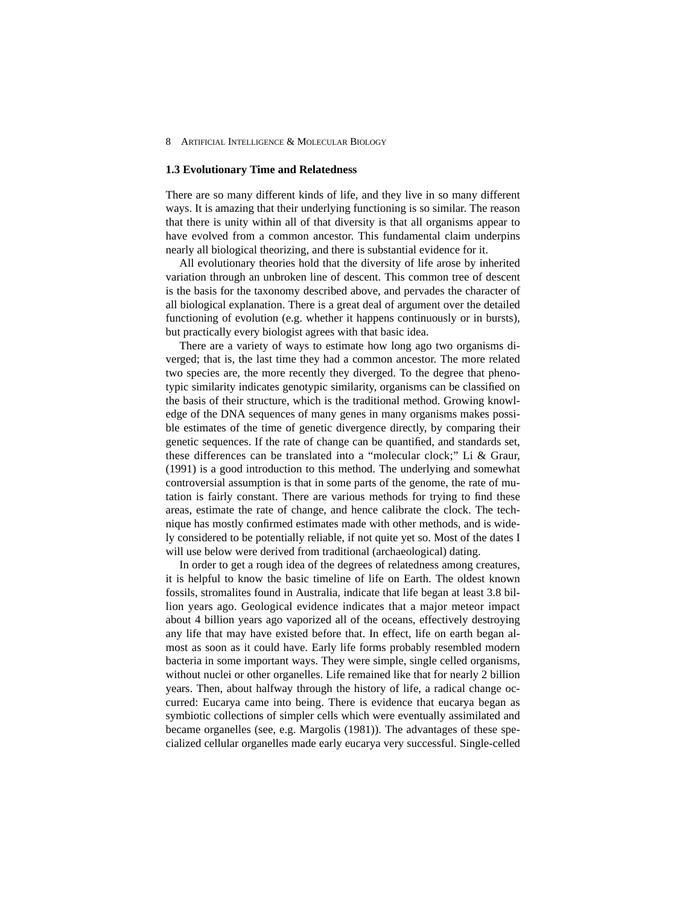### 1.3 Evolutionary Time and Relatedness

There are so many different kinds of life, and they live in so many different ways. It is amazing that their underlying functioning is so similar. The reason that there is unity within all of that diversity is that all organisms appear to have evolved from a common ancestor. This fundamental claim underpins nearly all biological theorizing, and there is substantial evidence for it.

All evolutionary theories hold that the diversity of life arose by inherited variation through an unbroken line of descent. This common tree of descent is the basis for the taxonomy described above, and pervades the character of all biological explanation. There is a great deal of argument over the detailed functioning of evolution (e.g. whether it happens continuously or in bursts), but practically every biologist agrees with that basic idea.

There are a variety of ways to estimate how long ago two organisms diverged; that is, the last time they had a common ancestor. The more related two species are, the more recently they diverged. To the degree that phenotypic similarity indicates genotypic similarity, organisms can be classified on the basis of their structure, which is the traditional method. Growing knowledge of the DNA sequences of many genes in many organisms makes possible estimates of the time of genetic divergence directly, by comparing their genetic sequences. If the rate of change can be quantified, and standards set, these differences can be translated into a "molecular clock;" Li & Graur, (1991) is a good introduction to this method. The underlying and somewhat controversial assumption is that in some parts of the genome, the rate of mutation is fairly constant. There are various methods for trying to find these areas, estimate the rate of change, and hence calibrate the clock. The technique has mostly confirmed estimates made with other methods, and is widely considered to be potentially reliable, if not quite yet so. Most of the dates I will use below were derived from traditional (archaeological) dating.

In order to get a rough idea of the degrees of relatedness among creatures, it is helpful to know the basic timeline of life on Earth. The oldest known fossils, stromalites found in Australia, indicate that life began at least 3.8 billion years ago. Geological evidence indicates that a major meteor impact about 4 billion years ago vaporized all of the oceans, effectively destroying any life that may have existed before that. In effect, life on earth began almost as soon as it could have. Early life forms probably resembled modern bacteria in some important ways. They were simple, single celled organisms, without nuclei or other organelles. Life remained like that for nearly 2 billion years. Then, about halfway through the history of life, a radical change occurred: Eucarya came into being. There is evidence that eucarya began as symbiotic collections of simpler cells which were eventually assimilated and became organelles (see, e.g. Margolis (1981)). The advantages of these specialized cellular organelles made early eucarya very successful. Single-celled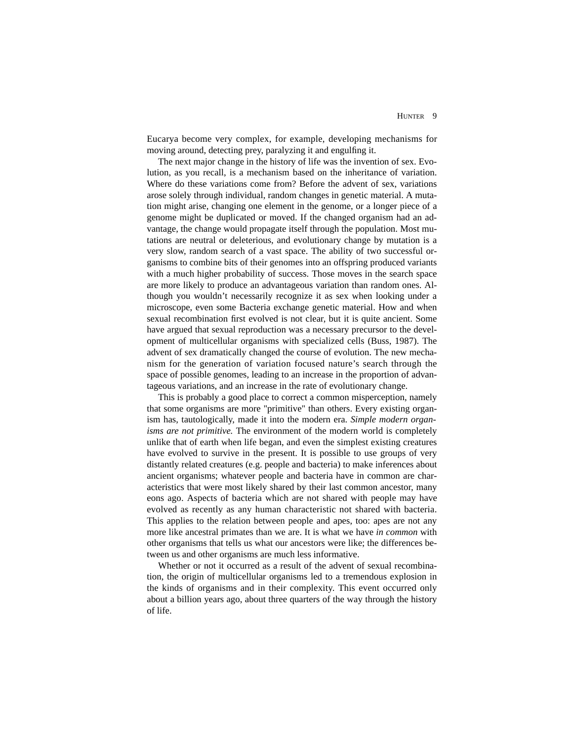Eucarya become very complex, for example, developing mechanisms for moving around, detecting prey, paralyzing it and engulfing it.

The next major change in the history of life was the invention of sex. Evolution, as you recall, is a mechanism based on the inheritance of variation. Where do these variations come from? Before the advent of sex, variations arose solely through individual, random changes in genetic material. A mutation might arise, changing one element in the genome, or a longer piece of a genome might be duplicated or moved. If the changed organism had an advantage, the change would propagate itself through the population. Most mutations are neutral or deleterious, and evolutionary change by mutation is a very slow, random search of a vast space. The ability of two successful organisms to combine bits of their genomes into an offspring produced variants with a much higher probability of success. Those moves in the search space are more likely to produce an advantageous variation than random ones. Although you wouldn't necessarily recognize it as sex when looking under a microscope, even some Bacteria exchange genetic material. How and when sexual recombination first evolved is not clear, but it is quite ancient. Some have argued that sexual reproduction was a necessary precursor to the development of multicellular organisms with specialized cells (Buss, 1987). The advent of sex dramatically changed the course of evolution. The new mechanism for the generation of variation focused nature's search through the space of possible genomes, leading to an increase in the proportion of advantageous variations, and an increase in the rate of evolutionary change.

This is probably a good place to correct a common misperception, namely that some organisms are more "primitive" than others. Every existing organism has, tautologically, made it into the modern era. *Simple modern organisms are not primitive.* The environment of the modern world is completely unlike that of earth when life began, and even the simplest existing creatures have evolved to survive in the present. It is possible to use groups of very distantly related creatures (e.g. people and bacteria) to make inferences about ancient organisms; whatever people and bacteria have in common are characteristics that were most likely shared by their last common ancestor, many eons ago. Aspects of bacteria which are not shared with people may have evolved as recently as any human characteristic not shared with bacteria. This applies to the relation between people and apes, too: apes are not any more like ancestral primates than we are. It is what we have *in common* with other organisms that tells us what our ancestors were like; the differences between us and other organisms are much less informative.

Whether or not it occurred as a result of the advent of sexual recombination, the origin of multicellular organisms led to a tremendous explosion in the kinds of organisms and in their complexity. This event occurred only about a billion years ago, about three quarters of the way through the history of life.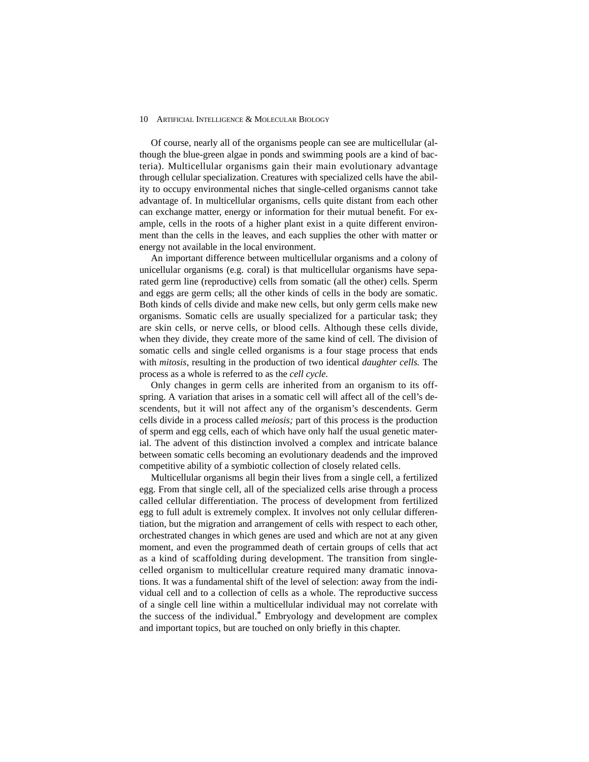Of course, nearly all of the organisms people can see are multicellular (although the blue-green algae in ponds and swimming pools are a kind of bacteria). Multicellular organisms gain their main evolutionary advantage through cellular specialization. Creatures with specialized cells have the ability to occupy environmental niches that single-celled organisms cannot take advantage of. In multicellular organisms, cells quite distant from each other can exchange matter, energy or information for their mutual benefit. For example, cells in the roots of a higher plant exist in a quite different environment than the cells in the leaves, and each supplies the other with matter or energy not available in the local environment.

An important difference between multicellular organisms and a colony of unicellular organisms (e.g. coral) is that multicellular organisms have separated germ line (reproductive) cells from somatic (all the other) cells. Sperm and eggs are germ cells; all the other kinds of cells in the body are somatic. Both kinds of cells divide and make new cells, but only germ cells make new organisms. Somatic cells are usually specialized for a particular task; they are skin cells, or nerve cells, or blood cells. Although these cells divide, when they divide, they create more of the same kind of cell. The division of somatic cells and single celled organisms is a four stage process that ends with *mitosis,* resulting in the production of two identical *daughter cells.* The process as a whole is referred to as the *cell cycle.*

Only changes in germ cells are inherited from an organism to its offspring. A variation that arises in a somatic cell will affect all of the cell's descendents, but it will not affect any of the organism's descendents. Germ cells divide in a process called *meiosis;* part of this process is the production of sperm and egg cells, each of which have only half the usual genetic material. The advent of this distinction involved a complex and intricate balance between somatic cells becoming an evolutionary deadends and the improved competitive ability of a symbiotic collection of closely related cells.

Multicellular organisms all begin their lives from a single cell, a fertilized egg. From that single cell, all of the specialized cells arise through a process called cellular differentiation. The process of development from fertilized egg to full adult is extremely complex. It involves not only cellular differentiation, but the migration and arrangement of cells with respect to each other, orchestrated changes in which genes are used and which are not at any given moment, and even the programmed death of certain groups of cells that act as a kind of scaffolding during development. The transition from single-celled organism to multicellular creature required many dramatic innovations. It was a fundamental shift of the level of selection: away from the individual cell and to a collection of cells as a whole. The reproductive success of a single cell line within a multicellular individual may not correlate with the success of the individual.* Embryology and development are complex and important topics, but are touched on only briefly in this chapter.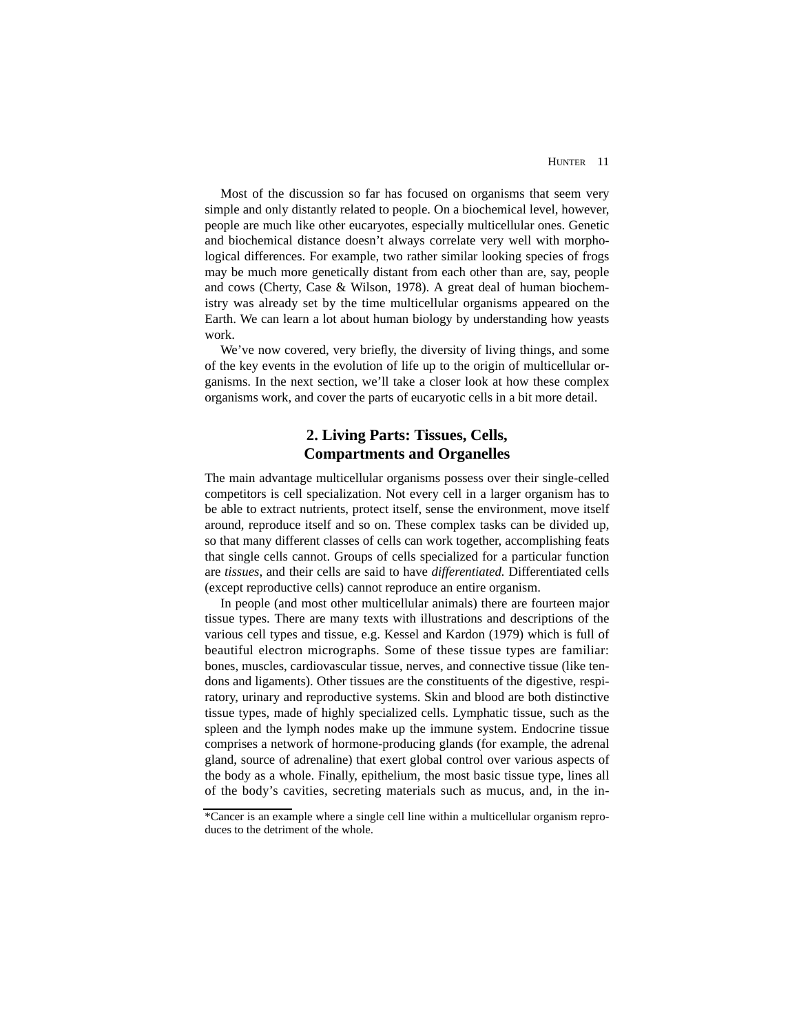Most of the discussion so far has focused on organisms that seem very simple and only distantly related to people. On a biochemical level, however, people are much like other eucaryotes, especially multicellular ones. Genetic and biochemical distance doesn't always correlate very well with morphological differences. For example, two rather similar looking species of frogs may be much more genetically distant from each other than are, say, people and cows (Cherty, Case & Wilson, 1978). A great deal of human biochemistry was already set by the time multicellular organisms appeared on the Earth. We can learn a lot about human biology by understanding how yeasts work.

We've now covered, very briefly, the diversity of living things, and some of the key events in the evolution of life up to the origin of multicellular organisms. In the next section, we'll take a closer look at how these complex organisms work, and cover the parts of eucaryotic cells in a bit more detail.

## 2. Living Parts: Tissues, Cells, Compartments and Organelles

The main advantage multicellular organisms possess over their single-celled competitors is cell specialization. Not every cell in a larger organism has to be able to extract nutrients, protect itself, sense the environment, move itself around, reproduce itself and so on. These complex tasks can be divided up, so that many different classes of cells can work together, accomplishing feats that single cells cannot. Groups of cells specialized for a particular function are *tissues,* and their cells are said to have *differentiated.* Differentiated cells (except reproductive cells) cannot reproduce an entire organism.

In people (and most other multicellular animals) there are fourteen major tissue types. There are many texts with illustrations and descriptions of the various cell types and tissue, e.g. Kessel and Kardon (1979) which is full of beautiful electron micrographs. Some of these tissue types are familiar: bones, muscles, cardiovascular tissue, nerves, and connective tissue (like tendons and ligaments). Other tissues are the constituents of the digestive, respiratory, urinary and reproductive systems. Skin and blood are both distinctive tissue types, made of highly specialized cells. Lymphatic tissue, such as the spleen and the lymph nodes make up the immune system. Endocrine tissue comprises a network of hormone-producing glands (for example, the adrenal gland, source of adrenaline) that exert global control over various aspects of the body as a whole. Finally, epithelium, the most basic tissue type, lines all of the body's cavities, secreting materials such as mucus, and, in the in-

---

*Cancer is an example where a single cell line within a multicellular organism reproduces to the detriment of the whole.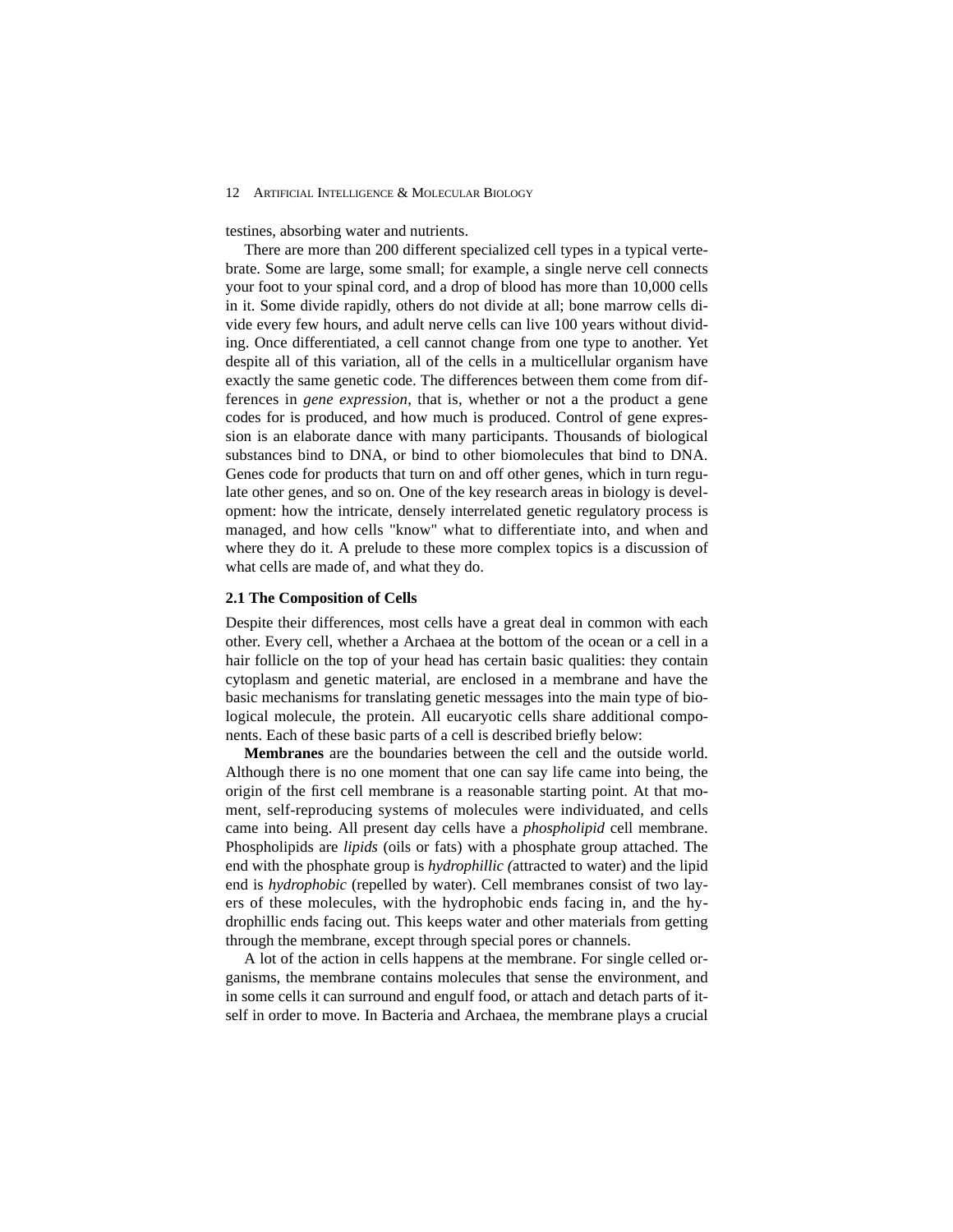testines, absorbing water and nutrients.

There are more than 200 different specialized cell types in a typical vertebrate. Some are large, some small; for example, a single nerve cell connects your foot to your spinal cord, and a drop of blood has more than 10,000 cells in it. Some divide rapidly, others do not divide at all; bone marrow cells divide every few hours, and adult nerve cells can live 100 years without dividing. Once differentiated, a cell cannot change from one type to another. Yet despite all of this variation, all of the cells in a multicellular organism have exactly the same genetic code. The differences between them come from differences in *gene expression*, that is, whether or not a the product a gene codes for is produced, and how much is produced. Control of gene expression is an elaborate dance with many participants. Thousands of biological substances bind to DNA, or bind to other biomolecules that bind to DNA. Genes code for products that turn on and off other genes, which in turn regulate other genes, and so on. One of the key research areas in biology is development: how the intricate, densely interrelated genetic regulatory process is managed, and how cells "know" what to differentiate into, and when and where they do it. A prelude to these more complex topics is a discussion of what cells are made of, and what they do.

## 2.1 The Composition of Cells

Despite their differences, most cells have a great deal in common with each other. Every cell, whether a Archaea at the bottom of the ocean or a cell in a hair follicle on the top of your head has certain basic qualities: they contain cytoplasm and genetic material, are enclosed in a membrane and have the basic mechanisms for translating genetic messages into the main type of biological molecule, the protein. All eucaryotic cells share additional components. Each of these basic parts of a cell is described briefly below:

**Membranes** are the boundaries between the cell and the outside world. Although there is no one moment that one can say life came into being, the origin of the first cell membrane is a reasonable starting point. At that moment, self-reproducing systems of molecules were individuated, and cells came into being. All present day cells have a *phospholipid* cell membrane. Phospholipids are *lipids* (oils or fats) with a phosphate group attached. The end with the phosphate group is *hydrophillic (*attracted to water) and the lipid end is *hydrophobic* (repelled by water). Cell membranes consist of two layers of these molecules, with the hydrophobic ends facing in, and the hydrophillic ends facing out. This keeps water and other materials from getting through the membrane, except through special pores or channels.

A lot of the action in cells happens at the membrane. For single celled organisms, the membrane contains molecules that sense the environment, and in some cells it can surround and engulf food, or attach and detach parts of itself in order to move. In Bacteria and Archaea, the membrane plays a crucial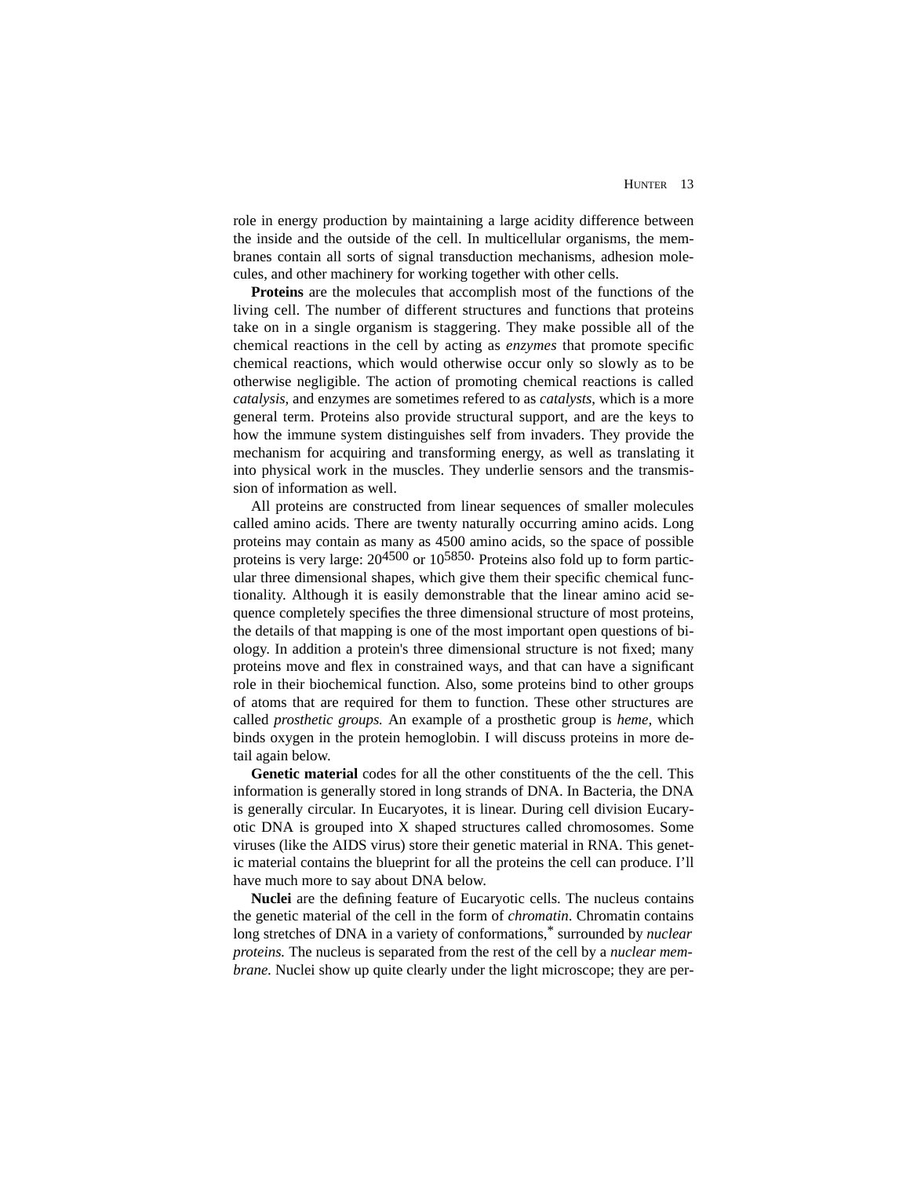role in energy production by maintaining a large acidity difference between the inside and the outside of the cell. In multicellular organisms, the membranes contain all sorts of signal transduction mechanisms, adhesion molecules, and other machinery for working together with other cells.

**Proteins** are the molecules that accomplish most of the functions of the living cell. The number of different structures and functions that proteins take on in a single organism is staggering. They make possible all of the chemical reactions in the cell by acting as *enzymes* that promote specific chemical reactions, which would otherwise occur only so slowly as to be otherwise negligible. The action of promoting chemical reactions is called *catalysis*, and enzymes are sometimes refered to as *catalysts*, which is a more general term. Proteins also provide structural support, and are the keys to how the immune system distinguishes self from invaders. They provide the mechanism for acquiring and transforming energy, as well as translating it into physical work in the muscles. They underlie sensors and the transmission of information as well.

All proteins are constructed from linear sequences of smaller molecules called amino acids. There are twenty naturally occurring amino acids. Long proteins may contain as many as 4500 amino acids, so the space of possible proteins is very large: $20^{4500}$ or $10^{5850}$. Proteins also fold up to form particular three dimensional shapes, which give them their specific chemical functionality. Although it is easily demonstrable that the linear amino acid sequence completely specifies the three dimensional structure of most proteins, the details of that mapping is one of the most important open questions of biology. In addition a protein's three dimensional structure is not fixed; many proteins move and flex in constrained ways, and that can have a significant role in their biochemical function. Also, some proteins bind to other groups of atoms that are required for them to function. These other structures are called *prosthetic groups.* An example of a prosthetic group is *heme,* which binds oxygen in the protein hemoglobin. I will discuss proteins in more detail again below.

**Genetic material** codes for all the other constituents of the the cell. This information is generally stored in long strands of DNA. In Bacteria, the DNA is generally circular. In Eucaryotes, it is linear. During cell division Eucaryotic DNA is grouped into X shaped structures called chromosomes. Some viruses (like the AIDS virus) store their genetic material in RNA. This genetic material contains the blueprint for all the proteins the cell can produce. I'll have much more to say about DNA below.

**Nuclei** are the defining feature of Eucaryotic cells. The nucleus contains the genetic material of the cell in the form of *chromatin*. Chromatin contains long stretches of DNA in a variety of conformations,* surrounded by *nuclear proteins.* The nucleus is separated from the rest of the cell by a *nuclear membrane.* Nuclei show up quite clearly under the light microscope; they are per-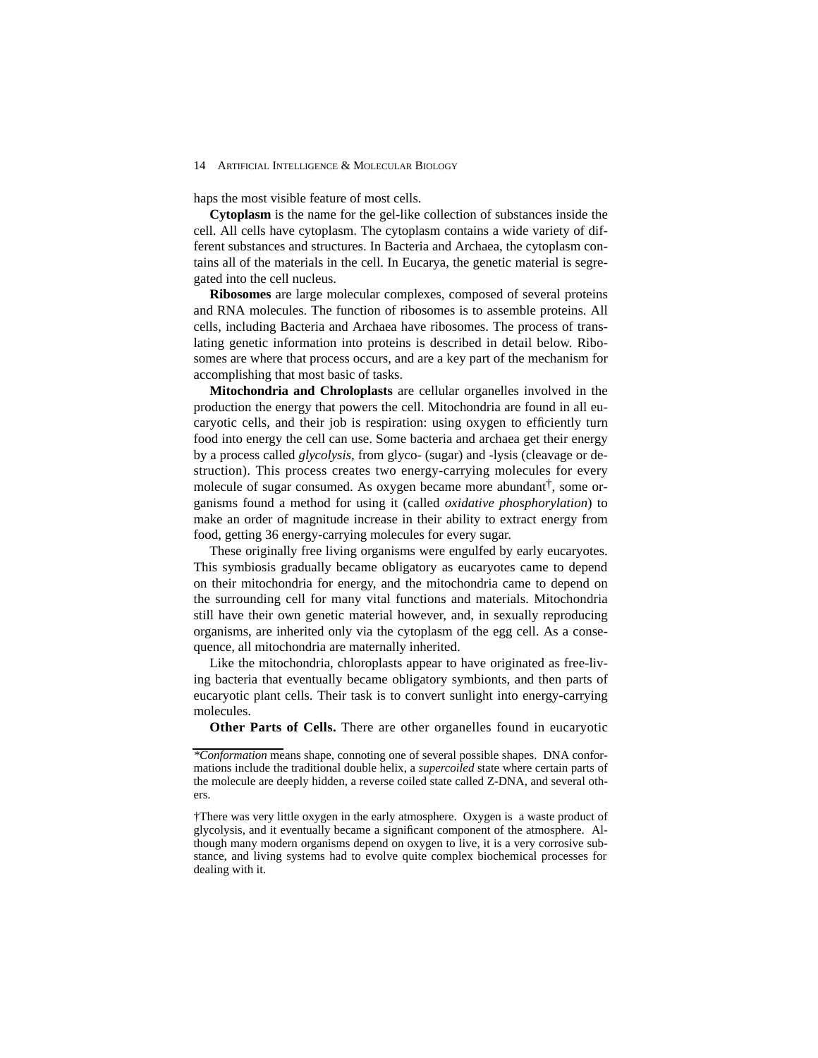haps the most visible feature of most cells.

**Cytoplasm** is the name for the gel-like collection of substances inside the cell. All cells have cytoplasm. The cytoplasm contains a wide variety of different substances and structures. In Bacteria and Archaea, the cytoplasm contains all of the materials in the cell. In Eucarya, the genetic material is segregated into the cell nucleus.

**Ribosomes** are large molecular complexes, composed of several proteins and RNA molecules. The function of ribosomes is to assemble proteins. All cells, including Bacteria and Archaea have ribosomes. The process of translating genetic information into proteins is described in detail below. Ribosomes are where that process occurs, and are a key part of the mechanism for accomplishing that most basic of tasks.

**Mitochondria and Chroloplasts** are cellular organelles involved in the production the energy that powers the cell. Mitochondria are found in all eucaryotic cells, and their job is respiration: using oxygen to efficiently turn food into energy the cell can use. Some bacteria and archaea get their energy by a process called *glycolysis*, from glyco- (sugar) and -lysis (cleavage or destruction). This process creates two energy-carrying molecules for every molecule of sugar consumed. As oxygen became more abundant†, some organisms found a method for using it (called *oxidative phosphorylation*) to make an order of magnitude increase in their ability to extract energy from food, getting 36 energy-carrying molecules for every sugar.

These originally free living organisms were engulfed by early eucaryotes. This symbiosis gradually became obligatory as eucaryotes came to depend on their mitochondria for energy, and the mitochondria came to depend on the surrounding cell for many vital functions and materials. Mitochondria still have their own genetic material however, and, in sexually reproducing organisms, are inherited only via the cytoplasm of the egg cell. As a consequence, all mitochondria are maternally inherited.

Like the mitochondria, chloroplasts appear to have originated as free-living bacteria that eventually became obligatory symbionts, and then parts of eucaryotic plant cells. Their task is to convert sunlight into energy-carrying molecules.

**Other Parts of Cells.** There are other organelles found in eucaryotic

---

**Conformation* means shape, connoting one of several possible shapes. DNA conformations include the traditional double helix, a *supercoiled* state where certain parts of the molecule are deeply hidden, a reverse coiled state called Z-DNA, and several others.

†There was very little oxygen in the early atmosphere. Oxygen is a waste product of glycolysis, and it eventually became a significant component of the atmosphere. Although many modern organisms depend on oxygen to live, it is a very corrosive substance, and living systems had to evolve quite complex biochemical processes for dealing with it.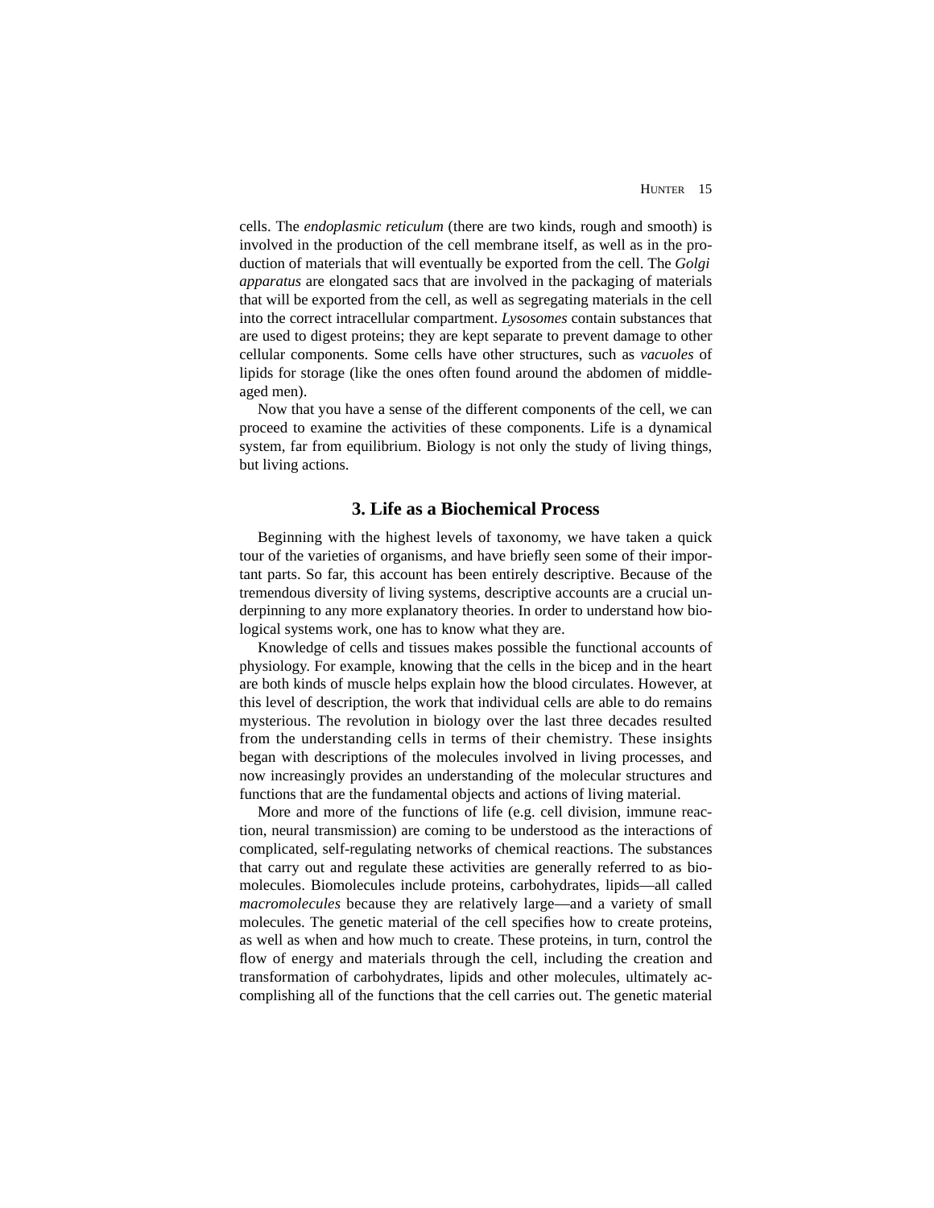cells. The *endoplasmic reticulum* (there are two kinds, rough and smooth) is involved in the production of the cell membrane itself, as well as in the production of materials that will eventually be exported from the cell. The *Golgi apparatus* are elongated sacs that are involved in the packaging of materials that will be exported from the cell, as well as segregating materials in the cell into the correct intracellular compartment. *Lysosomes* contain substances that are used to digest proteins; they are kept separate to prevent damage to other cellular components. Some cells have other structures, such as *vacuoles* of lipids for storage (like the ones often found around the abdomen of middle-aged men).

Now that you have a sense of the different components of the cell, we can proceed to examine the activities of these components. Life is a dynamical system, far from equilibrium. Biology is not only the study of living things, but living actions.

## 3. Life as a Biochemical Process

Beginning with the highest levels of taxonomy, we have taken a quick tour of the varieties of organisms, and have briefly seen some of their important parts. So far, this account has been entirely descriptive. Because of the tremendous diversity of living systems, descriptive accounts are a crucial underpinning to any more explanatory theories. In order to understand how biological systems work, one has to know what they are.

Knowledge of cells and tissues makes possible the functional accounts of physiology. For example, knowing that the cells in the bicep and in the heart are both kinds of muscle helps explain how the blood circulates. However, at this level of description, the work that individual cells are able to do remains mysterious. The revolution in biology over the last three decades resulted from the understanding cells in terms of their chemistry. These insights began with descriptions of the molecules involved in living processes, and now increasingly provides an understanding of the molecular structures and functions that are the fundamental objects and actions of living material.

More and more of the functions of life (e.g. cell division, immune reaction, neural transmission) are coming to be understood as the interactions of complicated, self-regulating networks of chemical reactions. The substances that carry out and regulate these activities are generally referred to as biomolecules. Biomolecules include proteins, carbohydrates, lipids—all called *macromolecules* because they are relatively large—and a variety of small molecules. The genetic material of the cell specifies how to create proteins, as well as when and how much to create. These proteins, in turn, control the flow of energy and materials through the cell, including the creation and transformation of carbohydrates, lipids and other molecules, ultimately accomplishing all of the functions that the cell carries out. The genetic material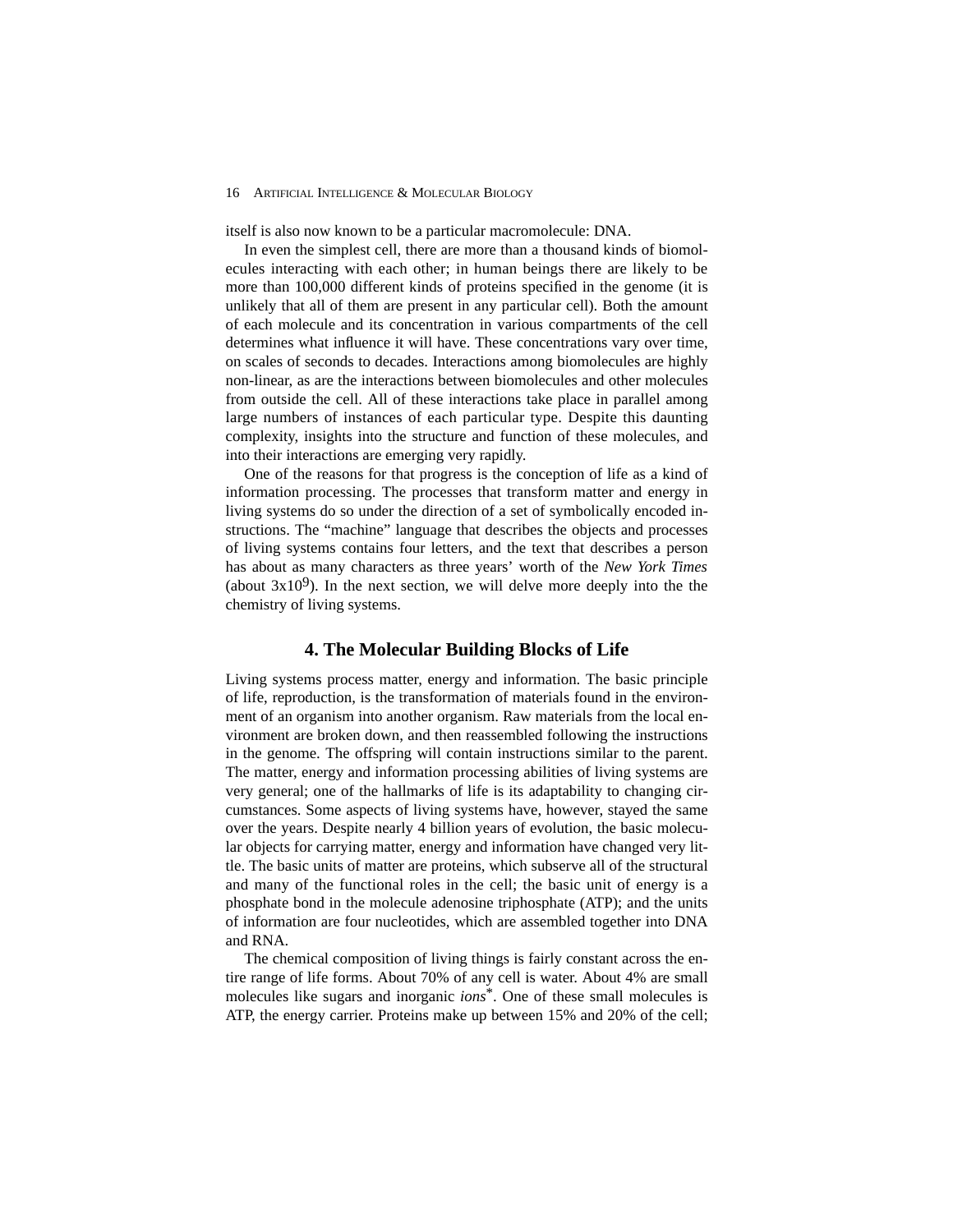itself is also now known to be a particular macromolecule: DNA.

In even the simplest cell, there are more than a thousand kinds of biomolecules interacting with each other; in human beings there are likely to be more than 100,000 different kinds of proteins specified in the genome (it is unlikely that all of them are present in any particular cell). Both the amount of each molecule and its concentration in various compartments of the cell determines what influence it will have. These concentrations vary over time, on scales of seconds to decades. Interactions among biomolecules are highly non-linear, as are the interactions between biomolecules and other molecules from outside the cell. All of these interactions take place in parallel among large numbers of instances of each particular type. Despite this daunting complexity, insights into the structure and function of these molecules, and into their interactions are emerging very rapidly.

One of the reasons for that progress is the conception of life as a kind of information processing. The processes that transform matter and energy in living systems do so under the direction of a set of symbolically encoded instructions. The "machine" language that describes the objects and processes of living systems contains four letters, and the text that describes a person has about as many characters as three years' worth of the *New York Times* (about $3x10^9$). In the next section, we will delve more deeply into the the chemistry of living systems.

## 4. The Molecular Building Blocks of Life

Living systems process matter, energy and information. The basic principle of life, reproduction, is the transformation of materials found in the environment of an organism into another organism. Raw materials from the local environment are broken down, and then reassembled following the instructions in the genome. The offspring will contain instructions similar to the parent. The matter, energy and information processing abilities of living systems are very general; one of the hallmarks of life is its adaptability to changing circumstances. Some aspects of living systems have, however, stayed the same over the years. Despite nearly 4 billion years of evolution, the basic molecular objects for carrying matter, energy and information have changed very little. The basic units of matter are proteins, which subserve all of the structural and many of the functional roles in the cell; the basic unit of energy is a phosphate bond in the molecule adenosine triphosphate (ATP); and the units of information are four nucleotides, which are assembled together into DNA and RNA.

The chemical composition of living things is fairly constant across the entire range of life forms. About 70% of any cell is water. About 4% are small molecules like sugars and inorganic *ions*\*. One of these small molecules is ATP, the energy carrier. Proteins make up between 15% and 20% of the cell;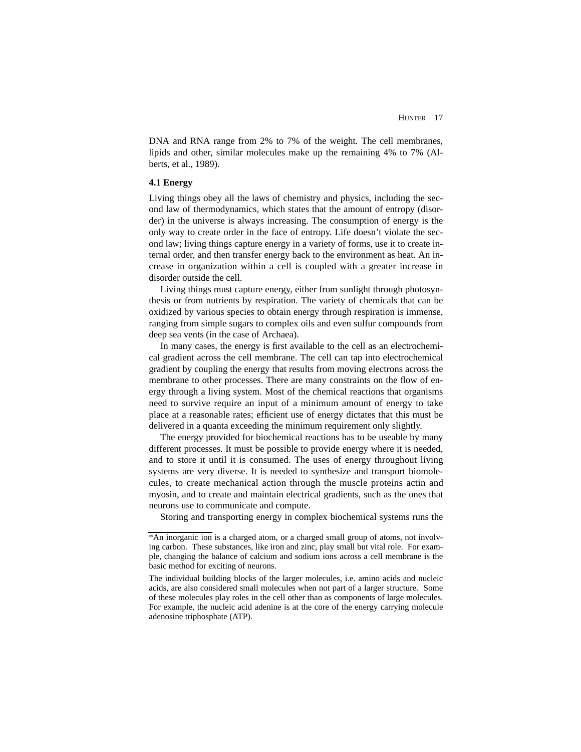DNA and RNA range from 2% to 7% of the weight. The cell membranes, lipids and other, similar molecules make up the remaining 4% to 7% (Alberts, et al., 1989).

### 4.1 Energy

Living things obey all the laws of chemistry and physics, including the second law of thermodynamics, which states that the amount of entropy (disorder) in the universe is always increasing. The consumption of energy is the only way to create order in the face of entropy. Life doesn't violate the second law; living things capture energy in a variety of forms, use it to create internal order, and then transfer energy back to the environment as heat. An increase in organization within a cell is coupled with a greater increase in disorder outside the cell.

Living things must capture energy, either from sunlight through photosynthesis or from nutrients by respiration. The variety of chemicals that can be oxidized by various species to obtain energy through respiration is immense, ranging from simple sugars to complex oils and even sulfur compounds from deep sea vents (in the case of Archaea).

In many cases, the energy is first available to the cell as an electrochemical gradient across the cell membrane. The cell can tap into electrochemical gradient by coupling the energy that results from moving electrons across the membrane to other processes. There are many constraints on the flow of energy through a living system. Most of the chemical reactions that organisms need to survive require an input of a minimum amount of energy to take place at a reasonable rates; efficient use of energy dictates that this must be delivered in a quanta exceeding the minimum requirement only slightly.

The energy provided for biochemical reactions has to be useable by many different processes. It must be possible to provide energy where it is needed, and to store it until it is consumed. The uses of energy throughout living systems are very diverse. It is needed to synthesize and transport biomolecules, to create mechanical action through the muscle proteins actin and myosin, and to create and maintain electrical gradients, such as the ones that neurons use to communicate and compute.

Storing and transporting energy in complex biochemical systems runs the

---

*An inorganic ion is a charged atom, or a charged small group of atoms, not involving carbon. These substances, like iron and zinc, play small but vital role. For example, changing the balance of calcium and sodium ions across a cell membrane is the basic method for exciting of neurons.

The individual building blocks of the larger molecules, i.e. amino acids and nucleic acids, are also considered small molecules when not part of a larger structure. Some of these molecules play roles in the cell other than as components of large molecules. For example, the nucleic acid adenine is at the core of the energy carrying molecule adenosine triphosphate (ATP).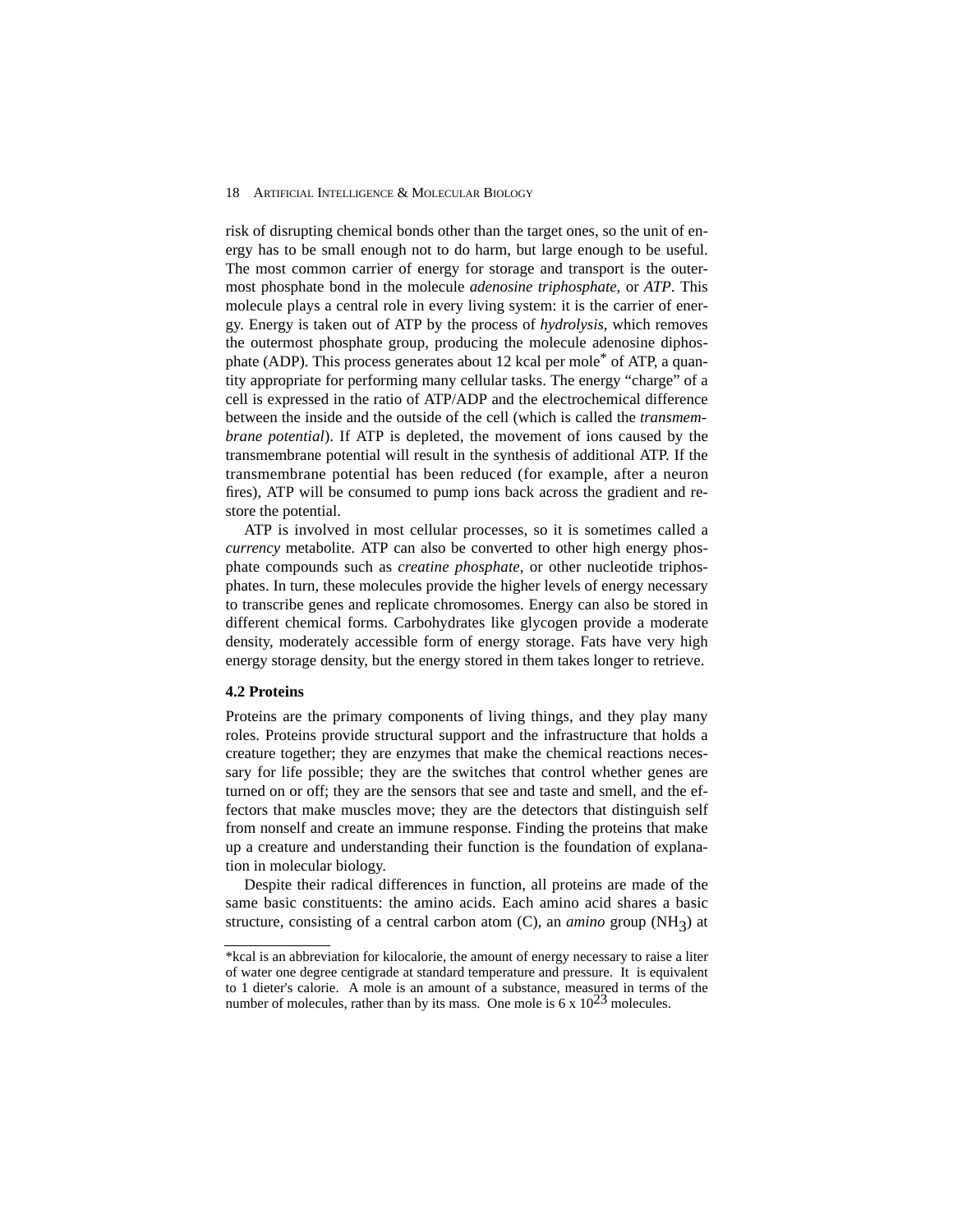risk of disrupting chemical bonds other than the target ones, so the unit of energy has to be small enough not to do harm, but large enough to be useful. The most common carrier of energy for storage and transport is the outermost phosphate bond in the molecule *adenosine triphosphate,* or *ATP*. This molecule plays a central role in every living system: it is the carrier of energy. Energy is taken out of ATP by the process of *hydrolysis*, which removes the outermost phosphate group, producing the molecule adenosine diphosphate (ADP). This process generates about 12 kcal per mole* of ATP, a quantity appropriate for performing many cellular tasks. The energy "charge" of a cell is expressed in the ratio of ATP/ADP and the electrochemical difference between the inside and the outside of the cell (which is called the *transmembrane potential*). If ATP is depleted, the movement of ions caused by the transmembrane potential will result in the synthesis of additional ATP. If the transmembrane potential has been reduced (for example, after a neuron fires), ATP will be consumed to pump ions back across the gradient and restore the potential.

ATP is involved in most cellular processes, so it is sometimes called a *currency* metabolite. ATP can also be converted to other high energy phosphate compounds such as *creatine phosphate*, or other nucleotide triphosphates. In turn, these molecules provide the higher levels of energy necessary to transcribe genes and replicate chromosomes. Energy can also be stored in different chemical forms. Carbohydrates like glycogen provide a moderate density, moderately accessible form of energy storage. Fats have very high energy storage density, but the energy stored in them takes longer to retrieve.

### 4.2 Proteins

Proteins are the primary components of living things, and they play many roles. Proteins provide structural support and the infrastructure that holds a creature together; they are enzymes that make the chemical reactions necessary for life possible; they are the switches that control whether genes are turned on or off; they are the sensors that see and taste and smell, and the effectors that make muscles move; they are the detectors that distinguish self from nonself and create an immune response. Finding the proteins that make up a creature and understanding their function is the foundation of explanation in molecular biology.

Despite their radical differences in function, all proteins are made of the same basic constituents: the amino acids. Each amino acid shares a basic structure, consisting of a central carbon atom (C), an *amino* group ($NH_3$) at

---

*kcal is an abbreviation for kilocalorie, the amount of energy necessary to raise a liter of water one degree centigrade at standard temperature and pressure. It is equivalent to 1 dieter's calorie. A mole is an amount of a substance, measured in terms of the number of molecules, rather than by its mass. One mole is $6 \times 10^{23}$ molecules.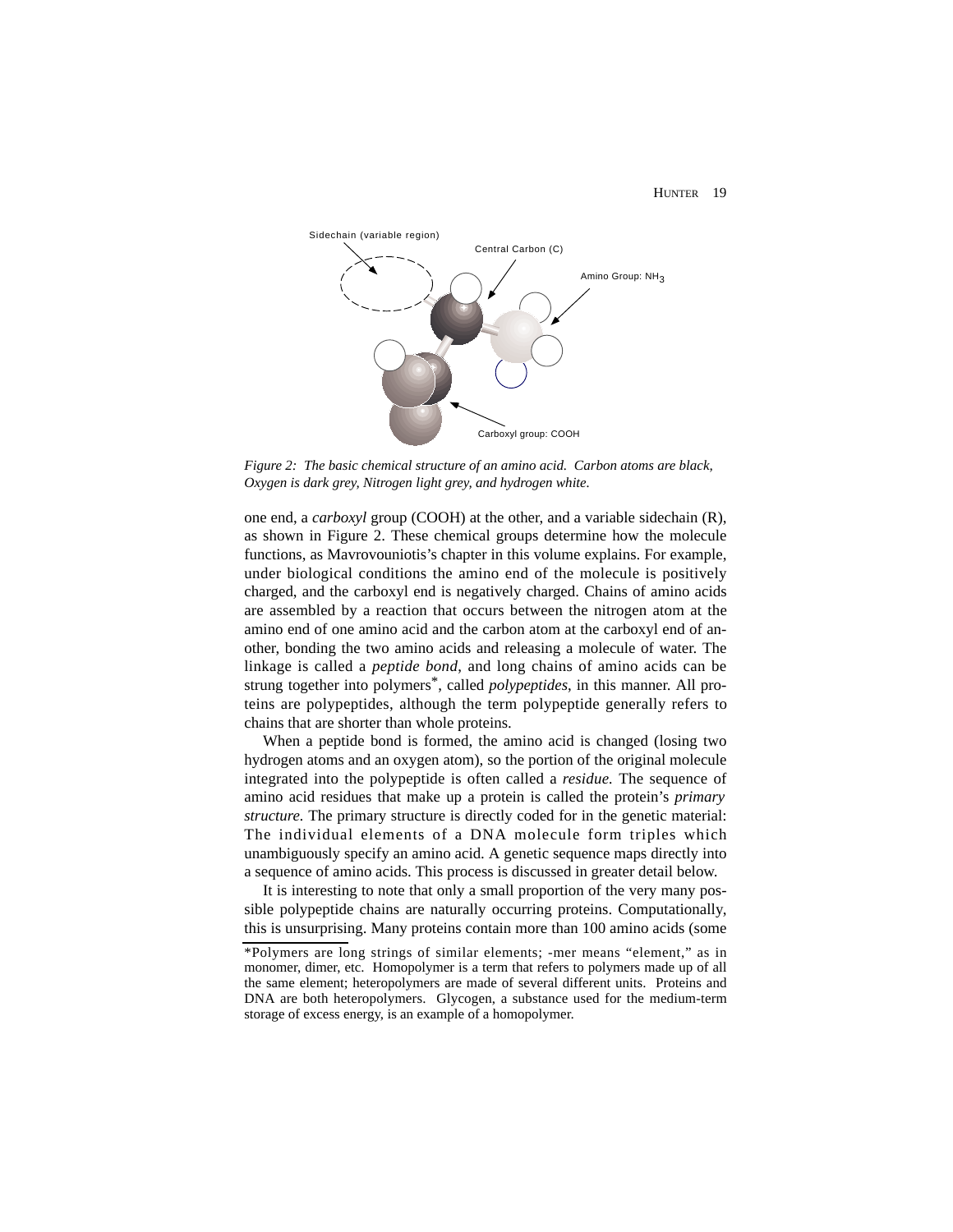*Figure 2: The basic chemical structure of an amino acid. Carbon atoms are black, Oxygen is dark grey, Nitrogen light grey, and hydrogen white.*

one end, a *carboxyl* group (COOH) at the other, and a variable sidechain (R), as shown in Figure 2. These chemical groups determine how the molecule functions, as Mavrovouniotis's chapter in this volume explains. For example, under biological conditions the amino end of the molecule is positively charged, and the carboxyl end is negatively charged. Chains of amino acids are assembled by a reaction that occurs between the nitrogen atom at the amino end of one amino acid and the carbon atom at the carboxyl end of another, bonding the two amino acids and releasing a molecule of water. The linkage is called a *peptide bond*, and long chains of amino acids can be strung together into polymers*, called *polypeptides*, in this manner. All proteins are polypeptides, although the term polypeptide generally refers to chains that are shorter than whole proteins.

When a peptide bond is formed, the amino acid is changed (losing two hydrogen atoms and an oxygen atom), so the portion of the original molecule integrated into the polypeptide is often called a *residue*. The sequence of amino acid residues that make up a protein is called the protein's *primary structure*. The primary structure is directly coded for in the genetic material: The individual elements of a DNA molecule form triples which unambiguously specify an amino acid. A genetic sequence maps directly into a sequence of amino acids. This process is discussed in greater detail below.

It is interesting to note that only a small proportion of the very many possible polypeptide chains are naturally occurring proteins. Computationally, this is unsurprising. Many proteins contain more than 100 amino acids (some

*Polymers are long strings of similar elements; -mer means "element," as in monomer, dimer, etc. Homopolymer is a term that refers to polymers made up of all the same element; heteropolymers are made of several different units. Proteins and DNA are both heteropolymers. Glycogen, a substance used for the medium-term storage of excess energy, is an example of a homopolymer.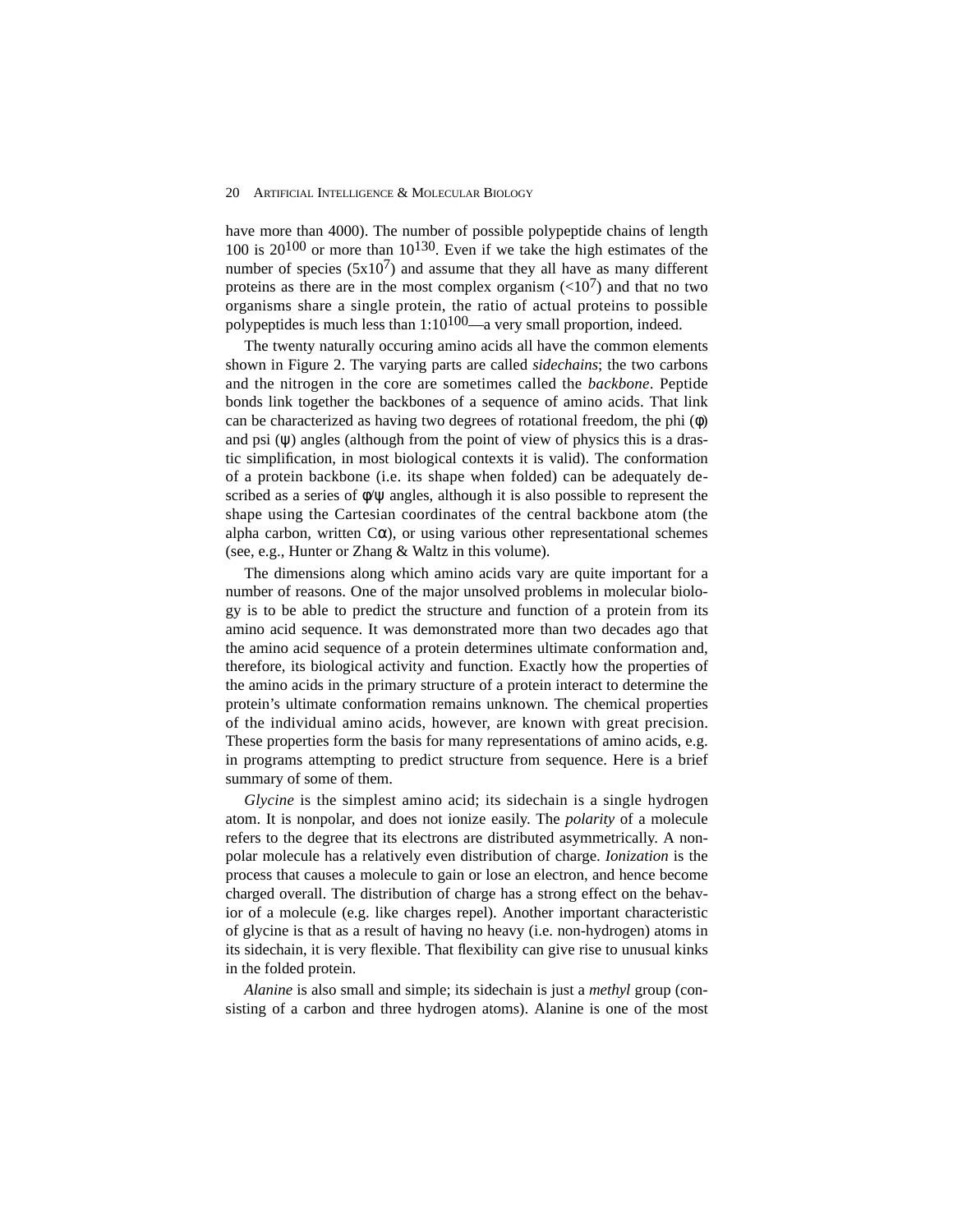have more than 4000). The number of possible polypeptide chains of length 100 is $20^{100}$ or more than $10^{130}$. Even if we take the high estimates of the number of species ($5x10^7$) and assume that they all have as many different proteins as there are in the most complex organism ($<10^7$) and that no two organisms share a single protein, the ratio of actual proteins to possible polypeptides is much less than $1{:}10^{100}$—a very small proportion, indeed.

The twenty naturally occuring amino acids all have the common elements shown in Figure 2. The varying parts are called *sidechains*; the two carbons and the nitrogen in the core are sometimes called the *backbone*. Peptide bonds link together the backbones of a sequence of amino acids. That link can be characterized as having two degrees of rotational freedom, the phi ($\phi$) and psi ($\psi$) angles (although from the point of view of physics this is a drastic simplification, in most biological contexts it is valid). The conformation of a protein backbone (i.e. its shape when folded) can be adequately described as a series of $\phi/\psi$ angles, although it is also possible to represent the shape using the Cartesian coordinates of the central backbone atom (the alpha carbon, written $C\alpha$), or using various other representational schemes (see, e.g., Hunter or Zhang & Waltz in this volume).

The dimensions along which amino acids vary are quite important for a number of reasons. One of the major unsolved problems in molecular biology is to be able to predict the structure and function of a protein from its amino acid sequence. It was demonstrated more than two decades ago that the amino acid sequence of a protein determines ultimate conformation and, therefore, its biological activity and function. Exactly how the properties of the amino acids in the primary structure of a protein interact to determine the protein's ultimate conformation remains unknown. The chemical properties of the individual amino acids, however, are known with great precision. These properties form the basis for many representations of amino acids, e.g. in programs attempting to predict structure from sequence. Here is a brief summary of some of them.

*Glycine* is the simplest amino acid; its sidechain is a single hydrogen atom. It is nonpolar, and does not ionize easily. The *polarity* of a molecule refers to the degree that its electrons are distributed asymmetrically. A nonpolar molecule has a relatively even distribution of charge. *Ionization* is the process that causes a molecule to gain or lose an electron, and hence become charged overall. The distribution of charge has a strong effect on the behavior of a molecule (e.g. like charges repel). Another important characteristic of glycine is that as a result of having no heavy (i.e. non-hydrogen) atoms in its sidechain, it is very flexible. That flexibility can give rise to unusual kinks in the folded protein.

*Alanine* is also small and simple; its sidechain is just a *methyl* group (consisting of a carbon and three hydrogen atoms). Alanine is one of the most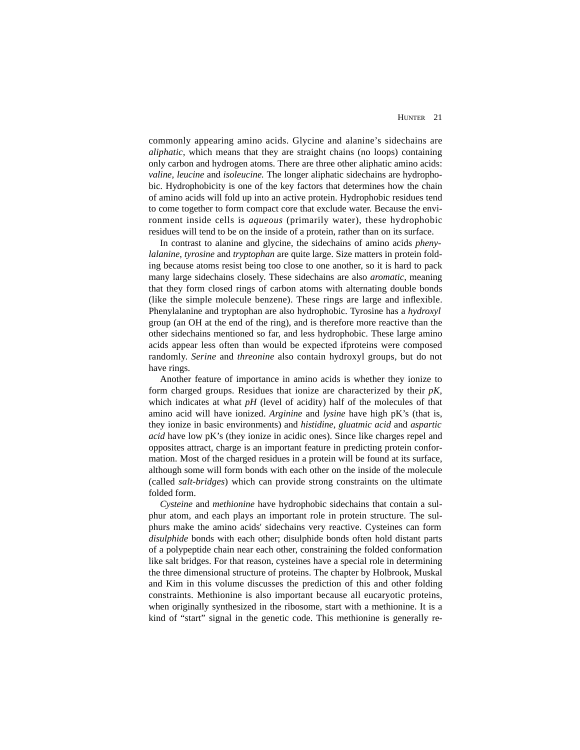commonly appearing amino acids. Glycine and alanine's sidechains are *aliphatic*, which means that they are straight chains (no loops) containing only carbon and hydrogen atoms. There are three other aliphatic amino acids: *valine, leucine* and *isoleucine.* The longer aliphatic sidechains are hydrophobic. Hydrophobicity is one of the key factors that determines how the chain of amino acids will fold up into an active protein. Hydrophobic residues tend to come together to form compact core that exclude water. Because the environment inside cells is *aqueous* (primarily water), these hydrophobic residues will tend to be on the inside of a protein, rather than on its surface.

In contrast to alanine and glycine, the sidechains of amino acids *phenylalanine, tyrosine* and *tryptophan* are quite large. Size matters in protein folding because atoms resist being too close to one another, so it is hard to pack many large sidechains closely. These sidechains are also *aromatic*, meaning that they form closed rings of carbon atoms with alternating double bonds (like the simple molecule benzene). These rings are large and inflexible. Phenylalanine and tryptophan are also hydrophobic. Tyrosine has a *hydroxyl* group (an OH at the end of the ring), and is therefore more reactive than the other sidechains mentioned so far, and less hydrophobic. These large amino acids appear less often than would be expected ifproteins were composed randomly. *Serine* and *threonine* also contain hydroxyl groups, but do not have rings.

Another feature of importance in amino acids is whether they ionize to form charged groups. Residues that ionize are characterized by their *pK*, which indicates at what *pH* (level of acidity) half of the molecules of that amino acid will have ionized. *Arginine* and *lysine* have high pK's (that is, they ionize in basic environments) and *histidine, gluatmic acid* and *aspartic acid* have low pK's (they ionize in acidic ones). Since like charges repel and opposites attract, charge is an important feature in predicting protein conformation. Most of the charged residues in a protein will be found at its surface, although some will form bonds with each other on the inside of the molecule (called *salt-bridges*) which can provide strong constraints on the ultimate folded form.

*Cysteine* and *methionine* have hydrophobic sidechains that contain a sulphur atom, and each plays an important role in protein structure. The sulphurs make the amino acids' sidechains very reactive. Cysteines can form *disulphide* bonds with each other; disulphide bonds often hold distant parts of a polypeptide chain near each other, constraining the folded conformation like salt bridges. For that reason, cysteines have a special role in determining the three dimensional structure of proteins. The chapter by Holbrook, Muskal and Kim in this volume discusses the prediction of this and other folding constraints. Methionine is also important because all eucaryotic proteins, when originally synthesized in the ribosome, start with a methionine. It is a kind of "start" signal in the genetic code. This methionine is generally re-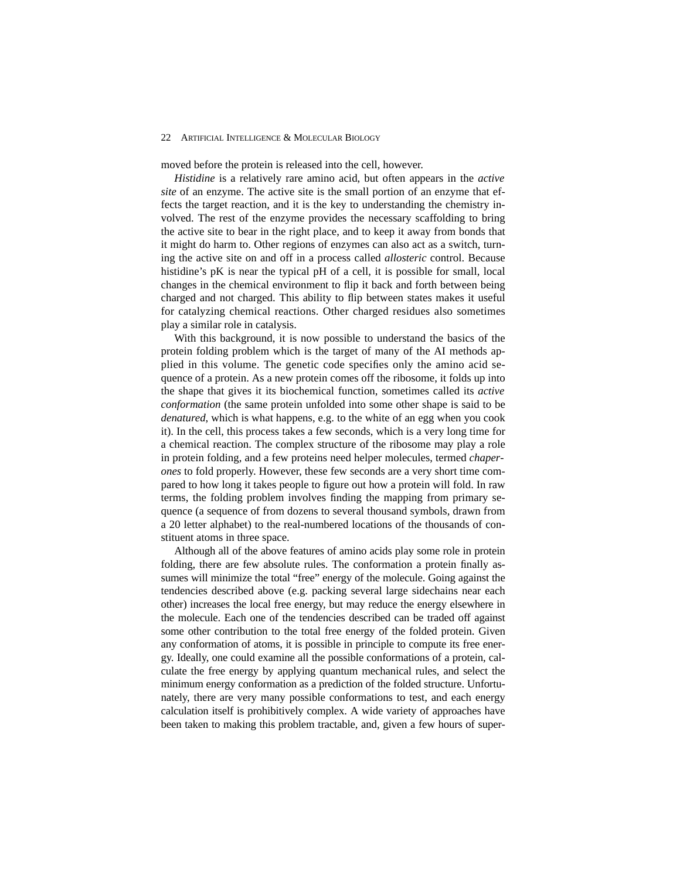moved before the protein is released into the cell, however.

*Histidine* is a relatively rare amino acid, but often appears in the *active site* of an enzyme. The active site is the small portion of an enzyme that effects the target reaction, and it is the key to understanding the chemistry involved. The rest of the enzyme provides the necessary scaffolding to bring the active site to bear in the right place, and to keep it away from bonds that it might do harm to. Other regions of enzymes can also act as a switch, turning the active site on and off in a process called *allosteric* control. Because histidine's pK is near the typical pH of a cell, it is possible for small, local changes in the chemical environment to flip it back and forth between being charged and not charged. This ability to flip between states makes it useful for catalyzing chemical reactions. Other charged residues also sometimes play a similar role in catalysis.

With this background, it is now possible to understand the basics of the protein folding problem which is the target of many of the AI methods applied in this volume. The genetic code specifies only the amino acid sequence of a protein. As a new protein comes off the ribosome, it folds up into the shape that gives it its biochemical function, sometimes called its *active conformation* (the same protein unfolded into some other shape is said to be *denatured*, which is what happens, e.g. to the white of an egg when you cook it). In the cell, this process takes a few seconds, which is a very long time for a chemical reaction. The complex structure of the ribosome may play a role in protein folding, and a few proteins need helper molecules, termed *chaperones* to fold properly. However, these few seconds are a very short time compared to how long it takes people to figure out how a protein will fold. In raw terms, the folding problem involves finding the mapping from primary sequence (a sequence of from dozens to several thousand symbols, drawn from a 20 letter alphabet) to the real-numbered locations of the thousands of constituent atoms in three space.

Although all of the above features of amino acids play some role in protein folding, there are few absolute rules. The conformation a protein finally assumes will minimize the total "free" energy of the molecule. Going against the tendencies described above (e.g. packing several large sidechains near each other) increases the local free energy, but may reduce the energy elsewhere in the molecule. Each one of the tendencies described can be traded off against some other contribution to the total free energy of the folded protein. Given any conformation of atoms, it is possible in principle to compute its free energy. Ideally, one could examine all the possible conformations of a protein, calculate the free energy by applying quantum mechanical rules, and select the minimum energy conformation as a prediction of the folded structure. Unfortunately, there are very many possible conformations to test, and each energy calculation itself is prohibitively complex. A wide variety of approaches have been taken to making this problem tractable, and, given a few hours of super-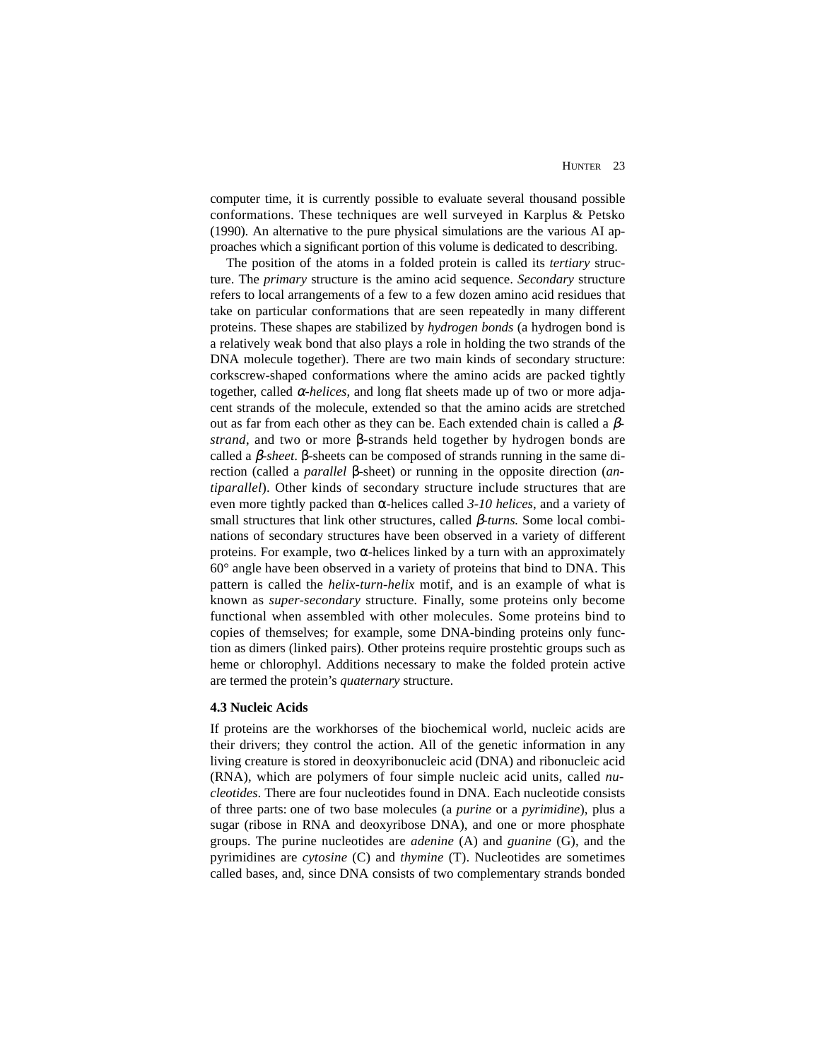computer time, it is currently possible to evaluate several thousand possible conformations. These techniques are well surveyed in Karplus & Petsko (1990). An alternative to the pure physical simulations are the various AI approaches which a significant portion of this volume is dedicated to describing.

The position of the atoms in a folded protein is called its *tertiary* structure. The *primary* structure is the amino acid sequence. *Secondary* structure refers to local arrangements of a few to a few dozen amino acid residues that take on particular conformations that are seen repeatedly in many different proteins. These shapes are stabilized by *hydrogen bonds* (a hydrogen bond is a relatively weak bond that also plays a role in holding the two strands of the DNA molecule together). There are two main kinds of secondary structure: corkscrew-shaped conformations where the amino acids are packed tightly together, called *α-helices*, and long flat sheets made up of two or more adjacent strands of the molecule, extended so that the amino acids are stretched out as far from each other as they can be. Each extended chain is called a *β-strand*, and two or more β-strands held together by hydrogen bonds are called a *β-sheet*. β-sheets can be composed of strands running in the same direction (called a *parallel* β-sheet) or running in the opposite direction (*antiparallel*). Other kinds of secondary structure include structures that are even more tightly packed than α-helices called *3-10 helices*, and a variety of small structures that link other structures, called *β-turns*. Some local combinations of secondary structures have been observed in a variety of different proteins. For example, two α-helices linked by a turn with an approximately 60° angle have been observed in a variety of proteins that bind to DNA. This pattern is called the *helix-turn-helix* motif, and is an example of what is known as *super-secondary* structure. Finally, some proteins only become functional when assembled with other molecules. Some proteins bind to copies of themselves; for example, some DNA-binding proteins only function as dimers (linked pairs). Other proteins require prostehtic groups such as heme or chlorophyl. Additions necessary to make the folded protein active are termed the protein's *quaternary* structure.

### 4.3 Nucleic Acids

If proteins are the workhorses of the biochemical world, nucleic acids are their drivers; they control the action. All of the genetic information in any living creature is stored in deoxyribonucleic acid (DNA) and ribonucleic acid (RNA), which are polymers of four simple nucleic acid units, called *nucleotides*. There are four nucleotides found in DNA. Each nucleotide consists of three parts: one of two base molecules (a *purine* or a *pyrimidine*), plus a sugar (ribose in RNA and deoxyribose DNA), and one or more phosphate groups. The purine nucleotides are *adenine* (A) and *guanine* (G), and the pyrimidines are *cytosine* (C) and *thymine* (T). Nucleotides are sometimes called bases, and, since DNA consists of two complementary strands bonded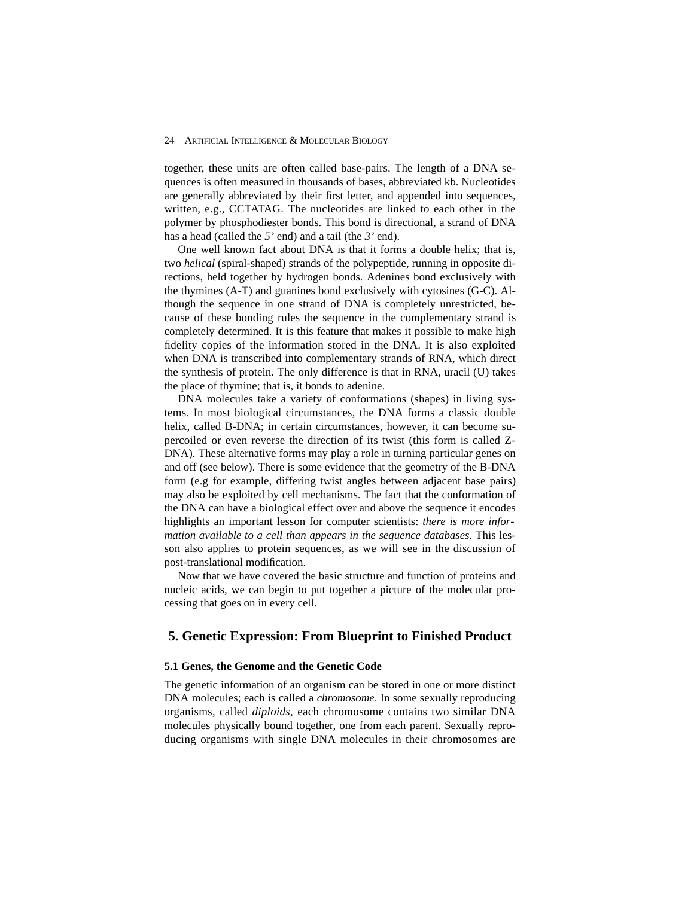together, these units are often called base-pairs. The length of a DNA sequences is often measured in thousands of bases, abbreviated kb. Nucleotides are generally abbreviated by their first letter, and appended into sequences, written, e.g., CCTATAG. The nucleotides are linked to each other in the polymer by phosphodiester bonds. This bond is directional, a strand of DNA has a head (called the *5'* end) and a tail (the *3'* end).

One well known fact about DNA is that it forms a double helix; that is, two *helical* (spiral-shaped) strands of the polypeptide, running in opposite directions, held together by hydrogen bonds. Adenines bond exclusively with the thymines (A-T) and guanines bond exclusively with cytosines (G-C). Although the sequence in one strand of DNA is completely unrestricted, because of these bonding rules the sequence in the complementary strand is completely determined. It is this feature that makes it possible to make high fidelity copies of the information stored in the DNA. It is also exploited when DNA is transcribed into complementary strands of RNA, which direct the synthesis of protein. The only difference is that in RNA, uracil (U) takes the place of thymine; that is, it bonds to adenine.

DNA molecules take a variety of conformations (shapes) in living systems. In most biological circumstances, the DNA forms a classic double helix, called B-DNA; in certain circumstances, however, it can become supercoiled or even reverse the direction of its twist (this form is called Z-DNA). These alternative forms may play a role in turning particular genes on and off (see below). There is some evidence that the geometry of the B-DNA form (e.g for example, differing twist angles between adjacent base pairs) may also be exploited by cell mechanisms. The fact that the conformation of the DNA can have a biological effect over and above the sequence it encodes highlights an important lesson for computer scientists: *there is more information available to a cell than appears in the sequence databases.* This lesson also applies to protein sequences, as we will see in the discussion of post-translational modification.

Now that we have covered the basic structure and function of proteins and nucleic acids, we can begin to put together a picture of the molecular processing that goes on in every cell.

## 5. Genetic Expression: From Blueprint to Finished Product

### 5.1 Genes, the Genome and the Genetic Code

The genetic information of an organism can be stored in one or more distinct DNA molecules; each is called a *chromosome*. In some sexually reproducing organisms, called *diploids*, each chromosome contains two similar DNA molecules physically bound together, one from each parent. Sexually reproducing organisms with single DNA molecules in their chromosomes are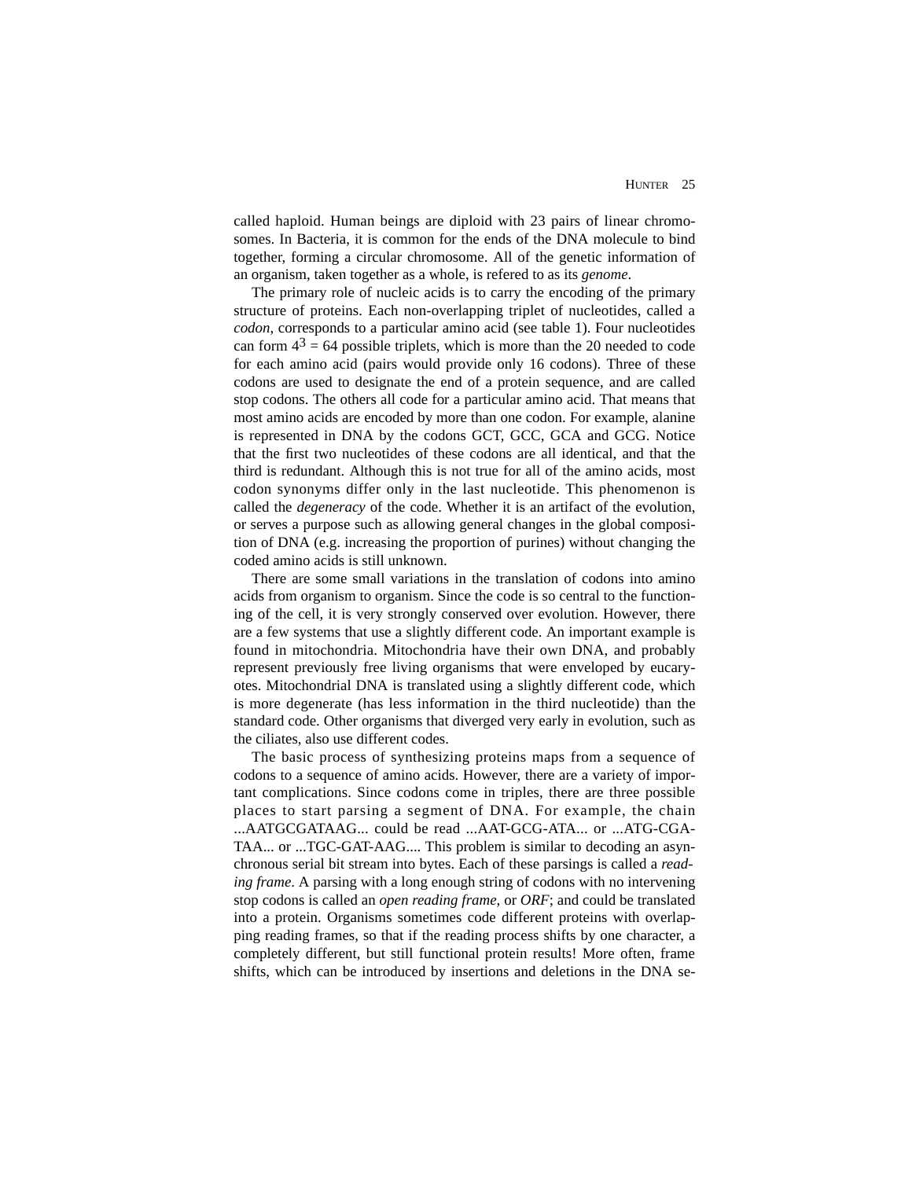called haploid. Human beings are diploid with 23 pairs of linear chromosomes. In Bacteria, it is common for the ends of the DNA molecule to bind together, forming a circular chromosome. All of the genetic information of an organism, taken together as a whole, is refered to as its *genome*.

The primary role of nucleic acids is to carry the encoding of the primary structure of proteins. Each non-overlapping triplet of nucleotides, called a *codon*, corresponds to a particular amino acid (see table 1). Four nucleotides can form $4^3 = 64$ possible triplets, which is more than the 20 needed to code for each amino acid (pairs would provide only 16 codons). Three of these codons are used to designate the end of a protein sequence, and are called stop codons. The others all code for a particular amino acid. That means that most amino acids are encoded by more than one codon. For example, alanine is represented in DNA by the codons GCT, GCC, GCA and GCG. Notice that the first two nucleotides of these codons are all identical, and that the third is redundant. Although this is not true for all of the amino acids, most codon synonyms differ only in the last nucleotide. This phenomenon is called the *degeneracy* of the code. Whether it is an artifact of the evolution, or serves a purpose such as allowing general changes in the global composition of DNA (e.g. increasing the proportion of purines) without changing the coded amino acids is still unknown.

There are some small variations in the translation of codons into amino acids from organism to organism. Since the code is so central to the functioning of the cell, it is very strongly conserved over evolution. However, there are a few systems that use a slightly different code. An important example is found in mitochondria. Mitochondria have their own DNA, and probably represent previously free living organisms that were enveloped by eucaryotes. Mitochondrial DNA is translated using a slightly different code, which is more degenerate (has less information in the third nucleotide) than the standard code. Other organisms that diverged very early in evolution, such as the ciliates, also use different codes.

The basic process of synthesizing proteins maps from a sequence of codons to a sequence of amino acids. However, there are a variety of important complications. Since codons come in triples, there are three possible places to start parsing a segment of DNA. For example, the chain ...AATGCGATAAG... could be read ...AAT-GCG-ATA... or ...ATG-CGA-TAA... or ...TGC-GAT-AAG.... This problem is similar to decoding an asynchronous serial bit stream into bytes. Each of these parsings is called a *reading frame*. A parsing with a long enough string of codons with no intervening stop codons is called an *open reading frame*, or *ORF*; and could be translated into a protein. Organisms sometimes code different proteins with overlapping reading frames, so that if the reading process shifts by one character, a completely different, but still functional protein results! More often, frame shifts, which can be introduced by insertions and deletions in the DNA se-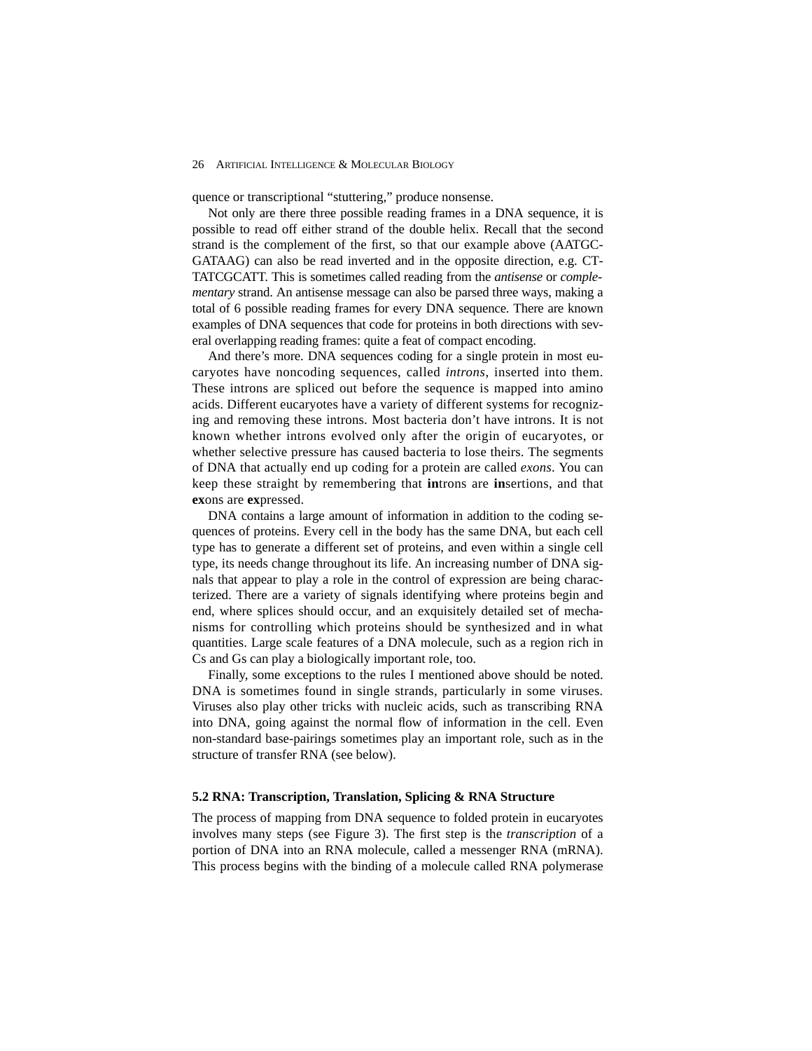quence or transcriptional “stuttering,” produce nonsense.

Not only are there three possible reading frames in a DNA sequence, it is possible to read off either strand of the double helix. Recall that the second strand is the complement of the first, so that our example above (AATGCGATAAG) can also be read inverted and in the opposite direction, e.g. CTTATCGCATT. This is sometimes called reading from the *antisense* or *complementary* strand. An antisense message can also be parsed three ways, making a total of 6 possible reading frames for every DNA sequence. There are known examples of DNA sequences that code for proteins in both directions with several overlapping reading frames: quite a feat of compact encoding.

And there’s more. DNA sequences coding for a single protein in most eucaryotes have noncoding sequences, called *introns*, inserted into them. These introns are spliced out before the sequence is mapped into amino acids. Different eucaryotes have a variety of different systems for recognizing and removing these introns. Most bacteria don’t have introns. It is not known whether introns evolved only after the origin of eucaryotes, or whether selective pressure has caused bacteria to lose theirs. The segments of DNA that actually end up coding for a protein are called *exons*. You can keep these straight by remembering that **in**trons are **in**sertions, and that **ex**ons are **ex**pressed.

DNA contains a large amount of information in addition to the coding sequences of proteins. Every cell in the body has the same DNA, but each cell type has to generate a different set of proteins, and even within a single cell type, its needs change throughout its life. An increasing number of DNA signals that appear to play a role in the control of expression are being characterized. There are a variety of signals identifying where proteins begin and end, where splices should occur, and an exquisitely detailed set of mechanisms for controlling which proteins should be synthesized and in what quantities. Large scale features of a DNA molecule, such as a region rich in Cs and Gs can play a biologically important role, too.

Finally, some exceptions to the rules I mentioned above should be noted. DNA is sometimes found in single strands, particularly in some viruses. Viruses also play other tricks with nucleic acids, such as transcribing RNA into DNA, going against the normal flow of information in the cell. Even non-standard base-pairings sometimes play an important role, such as in the structure of transfer RNA (see below).

### 5.2 RNA: Transcription, Translation, Splicing & RNA Structure

The process of mapping from DNA sequence to folded protein in eucaryotes involves many steps (see Figure 3). The first step is the *transcription* of a portion of DNA into an RNA molecule, called a messenger RNA (mRNA). This process begins with the binding of a molecule called RNA polymerase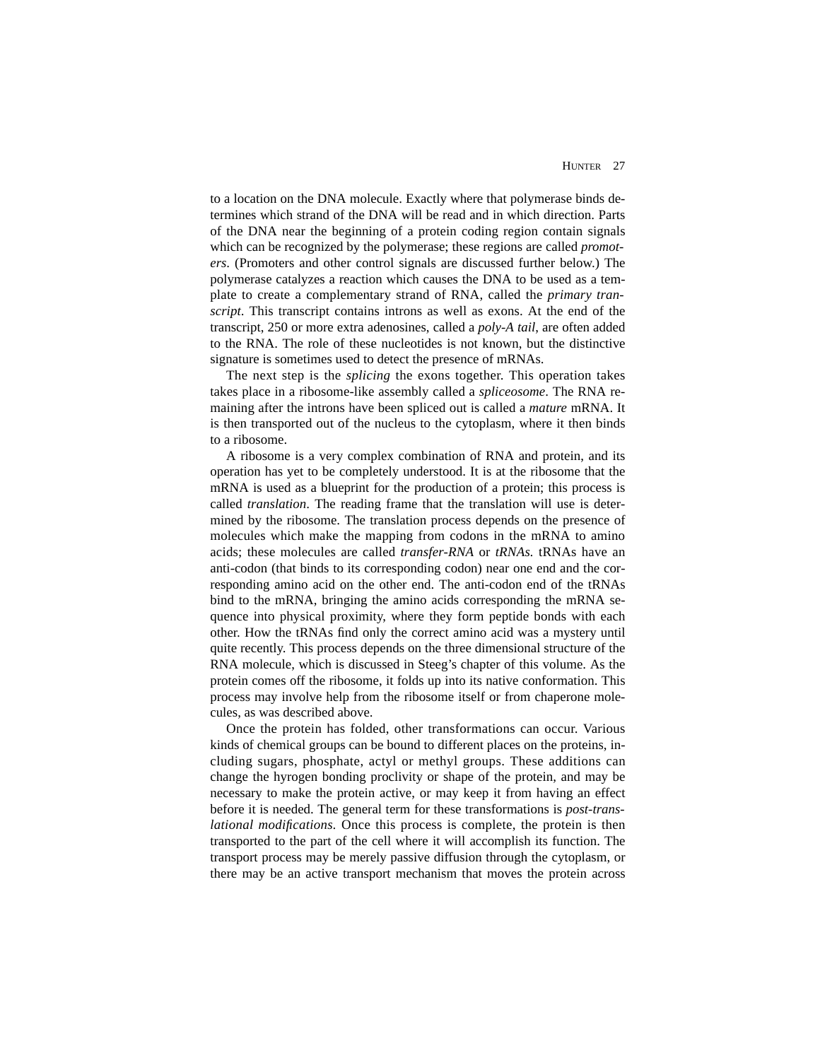to a location on the DNA molecule. Exactly where that polymerase binds determines which strand of the DNA will be read and in which direction. Parts of the DNA near the beginning of a protein coding region contain signals which can be recognized by the polymerase; these regions are called *promoters*. (Promoters and other control signals are discussed further below.) The polymerase catalyzes a reaction which causes the DNA to be used as a template to create a complementary strand of RNA, called the *primary transcript*. This transcript contains introns as well as exons. At the end of the transcript, 250 or more extra adenosines, called a *poly-A tail*, are often added to the RNA. The role of these nucleotides is not known, but the distinctive signature is sometimes used to detect the presence of mRNAs.

The next step is the *splicing* the exons together. This operation takes takes place in a ribosome-like assembly called a *spliceosome*. The RNA remaining after the introns have been spliced out is called a *mature* mRNA. It is then transported out of the nucleus to the cytoplasm, where it then binds to a ribosome.

A ribosome is a very complex combination of RNA and protein, and its operation has yet to be completely understood. It is at the ribosome that the mRNA is used as a blueprint for the production of a protein; this process is called *translation*. The reading frame that the translation will use is determined by the ribosome. The translation process depends on the presence of molecules which make the mapping from codons in the mRNA to amino acids; these molecules are called *transfer-RNA* or *tRNAs.* tRNAs have an anti-codon (that binds to its corresponding codon) near one end and the corresponding amino acid on the other end. The anti-codon end of the tRNAs bind to the mRNA, bringing the amino acids corresponding the mRNA sequence into physical proximity, where they form peptide bonds with each other. How the tRNAs find only the correct amino acid was a mystery until quite recently. This process depends on the three dimensional structure of the RNA molecule, which is discussed in Steeg's chapter of this volume. As the protein comes off the ribosome, it folds up into its native conformation. This process may involve help from the ribosome itself or from chaperone molecules, as was described above.

Once the protein has folded, other transformations can occur. Various kinds of chemical groups can be bound to different places on the proteins, including sugars, phosphate, actyl or methyl groups. These additions can change the hyrogen bonding proclivity or shape of the protein, and may be necessary to make the protein active, or may keep it from having an effect before it is needed. The general term for these transformations is *post-translational modifications*. Once this process is complete, the protein is then transported to the part of the cell where it will accomplish its function. The transport process may be merely passive diffusion through the cytoplasm, or there may be an active transport mechanism that moves the protein across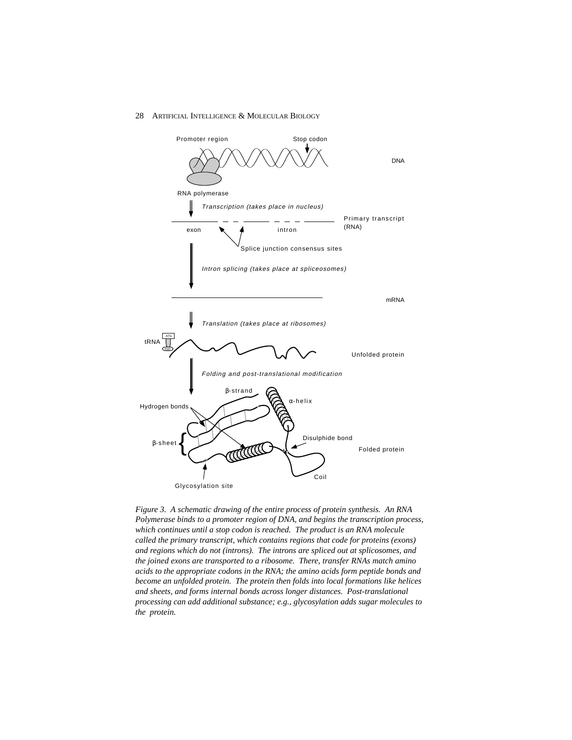*Figure 3. A schematic drawing of the entire process of protein synthesis. An RNA Polymerase binds to a promoter region of DNA, and begins the transcription process, which continues until a stop codon is reached. The product is an RNA molecule called the primary transcript, which contains regions that code for proteins (exons) and regions which do not (introns). The introns are spliced out at splicosomes, and the joined exons are transported to a ribosome. There, transfer RNAs match amino acids to the appropriate codons in the RNA; the amino acids form peptide bonds and become an unfolded protein. The protein then folds into local formations like helices and sheets, and forms internal bonds across longer distances. Post-translational processing can add additional substance; e.g., glycosylation adds sugar molecules to the protein.*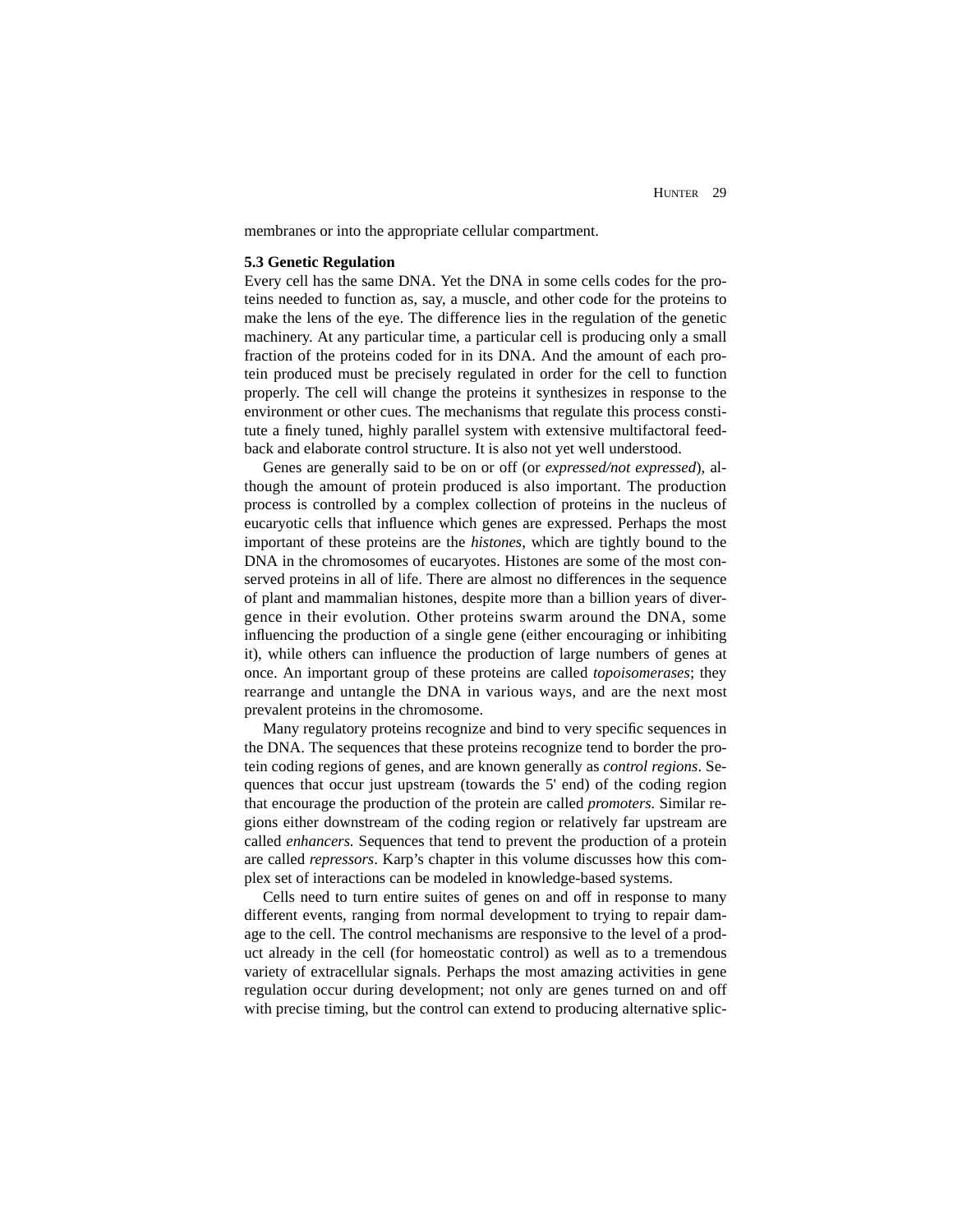membranes or into the appropriate cellular compartment.

**5.3 Genetic Regulation**

Every cell has the same DNA. Yet the DNA in some cells codes for the proteins needed to function as, say, a muscle, and other code for the proteins to make the lens of the eye. The difference lies in the regulation of the genetic machinery. At any particular time, a particular cell is producing only a small fraction of the proteins coded for in its DNA. And the amount of each protein produced must be precisely regulated in order for the cell to function properly. The cell will change the proteins it synthesizes in response to the environment or other cues. The mechanisms that regulate this process constitute a finely tuned, highly parallel system with extensive multifactoral feedback and elaborate control structure. It is also not yet well understood.

Genes are generally said to be on or off (or *expressed/not expressed*), although the amount of protein produced is also important. The production process is controlled by a complex collection of proteins in the nucleus of eucaryotic cells that influence which genes are expressed. Perhaps the most important of these proteins are the *histones*, which are tightly bound to the DNA in the chromosomes of eucaryotes. Histones are some of the most conserved proteins in all of life. There are almost no differences in the sequence of plant and mammalian histones, despite more than a billion years of divergence in their evolution. Other proteins swarm around the DNA, some influencing the production of a single gene (either encouraging or inhibiting it), while others can influence the production of large numbers of genes at once. An important group of these proteins are called *topoisomerases*; they rearrange and untangle the DNA in various ways, and are the next most prevalent proteins in the chromosome.

Many regulatory proteins recognize and bind to very specific sequences in the DNA. The sequences that these proteins recognize tend to border the protein coding regions of genes, and are known generally as *control regions*. Sequences that occur just upstream (towards the 5' end) of the coding region that encourage the production of the protein are called *promoters.* Similar regions either downstream of the coding region or relatively far upstream are called *enhancers.* Sequences that tend to prevent the production of a protein are called *repressors*. Karp's chapter in this volume discusses how this complex set of interactions can be modeled in knowledge-based systems.

Cells need to turn entire suites of genes on and off in response to many different events, ranging from normal development to trying to repair damage to the cell. The control mechanisms are responsive to the level of a product already in the cell (for homeostatic control) as well as to a tremendous variety of extracellular signals. Perhaps the most amazing activities in gene regulation occur during development; not only are genes turned on and off with precise timing, but the control can extend to producing alternative splic-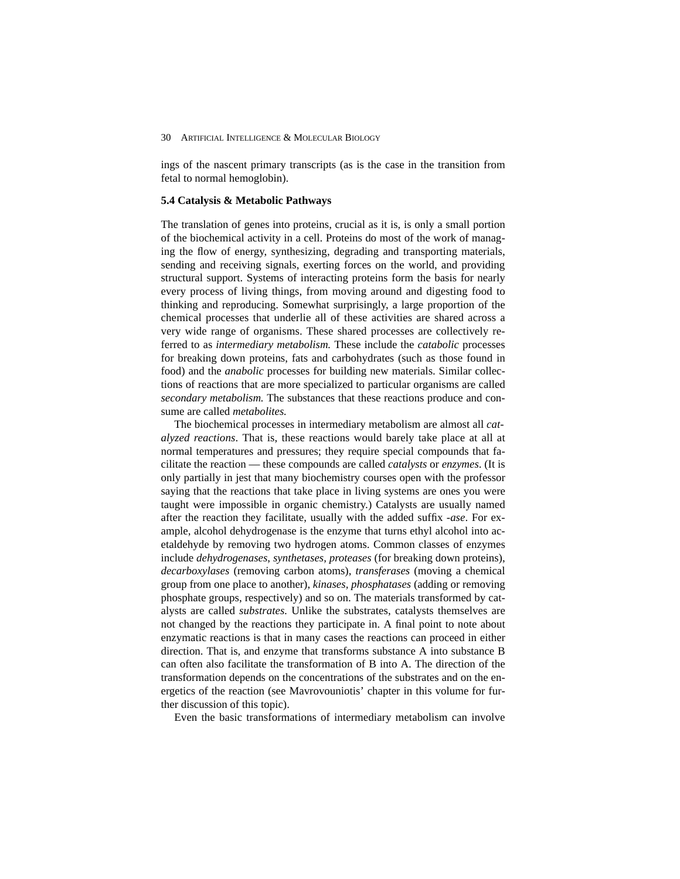ings of the nascent primary transcripts (as is the case in the transition from fetal to normal hemoglobin).

### 5.4 Catalysis & Metabolic Pathways

The translation of genes into proteins, crucial as it is, is only a small portion of the biochemical activity in a cell. Proteins do most of the work of managing the flow of energy, synthesizing, degrading and transporting materials, sending and receiving signals, exerting forces on the world, and providing structural support. Systems of interacting proteins form the basis for nearly every process of living things, from moving around and digesting food to thinking and reproducing. Somewhat surprisingly, a large proportion of the chemical processes that underlie all of these activities are shared across a very wide range of organisms. These shared processes are collectively referred to as *intermediary metabolism.* These include the *catabolic* processes for breaking down proteins, fats and carbohydrates (such as those found in food) and the *anabolic* processes for building new materials. Similar collections of reactions that are more specialized to particular organisms are called *secondary metabolism.* The substances that these reactions produce and consume are called *metabolites.*

The biochemical processes in intermediary metabolism are almost all *catalyzed reactions*. That is, these reactions would barely take place at all at normal temperatures and pressures; they require special compounds that facilitate the reaction — these compounds are called *catalysts* or *enzymes*. (It is only partially in jest that many biochemistry courses open with the professor saying that the reactions that take place in living systems are ones you were taught were impossible in organic chemistry.) Catalysts are usually named after the reaction they facilitate, usually with the added suffix *-ase*. For example, alcohol dehydrogenase is the enzyme that turns ethyl alcohol into acetaldehyde by removing two hydrogen atoms. Common classes of enzymes include *dehydrogenases*, *synthetases*, *proteases* (for breaking down proteins), *decarboxylases* (removing carbon atoms), *transferases* (moving a chemical group from one place to another), *kinases, phosphatases* (adding or removing phosphate groups, respectively) and so on. The materials transformed by catalysts are called *substrates.* Unlike the substrates, catalysts themselves are not changed by the reactions they participate in. A final point to note about enzymatic reactions is that in many cases the reactions can proceed in either direction. That is, and enzyme that transforms substance A into substance B can often also facilitate the transformation of B into A. The direction of the transformation depends on the concentrations of the substrates and on the energetics of the reaction (see Mavrovouniotis' chapter in this volume for further discussion of this topic).

Even the basic transformations of intermediary metabolism can involve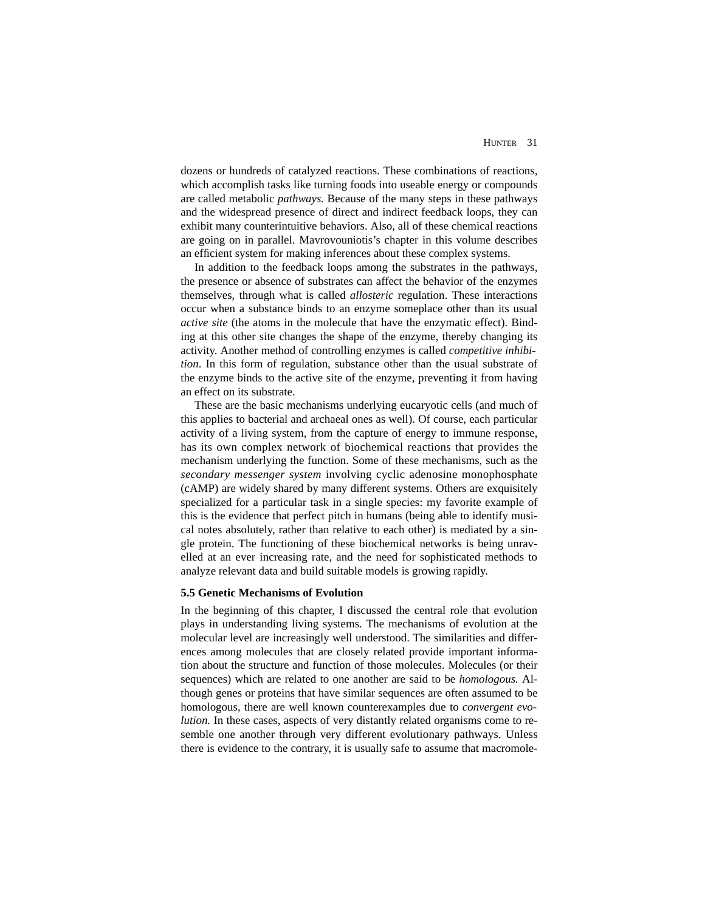dozens or hundreds of catalyzed reactions. These combinations of reactions, which accomplish tasks like turning foods into useable energy or compounds are called metabolic *pathways.* Because of the many steps in these pathways and the widespread presence of direct and indirect feedback loops, they can exhibit many counterintuitive behaviors. Also, all of these chemical reactions are going on in parallel. Mavrovouniotis's chapter in this volume describes an efficient system for making inferences about these complex systems.

In addition to the feedback loops among the substrates in the pathways, the presence or absence of substrates can affect the behavior of the enzymes themselves, through what is called *allosteric* regulation. These interactions occur when a substance binds to an enzyme someplace other than its usual *active site* (the atoms in the molecule that have the enzymatic effect). Binding at this other site changes the shape of the enzyme, thereby changing its activity. Another method of controlling enzymes is called *competitive inhibition*. In this form of regulation, substance other than the usual substrate of the enzyme binds to the active site of the enzyme, preventing it from having an effect on its substrate.

These are the basic mechanisms underlying eucaryotic cells (and much of this applies to bacterial and archaeal ones as well). Of course, each particular activity of a living system, from the capture of energy to immune response, has its own complex network of biochemical reactions that provides the mechanism underlying the function. Some of these mechanisms, such as the *secondary messenger system* involving cyclic adenosine monophosphate (cAMP) are widely shared by many different systems. Others are exquisitely specialized for a particular task in a single species: my favorite example of this is the evidence that perfect pitch in humans (being able to identify musical notes absolutely, rather than relative to each other) is mediated by a single protein. The functioning of these biochemical networks is being unravelled at an ever increasing rate, and the need for sophisticated methods to analyze relevant data and build suitable models is growing rapidly.

### 5.5 Genetic Mechanisms of Evolution

In the beginning of this chapter, I discussed the central role that evolution plays in understanding living systems. The mechanisms of evolution at the molecular level are increasingly well understood. The similarities and differences among molecules that are closely related provide important information about the structure and function of those molecules. Molecules (or their sequences) which are related to one another are said to be *homologous.* Although genes or proteins that have similar sequences are often assumed to be homologous, there are well known counterexamples due to *convergent evolution.* In these cases, aspects of very distantly related organisms come to resemble one another through very different evolutionary pathways. Unless there is evidence to the contrary, it is usually safe to assume that macromole-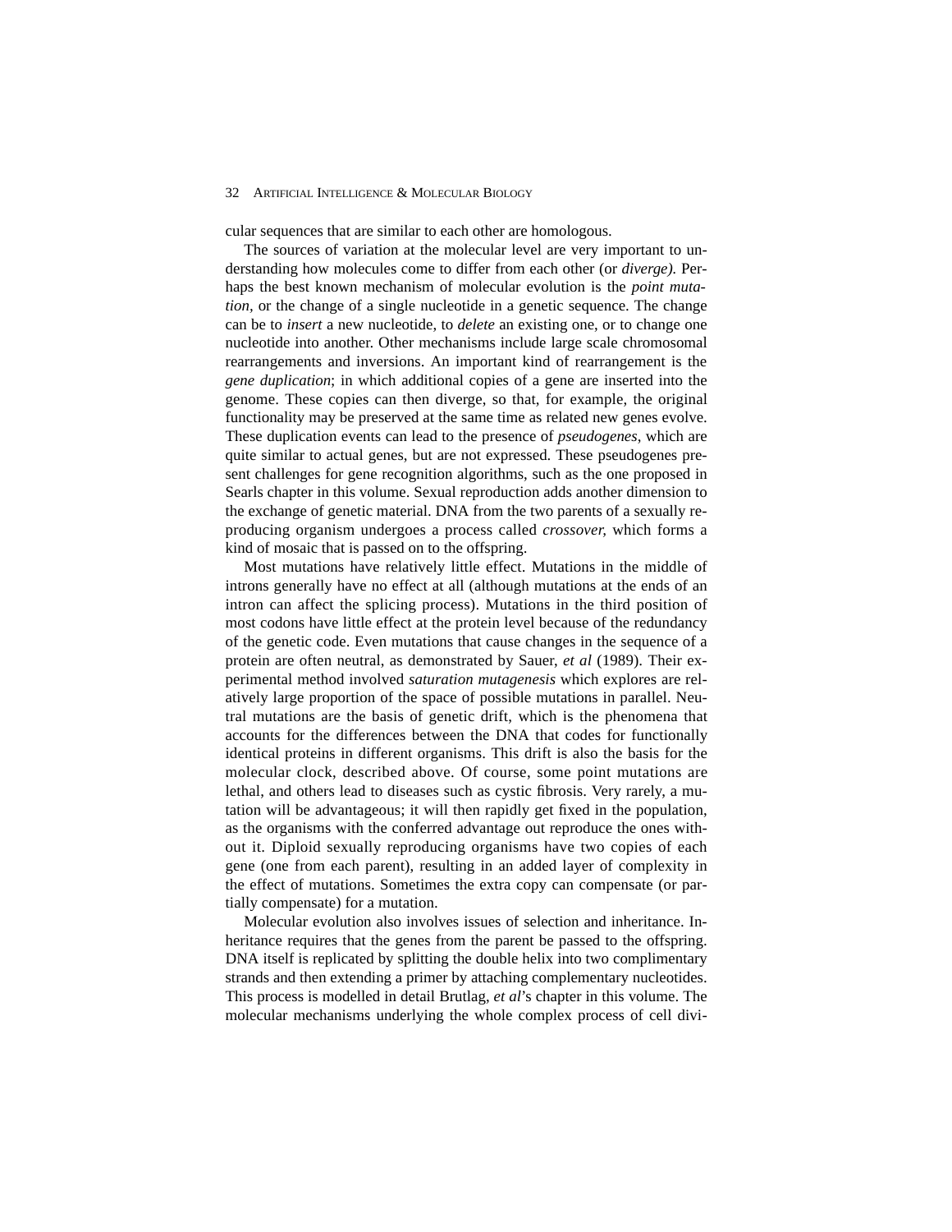cular sequences that are similar to each other are homologous.

The sources of variation at the molecular level are very important to understanding how molecules come to differ from each other (or *diverge).* Perhaps the best known mechanism of molecular evolution is the *point mutation,* or the change of a single nucleotide in a genetic sequence. The change can be to *insert* a new nucleotide, to *delete* an existing one, or to change one nucleotide into another. Other mechanisms include large scale chromosomal rearrangements and inversions. An important kind of rearrangement is the *gene duplication*; in which additional copies of a gene are inserted into the genome. These copies can then diverge, so that, for example, the original functionality may be preserved at the same time as related new genes evolve. These duplication events can lead to the presence of *pseudogenes*, which are quite similar to actual genes, but are not expressed. These pseudogenes present challenges for gene recognition algorithms, such as the one proposed in Searls chapter in this volume. Sexual reproduction adds another dimension to the exchange of genetic material. DNA from the two parents of a sexually reproducing organism undergoes a process called *crossover,* which forms a kind of mosaic that is passed on to the offspring.

Most mutations have relatively little effect. Mutations in the middle of introns generally have no effect at all (although mutations at the ends of an intron can affect the splicing process). Mutations in the third position of most codons have little effect at the protein level because of the redundancy of the genetic code. Even mutations that cause changes in the sequence of a protein are often neutral, as demonstrated by Sauer, *et al* (1989). Their experimental method involved *saturation mutagenesis* which explores are relatively large proportion of the space of possible mutations in parallel. Neutral mutations are the basis of genetic drift, which is the phenomena that accounts for the differences between the DNA that codes for functionally identical proteins in different organisms. This drift is also the basis for the molecular clock, described above. Of course, some point mutations are lethal, and others lead to diseases such as cystic fibrosis. Very rarely, a mutation will be advantageous; it will then rapidly get fixed in the population, as the organisms with the conferred advantage out reproduce the ones without it. Diploid sexually reproducing organisms have two copies of each gene (one from each parent), resulting in an added layer of complexity in the effect of mutations. Sometimes the extra copy can compensate (or partially compensate) for a mutation.

Molecular evolution also involves issues of selection and inheritance. Inheritance requires that the genes from the parent be passed to the offspring. DNA itself is replicated by splitting the double helix into two complimentary strands and then extending a primer by attaching complementary nucleotides. This process is modelled in detail Brutlag, *et al*'s chapter in this volume. The molecular mechanisms underlying the whole complex process of cell divi-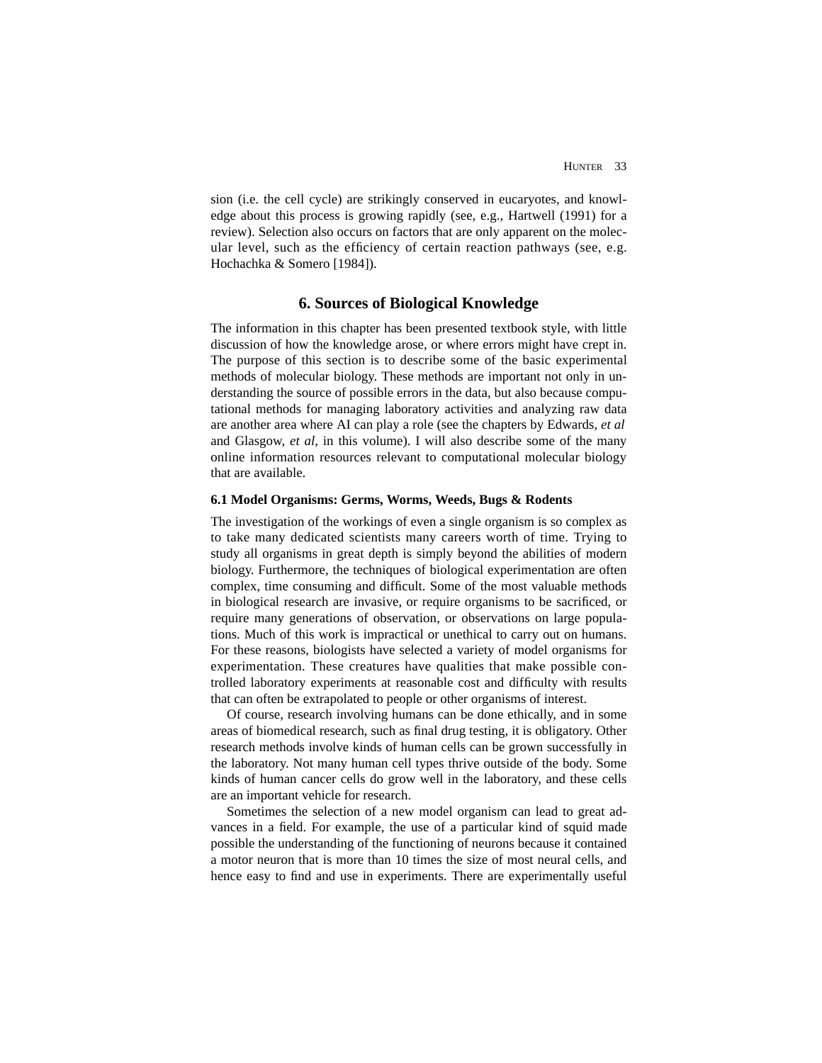sion (i.e. the cell cycle) are strikingly conserved in eucaryotes, and knowledge about this process is growing rapidly (see, e.g., Hartwell (1991) for a review). Selection also occurs on factors that are only apparent on the molecular level, such as the efficiency of certain reaction pathways (see, e.g. Hochachka & Somero [1984]).

## 6. Sources of Biological Knowledge

The information in this chapter has been presented textbook style, with little discussion of how the knowledge arose, or where errors might have crept in. The purpose of this section is to describe some of the basic experimental methods of molecular biology. These methods are important not only in understanding the source of possible errors in the data, but also because computational methods for managing laboratory activities and analyzing raw data are another area where AI can play a role (see the chapters by Edwards, *et al* and Glasgow, *et al*, in this volume). I will also describe some of the many online information resources relevant to computational molecular biology that are available.

### 6.1 Model Organisms: Germs, Worms, Weeds, Bugs & Rodents

The investigation of the workings of even a single organism is so complex as to take many dedicated scientists many careers worth of time. Trying to study all organisms in great depth is simply beyond the abilities of modern biology. Furthermore, the techniques of biological experimentation are often complex, time consuming and difficult. Some of the most valuable methods in biological research are invasive, or require organisms to be sacrificed, or require many generations of observation, or observations on large populations. Much of this work is impractical or unethical to carry out on humans. For these reasons, biologists have selected a variety of model organisms for experimentation. These creatures have qualities that make possible controlled laboratory experiments at reasonable cost and difficulty with results that can often be extrapolated to people or other organisms of interest.

Of course, research involving humans can be done ethically, and in some areas of biomedical research, such as final drug testing, it is obligatory. Other research methods involve kinds of human cells can be grown successfully in the laboratory. Not many human cell types thrive outside of the body. Some kinds of human cancer cells do grow well in the laboratory, and these cells are an important vehicle for research.

Sometimes the selection of a new model organism can lead to great advances in a field. For example, the use of a particular kind of squid made possible the understanding of the functioning of neurons because it contained a motor neuron that is more than 10 times the size of most neural cells, and hence easy to find and use in experiments. There are experimentally useful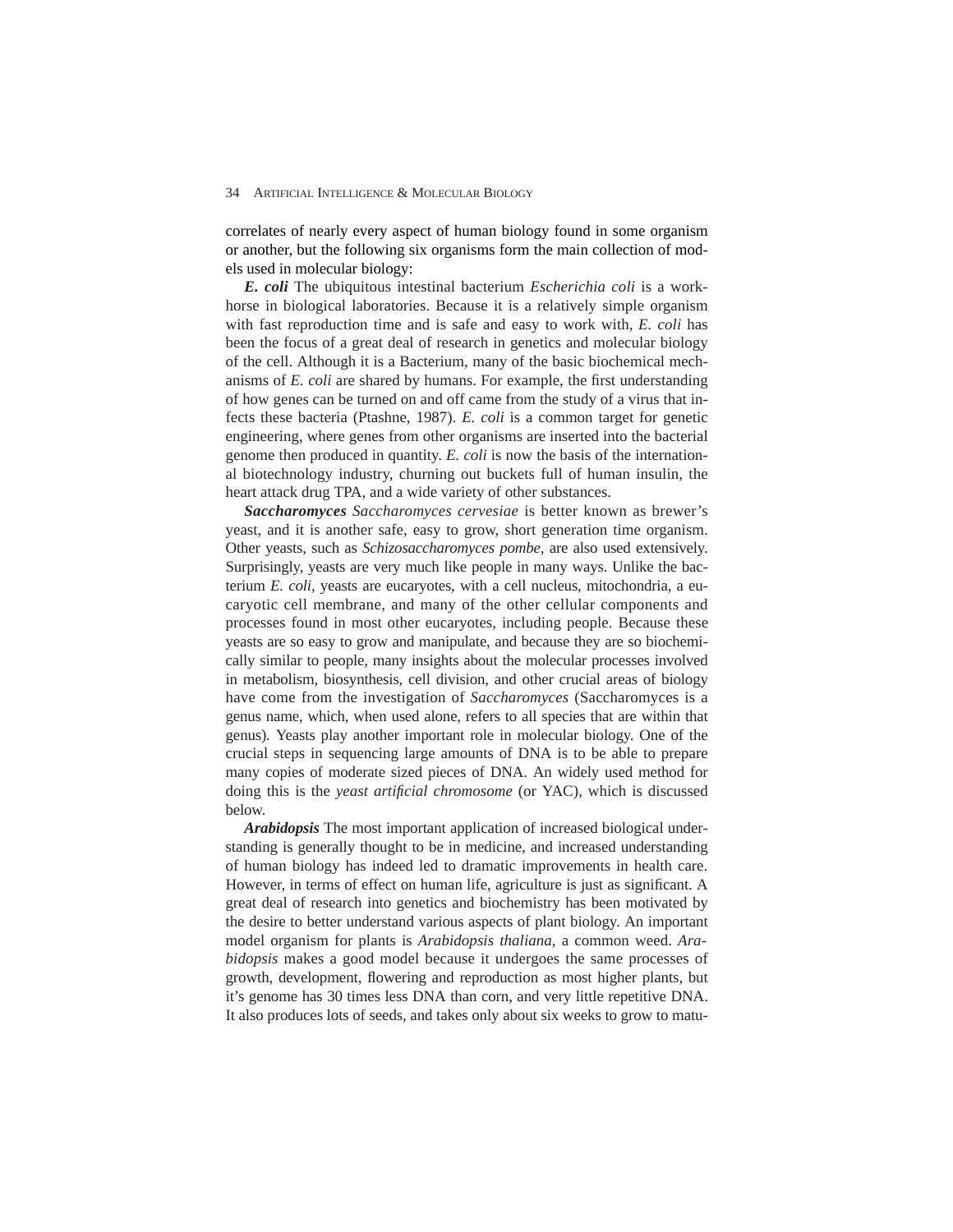correlates of nearly every aspect of human biology found in some organism or another, but the following six organisms form the main collection of models used in molecular biology:

***E. coli*** The ubiquitous intestinal bacterium *Escherichia coli* is a workhorse in biological laboratories. Because it is a relatively simple organism with fast reproduction time and is safe and easy to work with, *E. coli* has been the focus of a great deal of research in genetics and molecular biology of the cell. Although it is a Bacterium, many of the basic biochemical mechanisms of *E. coli* are shared by humans. For example, the first understanding of how genes can be turned on and off came from the study of a virus that infects these bacteria (Ptashne, 1987). *E. coli* is a common target for genetic engineering, where genes from other organisms are inserted into the bacterial genome then produced in quantity. *E. coli* is now the basis of the international biotechnology industry, churning out buckets full of human insulin, the heart attack drug TPA, and a wide variety of other substances.

***Saccharomyces*** *Saccharomyces cervesiae* is better known as brewer's yeast, and it is another safe, easy to grow, short generation time organism. Other yeasts, such as *Schizosaccharomyces pombe,* are also used extensively. Surprisingly, yeasts are very much like people in many ways. Unlike the bacterium *E. coli*, yeasts are eucaryotes, with a cell nucleus, mitochondria, a eucaryotic cell membrane, and many of the other cellular components and processes found in most other eucaryotes, including people. Because these yeasts are so easy to grow and manipulate, and because they are so biochemically similar to people, many insights about the molecular processes involved in metabolism, biosynthesis, cell division, and other crucial areas of biology have come from the investigation of *Saccharomyces* (Saccharomyces is a genus name, which, when used alone, refers to all species that are within that genus). Yeasts play another important role in molecular biology. One of the crucial steps in sequencing large amounts of DNA is to be able to prepare many copies of moderate sized pieces of DNA. An widely used method for doing this is the *yeast artificial chromosome* (or YAC), which is discussed below.

***Arabidopsis*** The most important application of increased biological understanding is generally thought to be in medicine, and increased understanding of human biology has indeed led to dramatic improvements in health care. However, in terms of effect on human life, agriculture is just as significant. A great deal of research into genetics and biochemistry has been motivated by the desire to better understand various aspects of plant biology. An important model organism for plants is *Arabidopsis thaliana*, a common weed. *Arabidopsis* makes a good model because it undergoes the same processes of growth, development, flowering and reproduction as most higher plants, but it's genome has 30 times less DNA than corn, and very little repetitive DNA. It also produces lots of seeds, and takes only about six weeks to grow to matu-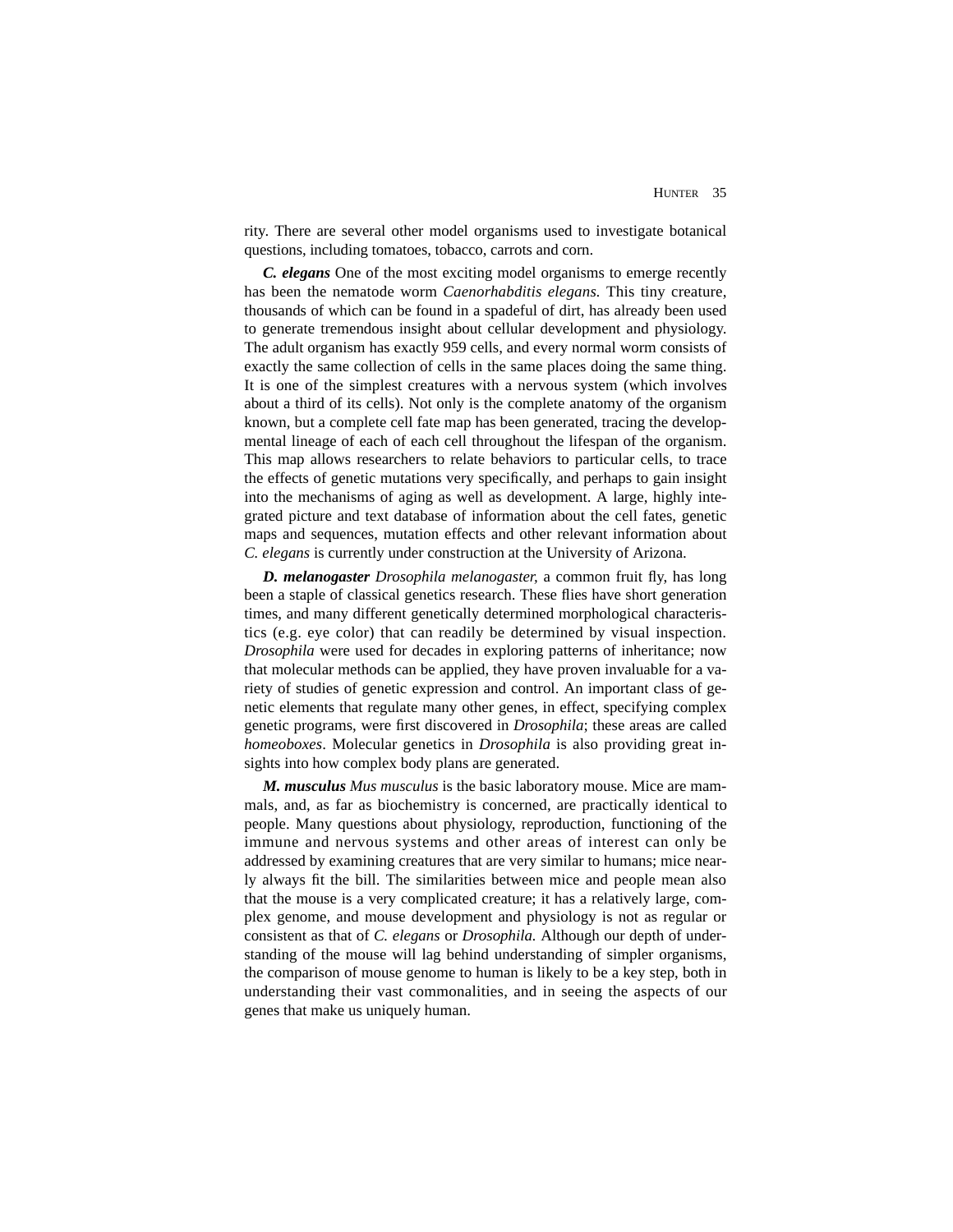rity. There are several other model organisms used to investigate botanical questions, including tomatoes, tobacco, carrots and corn.

***C. elegans*** One of the most exciting model organisms to emerge recently has been the nematode worm *Caenorhabditis elegans.* This tiny creature, thousands of which can be found in a spadeful of dirt, has already been used to generate tremendous insight about cellular development and physiology. The adult organism has exactly 959 cells, and every normal worm consists of exactly the same collection of cells in the same places doing the same thing. It is one of the simplest creatures with a nervous system (which involves about a third of its cells). Not only is the complete anatomy of the organism known, but a complete cell fate map has been generated, tracing the developmental lineage of each of each cell throughout the lifespan of the organism. This map allows researchers to relate behaviors to particular cells, to trace the effects of genetic mutations very specifically, and perhaps to gain insight into the mechanisms of aging as well as development. A large, highly integrated picture and text database of information about the cell fates, genetic maps and sequences, mutation effects and other relevant information about *C. elegans* is currently under construction at the University of Arizona.

***D. melanogaster*** *Drosophila melanogaster,* a common fruit fly, has long been a staple of classical genetics research. These flies have short generation times, and many different genetically determined morphological characteristics (e.g. eye color) that can readily be determined by visual inspection. *Drosophila* were used for decades in exploring patterns of inheritance; now that molecular methods can be applied, they have proven invaluable for a variety of studies of genetic expression and control. An important class of genetic elements that regulate many other genes, in effect, specifying complex genetic programs, were first discovered in *Drosophila*; these areas are called *homeoboxes*. Molecular genetics in *Drosophila* is also providing great insights into how complex body plans are generated.

***M. musculus*** *Mus musculus* is the basic laboratory mouse. Mice are mammals, and, as far as biochemistry is concerned, are practically identical to people. Many questions about physiology, reproduction, functioning of the immune and nervous systems and other areas of interest can only be addressed by examining creatures that are very similar to humans; mice nearly always fit the bill. The similarities between mice and people mean also that the mouse is a very complicated creature; it has a relatively large, complex genome, and mouse development and physiology is not as regular or consistent as that of *C. elegans* or *Drosophila.* Although our depth of understanding of the mouse will lag behind understanding of simpler organisms, the comparison of mouse genome to human is likely to be a key step, both in understanding their vast commonalities, and in seeing the aspects of our genes that make us uniquely human.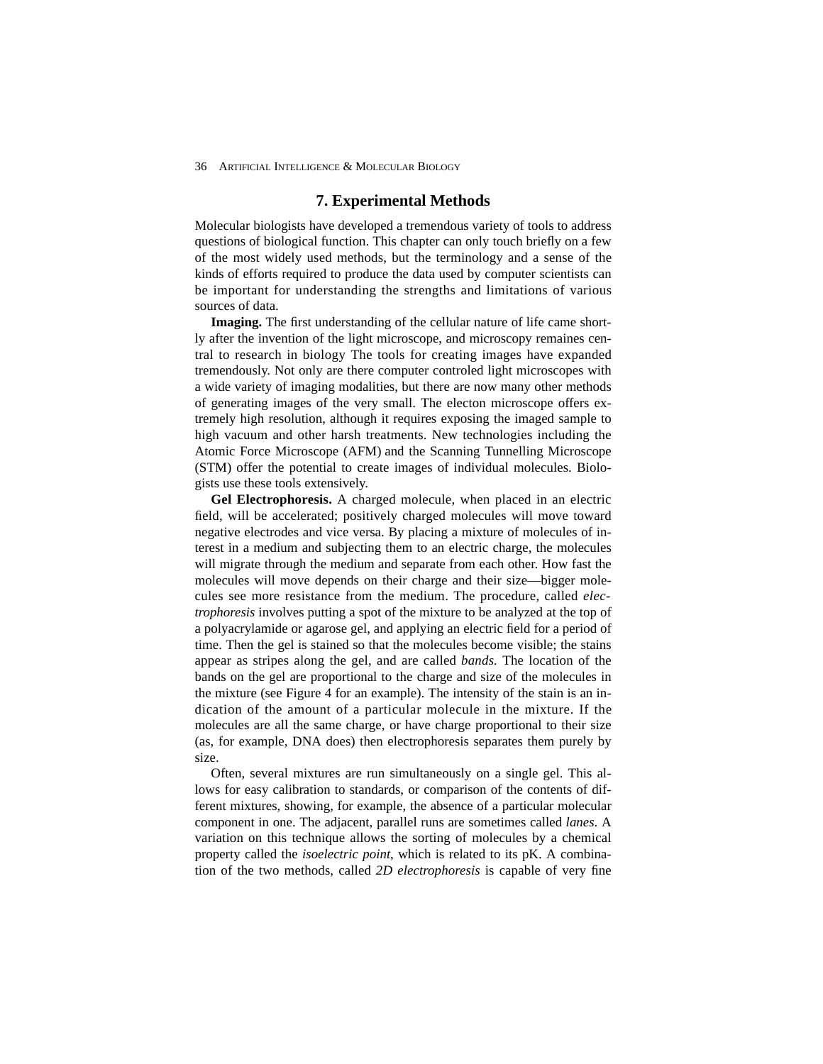## 7. Experimental Methods

Molecular biologists have developed a tremendous variety of tools to address questions of biological function. This chapter can only touch briefly on a few of the most widely used methods, but the terminology and a sense of the kinds of efforts required to produce the data used by computer scientists can be important for understanding the strengths and limitations of various sources of data.

**Imaging.** The first understanding of the cellular nature of life came shortly after the invention of the light microscope, and microscopy remaines central to research in biology The tools for creating images have expanded tremendously. Not only are there computer controled light microscopes with a wide variety of imaging modalities, but there are now many other methods of generating images of the very small. The electon microscope offers extremely high resolution, although it requires exposing the imaged sample to high vacuum and other harsh treatments. New technologies including the Atomic Force Microscope (AFM) and the Scanning Tunnelling Microscope (STM) offer the potential to create images of individual molecules. Biologists use these tools extensively.

**Gel Electrophoresis.** A charged molecule, when placed in an electric field, will be accelerated; positively charged molecules will move toward negative electrodes and vice versa. By placing a mixture of molecules of interest in a medium and subjecting them to an electric charge, the molecules will migrate through the medium and separate from each other. How fast the molecules will move depends on their charge and their size—bigger molecules see more resistance from the medium. The procedure, called *electrophoresis* involves putting a spot of the mixture to be analyzed at the top of a polyacrylamide or agarose gel, and applying an electric field for a period of time. Then the gel is stained so that the molecules become visible; the stains appear as stripes along the gel, and are called *bands.* The location of the bands on the gel are proportional to the charge and size of the molecules in the mixture (see Figure 4 for an example). The intensity of the stain is an indication of the amount of a particular molecule in the mixture. If the molecules are all the same charge, or have charge proportional to their size (as, for example, DNA does) then electrophoresis separates them purely by size.

Often, several mixtures are run simultaneously on a single gel. This allows for easy calibration to standards, or comparison of the contents of different mixtures, showing, for example, the absence of a particular molecular component in one. The adjacent, parallel runs are sometimes called *lanes*. A variation on this technique allows the sorting of molecules by a chemical property called the *isoelectric point*, which is related to its pK. A combination of the two methods, called *2D electrophoresis* is capable of very fine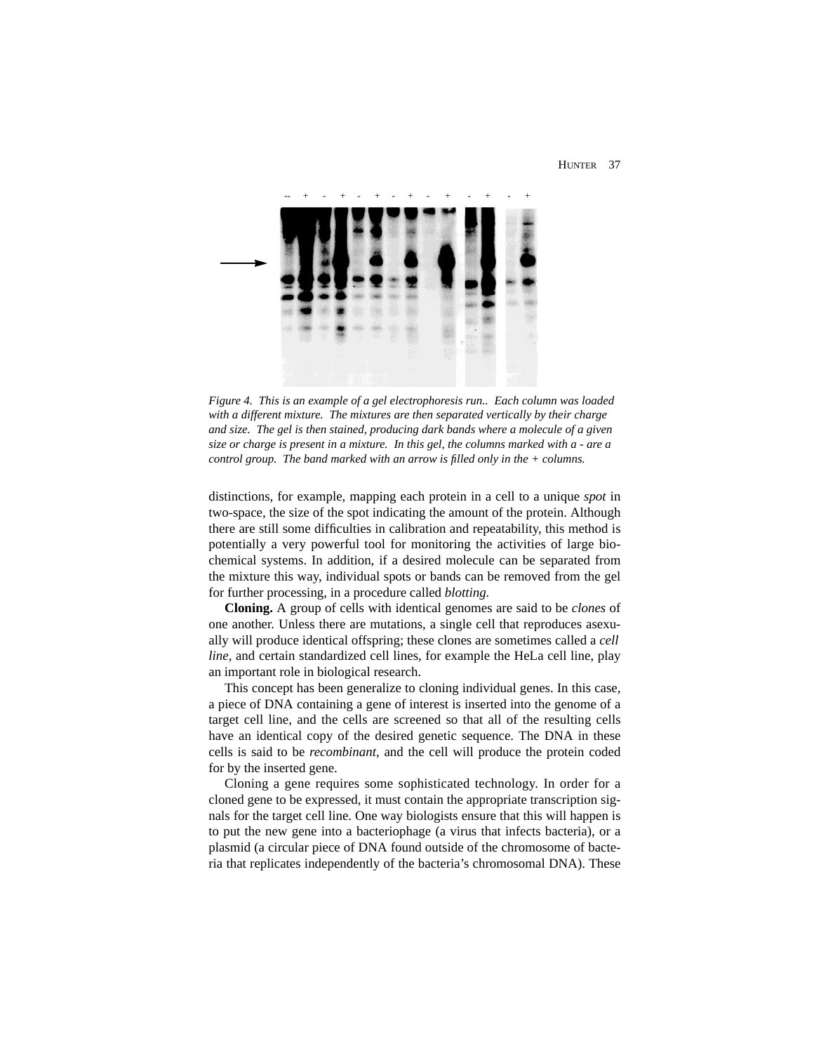*Figure 4. This is an example of a gel electrophoresis run.. Each column was loaded with a different mixture. The mixtures are then separated vertically by their charge and size. The gel is then stained, producing dark bands where a molecule of a given size or charge is present in a mixture. In this gel, the columns marked with a - are a control group. The band marked with an arrow is filled only in the + columns.*

distinctions, for example, mapping each protein in a cell to a unique *spot* in two-space, the size of the spot indicating the amount of the protein. Although there are still some difficulties in calibration and repeatability, this method is potentially a very powerful tool for monitoring the activities of large biochemical systems. In addition, if a desired molecule can be separated from the mixture this way, individual spots or bands can be removed from the gel for further processing, in a procedure called *blotting*.

**Cloning.** A group of cells with identical genomes are said to be *clones* of one another. Unless there are mutations, a single cell that reproduces asexually will produce identical offspring; these clones are sometimes called a *cell line*, and certain standardized cell lines, for example the HeLa cell line, play an important role in biological research.

This concept has been generalize to cloning individual genes. In this case, a piece of DNA containing a gene of interest is inserted into the genome of a target cell line, and the cells are screened so that all of the resulting cells have an identical copy of the desired genetic sequence. The DNA in these cells is said to be *recombinant*, and the cell will produce the protein coded for by the inserted gene.

Cloning a gene requires some sophisticated technology. In order for a cloned gene to be expressed, it must contain the appropriate transcription signals for the target cell line. One way biologists ensure that this will happen is to put the new gene into a bacteriophage (a virus that infects bacteria), or a plasmid (a circular piece of DNA found outside of the chromosome of bacteria that replicates independently of the bacteria's chromosomal DNA). These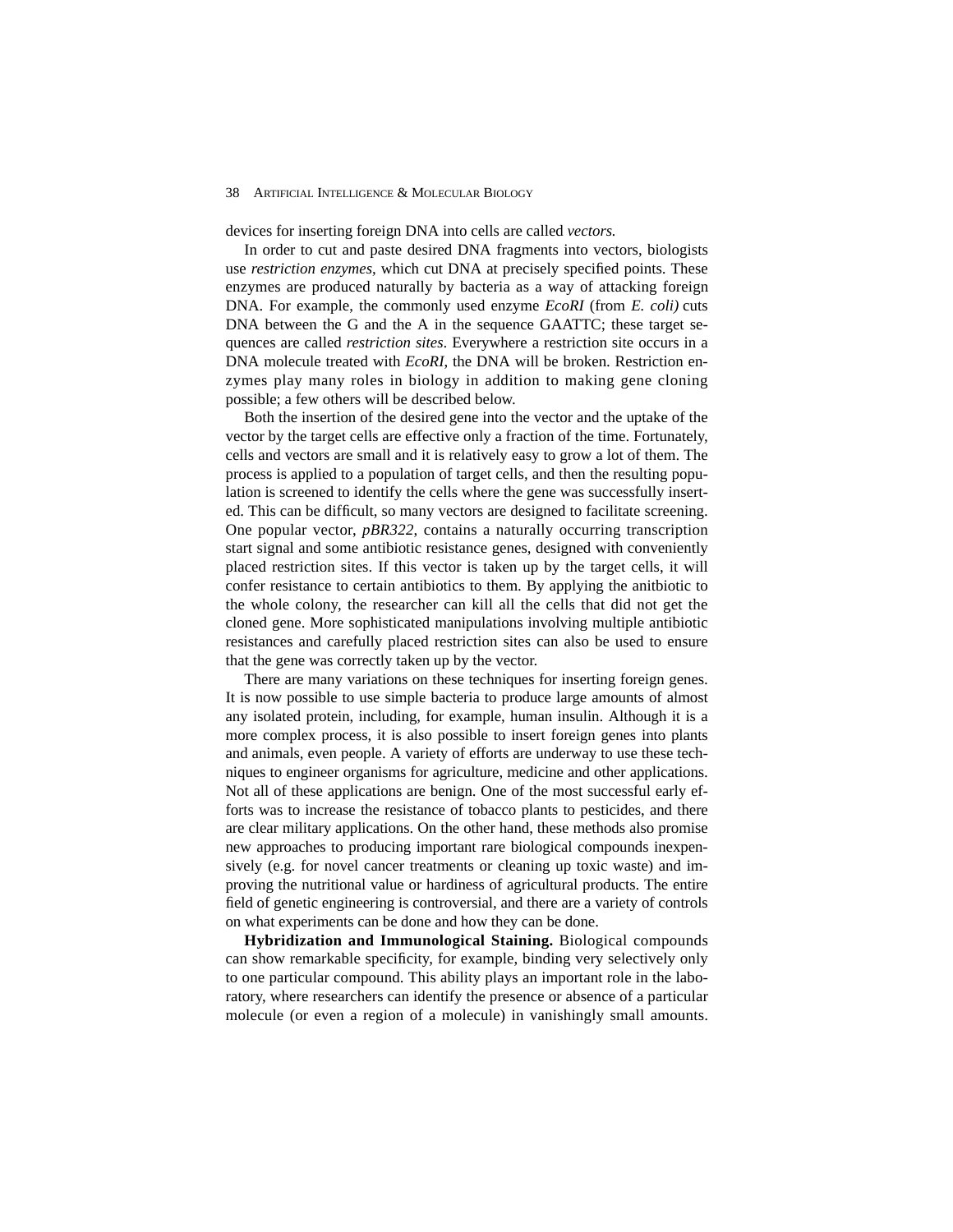devices for inserting foreign DNA into cells are called *vectors.*

In order to cut and paste desired DNA fragments into vectors, biologists use *restriction enzymes*, which cut DNA at precisely specified points. These enzymes are produced naturally by bacteria as a way of attacking foreign DNA. For example, the commonly used enzyme *EcoRI* (from *E. coli)* cuts DNA between the G and the A in the sequence GAATTC; these target sequences are called *restriction sites*. Everywhere a restriction site occurs in a DNA molecule treated with *EcoRI,* the DNA will be broken. Restriction enzymes play many roles in biology in addition to making gene cloning possible; a few others will be described below.

Both the insertion of the desired gene into the vector and the uptake of the vector by the target cells are effective only a fraction of the time. Fortunately, cells and vectors are small and it is relatively easy to grow a lot of them. The process is applied to a population of target cells, and then the resulting population is screened to identify the cells where the gene was successfully inserted. This can be difficult, so many vectors are designed to facilitate screening. One popular vector, *pBR322*, contains a naturally occurring transcription start signal and some antibiotic resistance genes, designed with conveniently placed restriction sites. If this vector is taken up by the target cells, it will confer resistance to certain antibiotics to them. By applying the anitbiotic to the whole colony, the researcher can kill all the cells that did not get the cloned gene. More sophisticated manipulations involving multiple antibiotic resistances and carefully placed restriction sites can also be used to ensure that the gene was correctly taken up by the vector.

There are many variations on these techniques for inserting foreign genes. It is now possible to use simple bacteria to produce large amounts of almost any isolated protein, including, for example, human insulin. Although it is a more complex process, it is also possible to insert foreign genes into plants and animals, even people. A variety of efforts are underway to use these techniques to engineer organisms for agriculture, medicine and other applications. Not all of these applications are benign. One of the most successful early efforts was to increase the resistance of tobacco plants to pesticides, and there are clear military applications. On the other hand, these methods also promise new approaches to producing important rare biological compounds inexpensively (e.g. for novel cancer treatments or cleaning up toxic waste) and improving the nutritional value or hardiness of agricultural products. The entire field of genetic engineering is controversial, and there are a variety of controls on what experiments can be done and how they can be done.

**Hybridization and Immunological Staining.** Biological compounds can show remarkable specificity, for example, binding very selectively only to one particular compound. This ability plays an important role in the laboratory, where researchers can identify the presence or absence of a particular molecule (or even a region of a molecule) in vanishingly small amounts.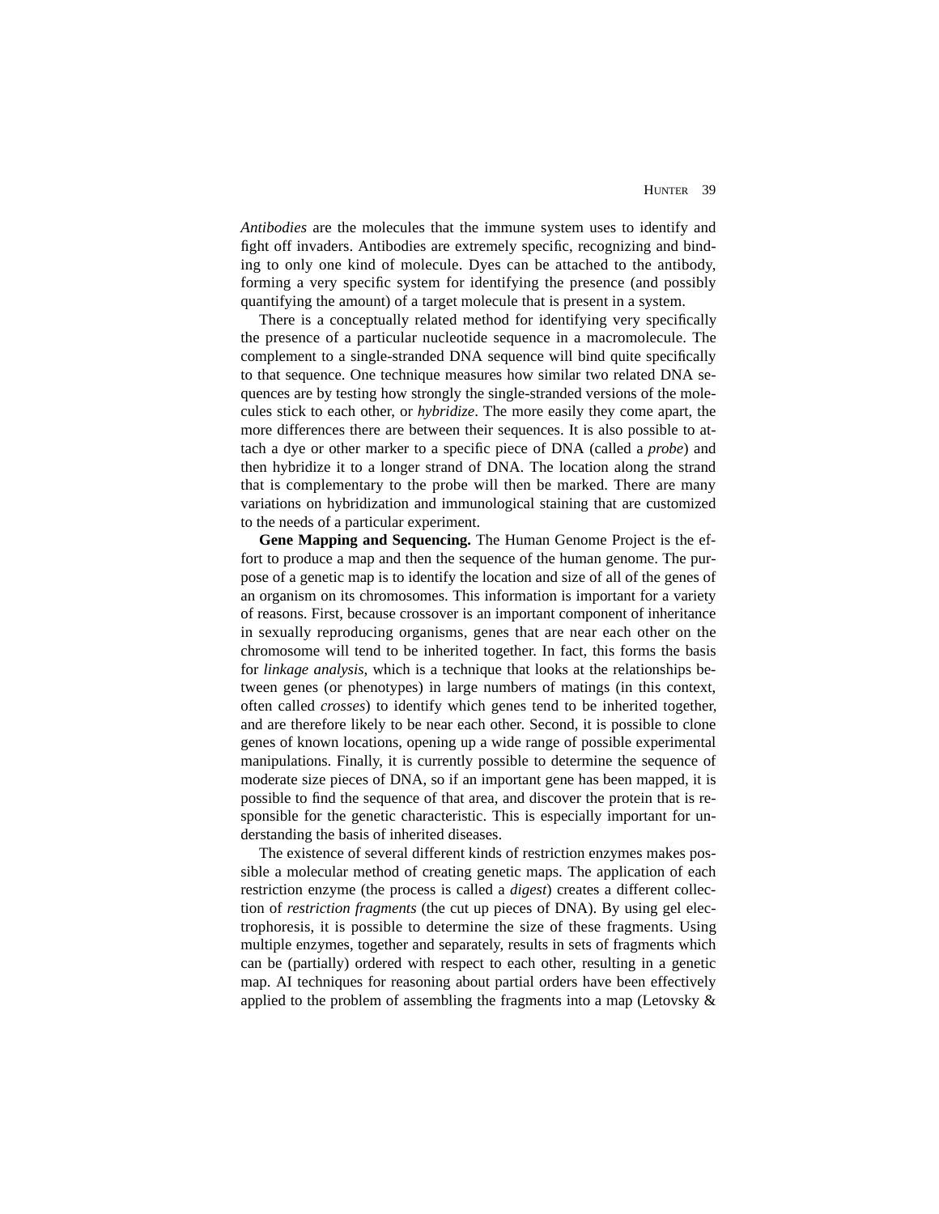*Antibodies* are the molecules that the immune system uses to identify and fight off invaders. Antibodies are extremely specific, recognizing and binding to only one kind of molecule. Dyes can be attached to the antibody, forming a very specific system for identifying the presence (and possibly quantifying the amount) of a target molecule that is present in a system.

There is a conceptually related method for identifying very specifically the presence of a particular nucleotide sequence in a macromolecule. The complement to a single-stranded DNA sequence will bind quite specifically to that sequence. One technique measures how similar two related DNA sequences are by testing how strongly the single-stranded versions of the molecules stick to each other, or *hybridize*. The more easily they come apart, the more differences there are between their sequences. It is also possible to attach a dye or other marker to a specific piece of DNA (called a *probe*) and then hybridize it to a longer strand of DNA. The location along the strand that is complementary to the probe will then be marked. There are many variations on hybridization and immunological staining that are customized to the needs of a particular experiment.

**Gene Mapping and Sequencing.** The Human Genome Project is the effort to produce a map and then the sequence of the human genome. The purpose of a genetic map is to identify the location and size of all of the genes of an organism on its chromosomes. This information is important for a variety of reasons. First, because crossover is an important component of inheritance in sexually reproducing organisms, genes that are near each other on the chromosome will tend to be inherited together. In fact, this forms the basis for *linkage analysis*, which is a technique that looks at the relationships between genes (or phenotypes) in large numbers of matings (in this context, often called *crosses*) to identify which genes tend to be inherited together, and are therefore likely to be near each other. Second, it is possible to clone genes of known locations, opening up a wide range of possible experimental manipulations. Finally, it is currently possible to determine the sequence of moderate size pieces of DNA, so if an important gene has been mapped, it is possible to find the sequence of that area, and discover the protein that is responsible for the genetic characteristic. This is especially important for understanding the basis of inherited diseases.

The existence of several different kinds of restriction enzymes makes possible a molecular method of creating genetic maps. The application of each restriction enzyme (the process is called a *digest*) creates a different collection of *restriction fragments* (the cut up pieces of DNA). By using gel electrophoresis, it is possible to determine the size of these fragments. Using multiple enzymes, together and separately, results in sets of fragments which can be (partially) ordered with respect to each other, resulting in a genetic map. AI techniques for reasoning about partial orders have been effectively applied to the problem of assembling the fragments into a map (Letovsky &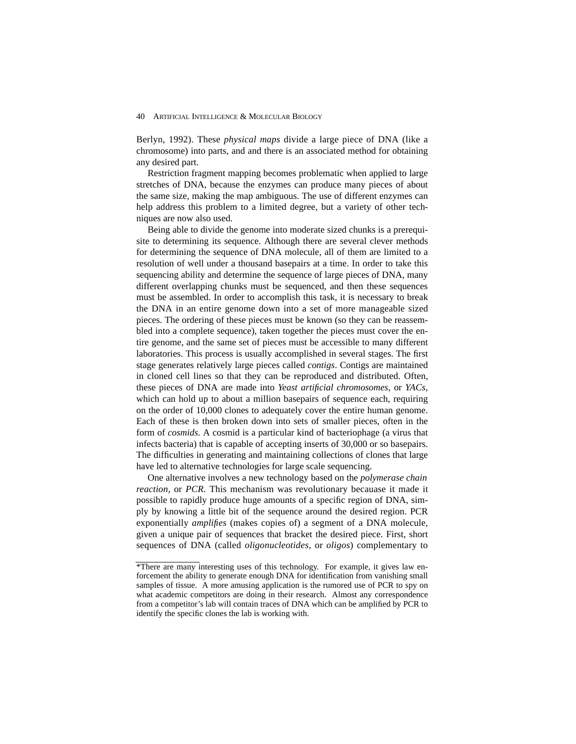Berlyn, 1992). These *physical maps* divide a large piece of DNA (like a chromosome) into parts, and and there is an associated method for obtaining any desired part.

Restriction fragment mapping becomes problematic when applied to large stretches of DNA, because the enzymes can produce many pieces of about the same size, making the map ambiguous. The use of different enzymes can help address this problem to a limited degree, but a variety of other techniques are now also used.

Being able to divide the genome into moderate sized chunks is a prerequisite to determining its sequence. Although there are several clever methods for determining the sequence of DNA molecule, all of them are limited to a resolution of well under a thousand basepairs at a time. In order to take this sequencing ability and determine the sequence of large pieces of DNA, many different overlapping chunks must be sequenced, and then these sequences must be assembled. In order to accomplish this task, it is necessary to break the DNA in an entire genome down into a set of more manageable sized pieces. The ordering of these pieces must be known (so they can be reassembled into a complete sequence), taken together the pieces must cover the entire genome, and the same set of pieces must be accessible to many different laboratories. This process is usually accomplished in several stages. The first stage generates relatively large pieces called *contigs*. Contigs are maintained in cloned cell lines so that they can be reproduced and distributed. Often, these pieces of DNA are made into *Yeast artificial chromosomes*, or *YACs*, which can hold up to about a million basepairs of sequence each, requiring on the order of 10,000 clones to adequately cover the entire human genome. Each of these is then broken down into sets of smaller pieces, often in the form of *cosmids*. A cosmid is a particular kind of bacteriophage (a virus that infects bacteria) that is capable of accepting inserts of 30,000 or so basepairs. The difficulties in generating and maintaining collections of clones that large have led to alternative technologies for large scale sequencing.

One alternative involves a new technology based on the *polymerase chain reaction*, or *PCR*. This mechanism was revolutionary becauase it made it possible to rapidly produce huge amounts of a specific region of DNA, simply by knowing a little bit of the sequence around the desired region. PCR exponentially *amplifies* (makes copies of) a segment of a DNA molecule, given a unique pair of sequences that bracket the desired piece. First, short sequences of DNA (called *oligonucleotides*, or *oligos*) complementary to

---

*There are many interesting uses of this technology. For example, it gives law enforcement the ability to generate enough DNA for identification from vanishing small samples of tissue. A more amusing application is the rumored use of PCR to spy on what academic competitors are doing in their research. Almost any correspondence from a competitor's lab will contain traces of DNA which can be amplified by PCR to identify the specific clones the lab is working with.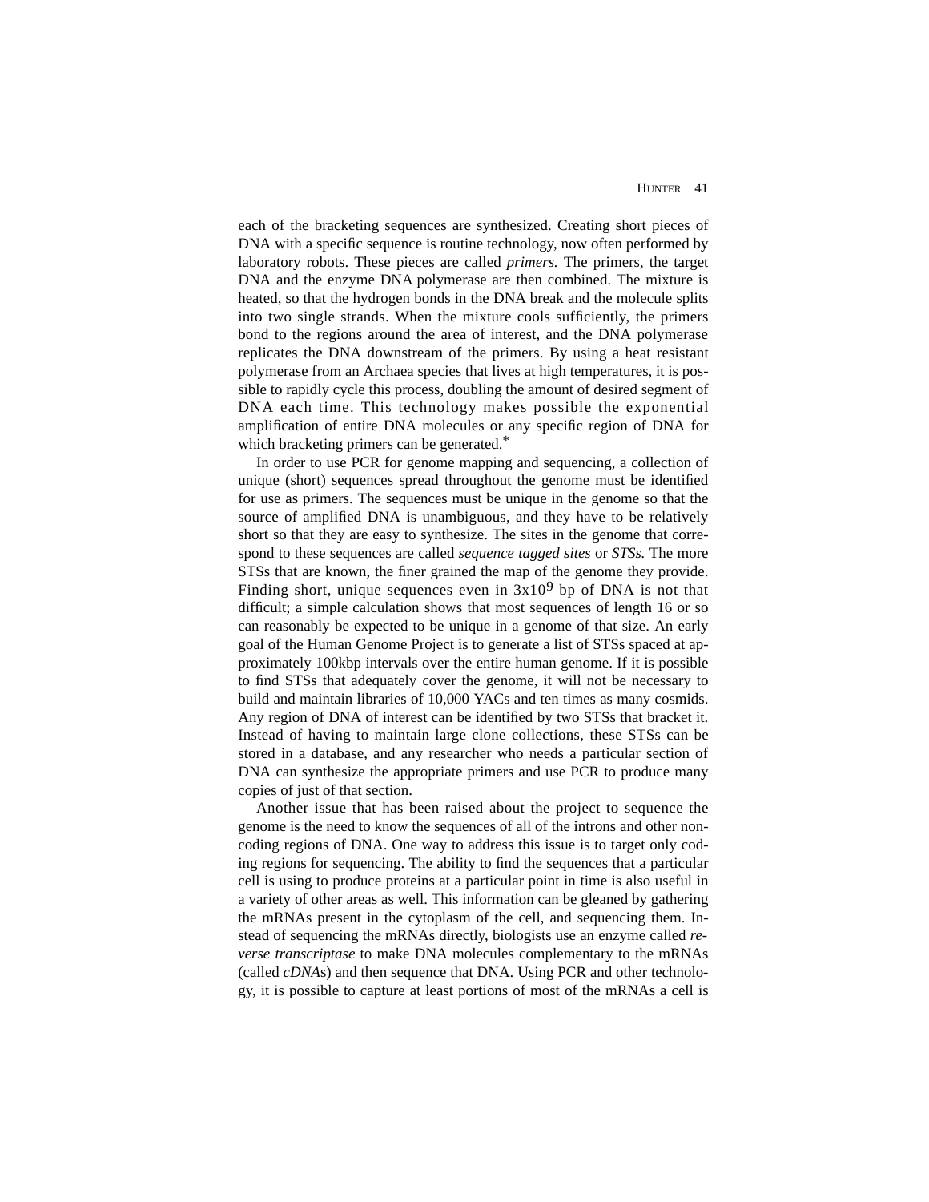each of the bracketing sequences are synthesized. Creating short pieces of DNA with a specific sequence is routine technology, now often performed by laboratory robots. These pieces are called *primers.* The primers, the target DNA and the enzyme DNA polymerase are then combined. The mixture is heated, so that the hydrogen bonds in the DNA break and the molecule splits into two single strands. When the mixture cools sufficiently, the primers bond to the regions around the area of interest, and the DNA polymerase replicates the DNA downstream of the primers. By using a heat resistant polymerase from an Archaea species that lives at high temperatures, it is possible to rapidly cycle this process, doubling the amount of desired segment of DNA each time. This technology makes possible the exponential amplification of entire DNA molecules or any specific region of DNA for which bracketing primers can be generated.*

In order to use PCR for genome mapping and sequencing, a collection of unique (short) sequences spread throughout the genome must be identified for use as primers. The sequences must be unique in the genome so that the source of amplified DNA is unambiguous, and they have to be relatively short so that they are easy to synthesize. The sites in the genome that correspond to these sequences are called *sequence tagged sites* or *STSs.* The more STSs that are known, the finer grained the map of the genome they provide. Finding short, unique sequences even in $3x10^9$ bp of DNA is not that difficult; a simple calculation shows that most sequences of length 16 or so can reasonably be expected to be unique in a genome of that size. An early goal of the Human Genome Project is to generate a list of STSs spaced at approximately 100kbp intervals over the entire human genome. If it is possible to find STSs that adequately cover the genome, it will not be necessary to build and maintain libraries of 10,000 YACs and ten times as many cosmids. Any region of DNA of interest can be identified by two STSs that bracket it. Instead of having to maintain large clone collections, these STSs can be stored in a database, and any researcher who needs a particular section of DNA can synthesize the appropriate primers and use PCR to produce many copies of just of that section.

Another issue that has been raised about the project to sequence the genome is the need to know the sequences of all of the introns and other noncoding regions of DNA. One way to address this issue is to target only coding regions for sequencing. The ability to find the sequences that a particular cell is using to produce proteins at a particular point in time is also useful in a variety of other areas as well. This information can be gleaned by gathering the mRNAs present in the cytoplasm of the cell, and sequencing them. Instead of sequencing the mRNAs directly, biologists use an enzyme called *reverse transcriptase* to make DNA molecules complementary to the mRNAs (called *cDNA*s) and then sequence that DNA. Using PCR and other technology, it is possible to capture at least portions of most of the mRNAs a cell is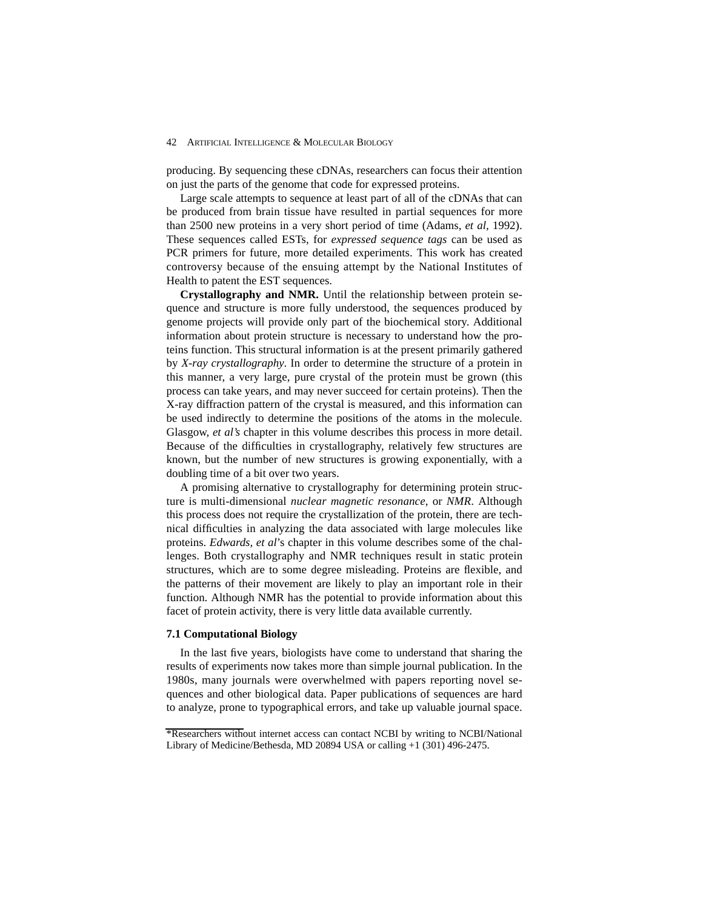producing. By sequencing these cDNAs, researchers can focus their attention on just the parts of the genome that code for expressed proteins.

Large scale attempts to sequence at least part of all of the cDNAs that can be produced from brain tissue have resulted in partial sequences for more than 2500 new proteins in a very short period of time (Adams, *et al*, 1992). These sequences called ESTs, for *expressed sequence tags* can be used as PCR primers for future, more detailed experiments. This work has created controversy because of the ensuing attempt by the National Institutes of Health to patent the EST sequences.

**Crystallography and NMR.** Until the relationship between protein sequence and structure is more fully understood, the sequences produced by genome projects will provide only part of the biochemical story. Additional information about protein structure is necessary to understand how the proteins function. This structural information is at the present primarily gathered by *X-ray crystallography*. In order to determine the structure of a protein in this manner, a very large, pure crystal of the protein must be grown (this process can take years, and may never succeed for certain proteins). Then the X-ray diffraction pattern of the crystal is measured, and this information can be used indirectly to determine the positions of the atoms in the molecule. Glasgow, *et al's* chapter in this volume describes this process in more detail. Because of the difficulties in crystallography, relatively few structures are known, but the number of new structures is growing exponentially, with a doubling time of a bit over two years.

A promising alternative to crystallography for determining protein structure is multi-dimensional *nuclear magnetic resonance*, or *NMR*. Although this process does not require the crystallization of the protein, there are technical difficulties in analyzing the data associated with large molecules like proteins. *Edwards, et al*'s chapter in this volume describes some of the challenges. Both crystallography and NMR techniques result in static protein structures, which are to some degree misleading. Proteins are flexible, and the patterns of their movement are likely to play an important role in their function. Although NMR has the potential to provide information about this facet of protein activity, there is very little data available currently.

### 7.1 Computational Biology

In the last five years, biologists have come to understand that sharing the results of experiments now takes more than simple journal publication. In the 1980s, many journals were overwhelmed with papers reporting novel sequences and other biological data. Paper publications of sequences are hard to analyze, prone to typographical errors, and take up valuable journal space.

*Researchers without internet access can contact NCBI by writing to NCBI/National Library of Medicine/Bethesda, MD 20894 USA or calling +1 (301) 496-2475.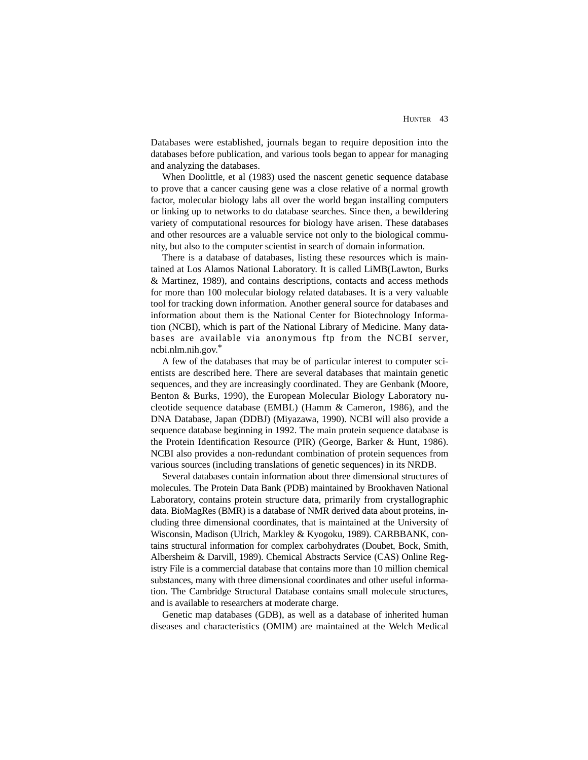Databases were established, journals began to require deposition into the databases before publication, and various tools began to appear for managing and analyzing the databases.

When Doolittle, et al (1983) used the nascent genetic sequence database to prove that a cancer causing gene was a close relative of a normal growth factor, molecular biology labs all over the world began installing computers or linking up to networks to do database searches. Since then, a bewildering variety of computational resources for biology have arisen. These databases and other resources are a valuable service not only to the biological community, but also to the computer scientist in search of domain information.

There is a database of databases, listing these resources which is maintained at Los Alamos National Laboratory. It is called LiMB(Lawton, Burks & Martinez, 1989), and contains descriptions, contacts and access methods for more than 100 molecular biology related databases. It is a very valuable tool for tracking down information. Another general source for databases and information about them is the National Center for Biotechnology Information (NCBI), which is part of the National Library of Medicine. Many databases are available via anonymous ftp from the NCBI server, ncbi.nlm.nih.gov.*

A few of the databases that may be of particular interest to computer scientists are described here. There are several databases that maintain genetic sequences, and they are increasingly coordinated. They are Genbank (Moore, Benton & Burks, 1990), the European Molecular Biology Laboratory nucleotide sequence database (EMBL) (Hamm & Cameron, 1986), and the DNA Database, Japan (DDBJ) (Miyazawa, 1990). NCBI will also provide a sequence database beginning in 1992. The main protein sequence database is the Protein Identification Resource (PIR) (George, Barker & Hunt, 1986). NCBI also provides a non-redundant combination of protein sequences from various sources (including translations of genetic sequences) in its NRDB.

Several databases contain information about three dimensional structures of molecules. The Protein Data Bank (PDB) maintained by Brookhaven National Laboratory, contains protein structure data, primarily from crystallographic data. BioMagRes (BMR) is a database of NMR derived data about proteins, including three dimensional coordinates, that is maintained at the University of Wisconsin, Madison (Ulrich, Markley & Kyogoku, 1989). CARBBANK, contains structural information for complex carbohydrates (Doubet, Bock, Smith, Albersheim & Darvill, 1989). Chemical Abstracts Service (CAS) Online Registry File is a commercial database that contains more than 10 million chemical substances, many with three dimensional coordinates and other useful information. The Cambridge Structural Database contains small molecule structures, and is available to researchers at moderate charge.

Genetic map databases (GDB), as well as a database of inherited human diseases and characteristics (OMIM) are maintained at the Welch Medical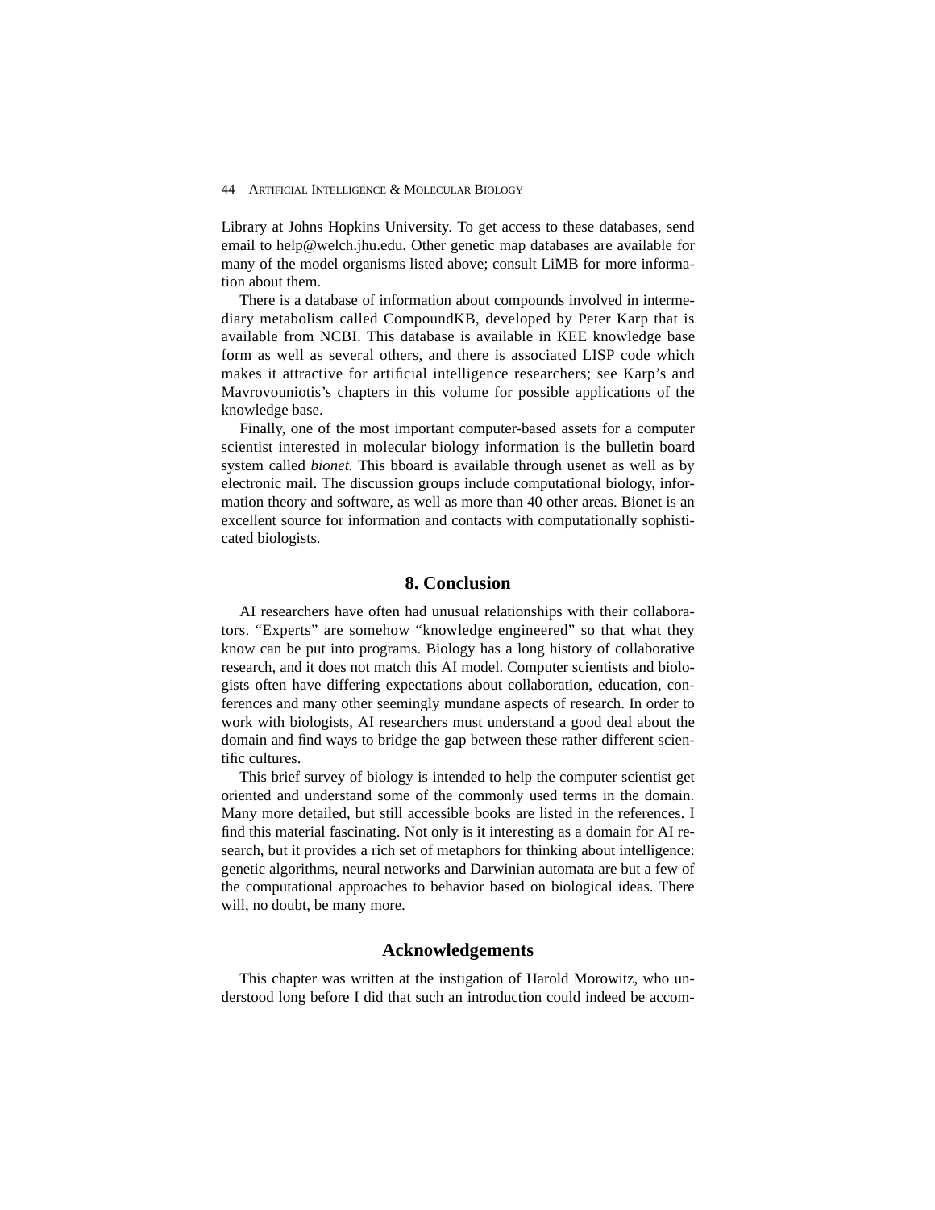Library at Johns Hopkins University. To get access to these databases, send email to help@welch.jhu.edu. Other genetic map databases are available for many of the model organisms listed above; consult LiMB for more information about them.

There is a database of information about compounds involved in intermediary metabolism called CompoundKB, developed by Peter Karp that is available from NCBI. This database is available in KEE knowledge base form as well as several others, and there is associated LISP code which makes it attractive for artificial intelligence researchers; see Karp's and Mavrovouniotis's chapters in this volume for possible applications of the knowledge base.

Finally, one of the most important computer-based assets for a computer scientist interested in molecular biology information is the bulletin board system called *bionet.* This bboard is available through usenet as well as by electronic mail. The discussion groups include computational biology, information theory and software, as well as more than 40 other areas. Bionet is an excellent source for information and contacts with computationally sophisticated biologists.

## 8. Conclusion

AI researchers have often had unusual relationships with their collaborators. "Experts" are somehow "knowledge engineered" so that what they know can be put into programs. Biology has a long history of collaborative research, and it does not match this AI model. Computer scientists and biologists often have differing expectations about collaboration, education, conferences and many other seemingly mundane aspects of research. In order to work with biologists, AI researchers must understand a good deal about the domain and find ways to bridge the gap between these rather different scientific cultures.

This brief survey of biology is intended to help the computer scientist get oriented and understand some of the commonly used terms in the domain. Many more detailed, but still accessible books are listed in the references. I find this material fascinating. Not only is it interesting as a domain for AI research, but it provides a rich set of metaphors for thinking about intelligence: genetic algorithms, neural networks and Darwinian automata are but a few of the computational approaches to behavior based on biological ideas. There will, no doubt, be many more.

## Acknowledgements

This chapter was written at the instigation of Harold Morowitz, who understood long before I did that such an introduction could indeed be accom-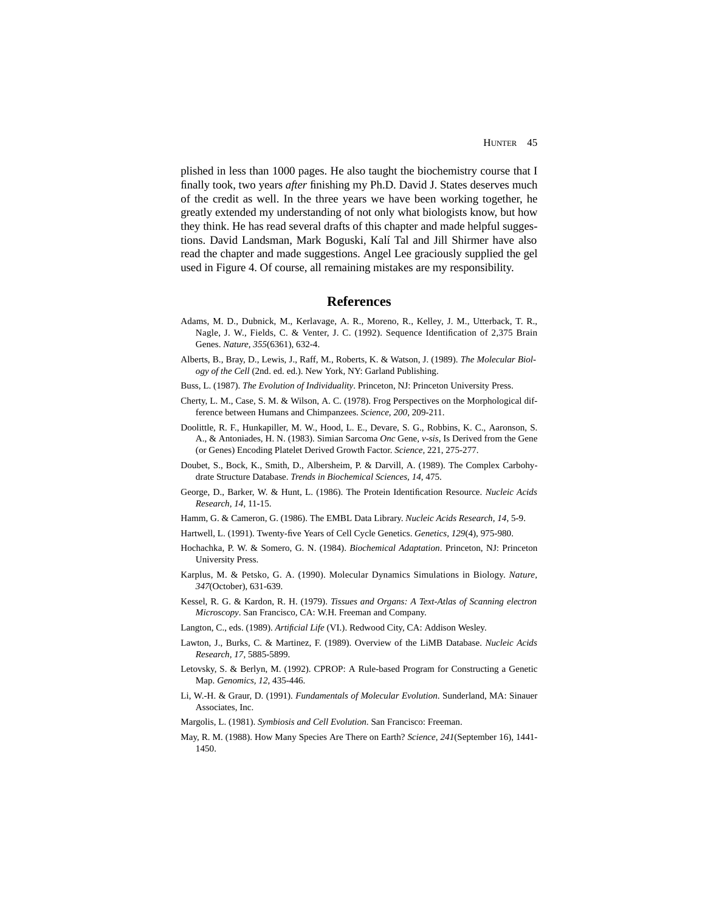plished in less than 1000 pages. He also taught the biochemistry course that I finally took, two years *after* finishing my Ph.D. David J. States deserves much of the credit as well. In the three years we have been working together, he greatly extended my understanding of not only what biologists know, but how they think. He has read several drafts of this chapter and made helpful suggestions. David Landsman, Mark Boguski, Kalí Tal and Jill Shirmer have also read the chapter and made suggestions. Angel Lee graciously supplied the gel used in Figure 4. Of course, all remaining mistakes are my responsibility.

## References

Adams, M. D., Dubnick, M., Kerlavage, A. R., Moreno, R., Kelley, J. M., Utterback, T. R., Nagle, J. W., Fields, C. & Venter, J. C. (1992). Sequence Identification of 2,375 Brain Genes. *Nature, 355*(6361), 632-4.

Alberts, B., Bray, D., Lewis, J., Raff, M., Roberts, K. & Watson, J. (1989). *The Molecular Biology of the Cell* (2nd. ed. ed.). New York, NY: Garland Publishing.

Buss, L. (1987). *The Evolution of Individuality*. Princeton, NJ: Princeton University Press.

Cherty, L. M., Case, S. M. & Wilson, A. C. (1978). Frog Perspectives on the Morphological difference between Humans and Chimpanzees. *Science, 200*, 209-211.

Doolittle, R. F., Hunkapiller, M. W., Hood, L. E., Devare, S. G., Robbins, K. C., Aaronson, S. A., & Antoniades, H. N. (1983). Simian Sarcoma *Onc* Gene, *v-sis*, Is Derived from the Gene (or Genes) Encoding Platelet Derived Growth Factor. *Science*, 221, 275-277.

Doubet, S., Bock, K., Smith, D., Albersheim, P. & Darvill, A. (1989). The Complex Carbohydrate Structure Database. *Trends in Biochemical Sciences, 14*, 475.

George, D., Barker, W. & Hunt, L. (1986). The Protein Identification Resource. *Nucleic Acids Research, 14*, 11-15.

Hamm, G. & Cameron, G. (1986). The EMBL Data Library. *Nucleic Acids Research, 14*, 5-9.

Hartwell, L. (1991). Twenty-five Years of Cell Cycle Genetics. *Genetics, 129*(4), 975-980.

Hochachka, P. W. & Somero, G. N. (1984). *Biochemical Adaptation*. Princeton, NJ: Princeton University Press.

Karplus, M. & Petsko, G. A. (1990). Molecular Dynamics Simulations in Biology. *Nature, 347*(October), 631-639.

Kessel, R. G. & Kardon, R. H. (1979). *Tissues and Organs: A Text-Atlas of Scanning electron Microscopy*. San Francisco, CA: W.H. Freeman and Company.

Langton, C., eds. (1989). *Artificial Life* (VI.). Redwood City, CA: Addison Wesley.

Lawton, J., Burks, C. & Martinez, F. (1989). Overview of the LiMB Database. *Nucleic Acids Research, 17*, 5885-5899.

Letovsky, S. & Berlyn, M. (1992). CPROP: A Rule-based Program for Constructing a Genetic Map. *Genomics, 12*, 435-446.

Li, W.-H. & Graur, D. (1991). *Fundamentals of Molecular Evolution*. Sunderland, MA: Sinauer Associates, Inc.

Margolis, L. (1981). *Symbiosis and Cell Evolution*. San Francisco: Freeman.

May, R. M. (1988). How Many Species Are There on Earth? *Science, 241*(September 16), 1441-1450.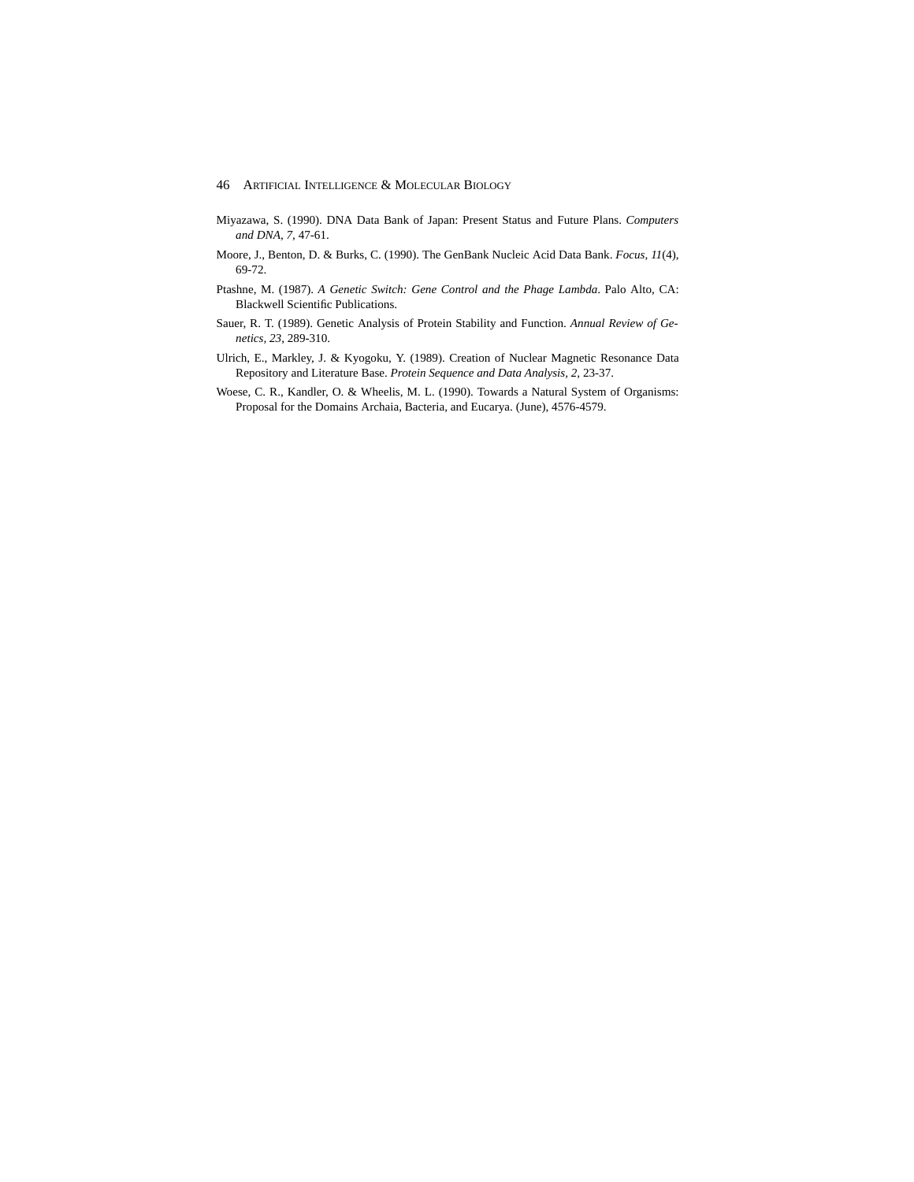Miyazawa, S. (1990). DNA Data Bank of Japan: Present Status and Future Plans. *Computers and DNA, 7*, 47-61.

Moore, J., Benton, D. & Burks, C. (1990). The GenBank Nucleic Acid Data Bank. *Focus, 11*(4), 69-72.

Ptashne, M. (1987). *A Genetic Switch: Gene Control and the Phage Lambda*. Palo Alto, CA: Blackwell Scientific Publications.

Sauer, R. T. (1989). Genetic Analysis of Protein Stability and Function. *Annual Review of Genetics, 23*, 289-310.

Ulrich, E., Markley, J. & Kyogoku, Y. (1989). Creation of Nuclear Magnetic Resonance Data Repository and Literature Base. *Protein Sequence and Data Analysis, 2*, 23-37.

Woese, C. R., Kandler, O. & Wheelis, M. L. (1990). Towards a Natural System of Organisms: Proposal for the Domains Archaia, Bacteria, and Eucarya. (June), 4576-4579.